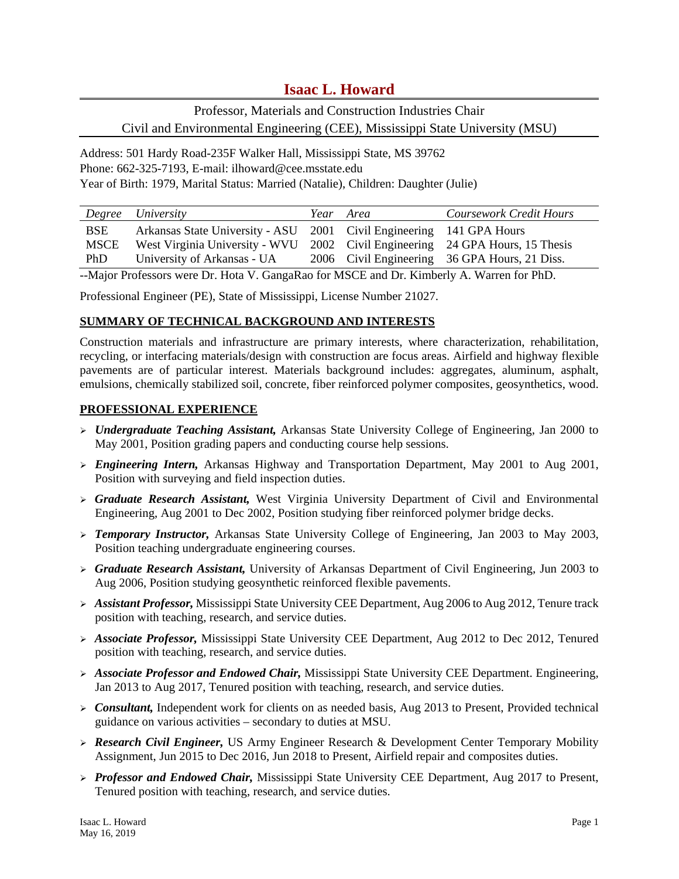# Isaac L. Howard

Professor, Materials and Construction Industries Chair

Civil and Environmental Engineering (CEE), Mississippi State University (MSU)

Address: 501 Hardy Road-235F Walker Hall, Mississippi State, MS 39762
Phone: 662-325-7193, E-mail: ilhoward@cee.msstate.edu
Year of Birth: 1979, Marital Status: Married (Natalie), Children: Daughter (Julie)

| *Degree* | *University* | *Year* | *Area* | *Coursework Credit Hours* |
|---|---|---|---|---|
| BSE | Arkansas State University - ASU | 2001 | Civil Engineering | 141 GPA Hours |
| MSCE | West Virginia University - WVU | 2002 | Civil Engineering | 24 GPA Hours, 15 Thesis |
| PhD | University of Arkansas - UA | 2006 | Civil Engineering | 36 GPA Hours, 21 Diss. |

--Major Professors were Dr. Hota V. GangaRao for MSCE and Dr. Kimberly A. Warren for PhD.

Professional Engineer (PE), State of Mississippi, License Number 21027.

## SUMMARY OF TECHNICAL BACKGROUND AND INTERESTS

Construction materials and infrastructure are primary interests, where characterization, rehabilitation, recycling, or interfacing materials/design with construction are focus areas. Airfield and highway flexible pavements are of particular interest. Materials background includes: aggregates, aluminum, asphalt, emulsions, chemically stabilized soil, concrete, fiber reinforced polymer composites, geosynthetics, wood.

## PROFESSIONAL EXPERIENCE

- ***Undergraduate Teaching Assistant,*** Arkansas State University College of Engineering, Jan 2000 to May 2001, Position grading papers and conducting course help sessions.
- ***Engineering Intern,*** Arkansas Highway and Transportation Department, May 2001 to Aug 2001, Position with surveying and field inspection duties.
- ***Graduate Research Assistant,*** West Virginia University Department of Civil and Environmental Engineering, Aug 2001 to Dec 2002, Position studying fiber reinforced polymer bridge decks.
- ***Temporary Instructor,*** Arkansas State University College of Engineering, Jan 2003 to May 2003, Position teaching undergraduate engineering courses.
- ***Graduate Research Assistant,*** University of Arkansas Department of Civil Engineering, Jun 2003 to Aug 2006, Position studying geosynthetic reinforced flexible pavements.
- ***Assistant Professor,*** Mississippi State University CEE Department, Aug 2006 to Aug 2012, Tenure track position with teaching, research, and service duties.
- ***Associate Professor,*** Mississippi State University CEE Department, Aug 2012 to Dec 2012, Tenured position with teaching, research, and service duties.
- ***Associate Professor and Endowed Chair,*** Mississippi State University CEE Department. Engineering, Jan 2013 to Aug 2017, Tenured position with teaching, research, and service duties.
- ***Consultant,*** Independent work for clients on as needed basis, Aug 2013 to Present, Provided technical guidance on various activities – secondary to duties at MSU.
- ***Research Civil Engineer,*** US Army Engineer Research & Development Center Temporary Mobility Assignment, Jun 2015 to Dec 2016, Jun 2018 to Present, Airfield repair and composites duties.
- ***Professor and Endowed Chair,*** Mississippi State University CEE Department, Aug 2017 to Present, Tenured position with teaching, research, and service duties.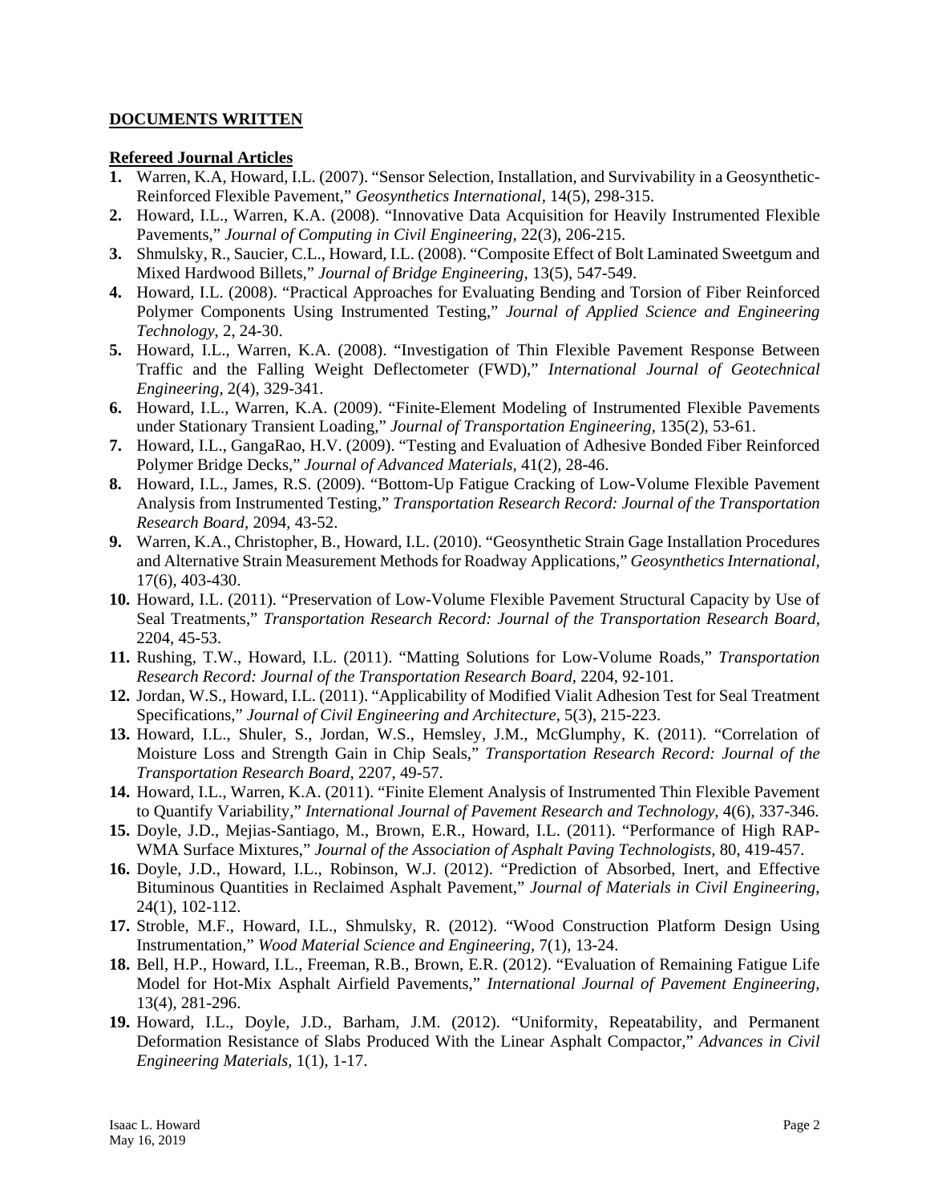## DOCUMENTS WRITTEN

### Refereed Journal Articles

1. Warren, K.A, Howard, I.L. (2007). "Sensor Selection, Installation, and Survivability in a Geosynthetic-Reinforced Flexible Pavement," *Geosynthetics International*, 14(5), 298-315.
2. Howard, I.L., Warren, K.A. (2008). "Innovative Data Acquisition for Heavily Instrumented Flexible Pavements," *Journal of Computing in Civil Engineering*, 22(3), 206-215.
3. Shmulsky, R., Saucier, C.L., Howard, I.L. (2008). "Composite Effect of Bolt Laminated Sweetgum and Mixed Hardwood Billets," *Journal of Bridge Engineering*, 13(5), 547-549.
4. Howard, I.L. (2008). "Practical Approaches for Evaluating Bending and Torsion of Fiber Reinforced Polymer Components Using Instrumented Testing," *Journal of Applied Science and Engineering Technology*, 2, 24-30.
5. Howard, I.L., Warren, K.A. (2008). "Investigation of Thin Flexible Pavement Response Between Traffic and the Falling Weight Deflectometer (FWD)," *International Journal of Geotechnical Engineering*, 2(4), 329-341.
6. Howard, I.L., Warren, K.A. (2009). "Finite-Element Modeling of Instrumented Flexible Pavements under Stationary Transient Loading," *Journal of Transportation Engineering*, 135(2), 53-61.
7. Howard, I.L., GangaRao, H.V. (2009). "Testing and Evaluation of Adhesive Bonded Fiber Reinforced Polymer Bridge Decks," *Journal of Advanced Materials*, 41(2), 28-46.
8. Howard, I.L., James, R.S. (2009). "Bottom-Up Fatigue Cracking of Low-Volume Flexible Pavement Analysis from Instrumented Testing," *Transportation Research Record: Journal of the Transportation Research Board*, 2094, 43-52.
9. Warren, K.A., Christopher, B., Howard, I.L. (2010). "Geosynthetic Strain Gage Installation Procedures and Alternative Strain Measurement Methods for Roadway Applications," *Geosynthetics International*, 17(6), 403-430.
10. Howard, I.L. (2011). "Preservation of Low-Volume Flexible Pavement Structural Capacity by Use of Seal Treatments," *Transportation Research Record: Journal of the Transportation Research Board*, 2204, 45-53.
11. Rushing, T.W., Howard, I.L. (2011). "Matting Solutions for Low-Volume Roads," *Transportation Research Record: Journal of the Transportation Research Board*, 2204, 92-101.
12. Jordan, W.S., Howard, I.L. (2011). "Applicability of Modified Vialit Adhesion Test for Seal Treatment Specifications," *Journal of Civil Engineering and Architecture*, 5(3), 215-223.
13. Howard, I.L., Shuler, S., Jordan, W.S., Hemsley, J.M., McGlumphy, K. (2011). "Correlation of Moisture Loss and Strength Gain in Chip Seals," *Transportation Research Record: Journal of the Transportation Research Board*, 2207, 49-57.
14. Howard, I.L., Warren, K.A. (2011). "Finite Element Analysis of Instrumented Thin Flexible Pavement to Quantify Variability," *International Journal of Pavement Research and Technology*, 4(6), 337-346.
15. Doyle, J.D., Mejias-Santiago, M., Brown, E.R., Howard, I.L. (2011). "Performance of High RAP-WMA Surface Mixtures," *Journal of the Association of Asphalt Paving Technologists,* 80, 419-457.
16. Doyle, J.D., Howard, I.L., Robinson, W.J. (2012). "Prediction of Absorbed, Inert, and Effective Bituminous Quantities in Reclaimed Asphalt Pavement," *Journal of Materials in Civil Engineering*, 24(1), 102-112.
17. Stroble, M.F., Howard, I.L., Shmulsky, R. (2012). "Wood Construction Platform Design Using Instrumentation," *Wood Material Science and Engineering*, 7(1), 13-24.
18. Bell, H.P., Howard, I.L., Freeman, R.B., Brown, E.R. (2012). "Evaluation of Remaining Fatigue Life Model for Hot-Mix Asphalt Airfield Pavements," *International Journal of Pavement Engineering*, 13(4), 281-296.
19. Howard, I.L., Doyle, J.D., Barham, J.M. (2012). "Uniformity, Repeatability, and Permanent Deformation Resistance of Slabs Produced With the Linear Asphalt Compactor," *Advances in Civil Engineering Materials*, 1(1), 1-17.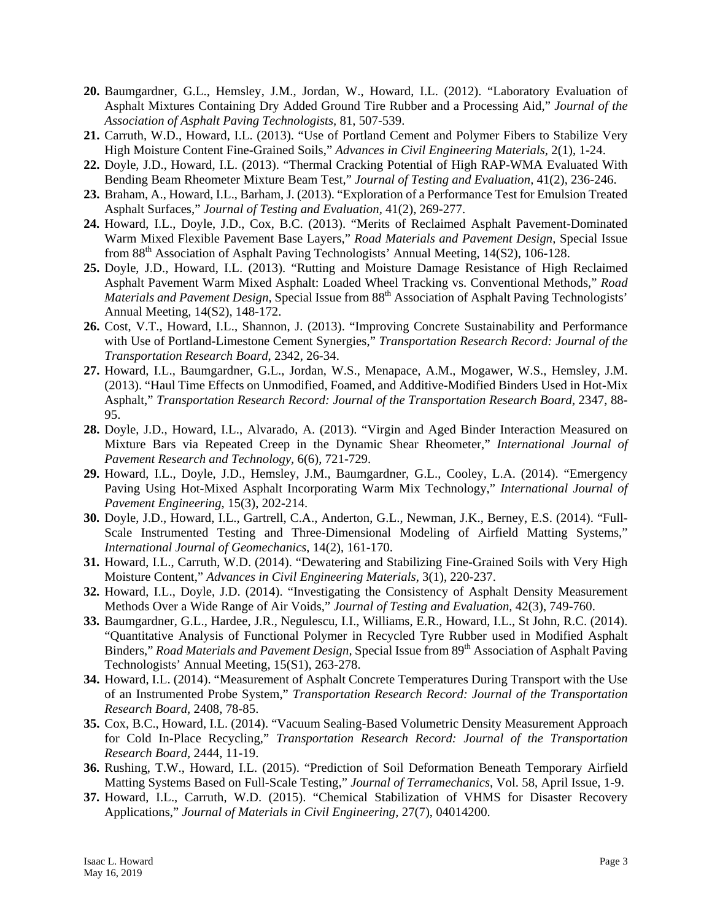**20.** Baumgardner, G.L., Hemsley, J.M., Jordan, W., Howard, I.L. (2012). "Laboratory Evaluation of Asphalt Mixtures Containing Dry Added Ground Tire Rubber and a Processing Aid," *Journal of the Association of Asphalt Paving Technologists*, 81, 507-539.

**21.** Carruth, W.D., Howard, I.L. (2013). "Use of Portland Cement and Polymer Fibers to Stabilize Very High Moisture Content Fine-Grained Soils," *Advances in Civil Engineering Materials*, 2(1), 1-24.

**22.** Doyle, J.D., Howard, I.L. (2013). "Thermal Cracking Potential of High RAP-WMA Evaluated With Bending Beam Rheometer Mixture Beam Test," *Journal of Testing and Evaluation*, 41(2), 236-246.

**23.** Braham, A., Howard, I.L., Barham, J. (2013). "Exploration of a Performance Test for Emulsion Treated Asphalt Surfaces," *Journal of Testing and Evaluation*, 41(2), 269-277.

**24.** Howard, I.L., Doyle, J.D., Cox, B.C. (2013). "Merits of Reclaimed Asphalt Pavement-Dominated Warm Mixed Flexible Pavement Base Layers," *Road Materials and Pavement Design*, Special Issue from 88th Association of Asphalt Paving Technologists' Annual Meeting, 14(S2), 106-128.

**25.** Doyle, J.D., Howard, I.L. (2013). "Rutting and Moisture Damage Resistance of High Reclaimed Asphalt Pavement Warm Mixed Asphalt: Loaded Wheel Tracking vs. Conventional Methods," *Road Materials and Pavement Design*, Special Issue from 88th Association of Asphalt Paving Technologists' Annual Meeting, 14(S2), 148-172.

**26.** Cost, V.T., Howard, I.L., Shannon, J. (2013). "Improving Concrete Sustainability and Performance with Use of Portland-Limestone Cement Synergies," *Transportation Research Record: Journal of the Transportation Research Board*, 2342, 26-34.

**27.** Howard, I.L., Baumgardner, G.L., Jordan, W.S., Menapace, A.M., Mogawer, W.S., Hemsley, J.M. (2013). "Haul Time Effects on Unmodified, Foamed, and Additive-Modified Binders Used in Hot-Mix Asphalt," *Transportation Research Record: Journal of the Transportation Research Board*, 2347, 88-95.

**28.** Doyle, J.D., Howard, I.L., Alvarado, A. (2013). "Virgin and Aged Binder Interaction Measured on Mixture Bars via Repeated Creep in the Dynamic Shear Rheometer," *International Journal of Pavement Research and Technology*, 6(6), 721-729.

**29.** Howard, I.L., Doyle, J.D., Hemsley, J.M., Baumgardner, G.L., Cooley, L.A. (2014). "Emergency Paving Using Hot-Mixed Asphalt Incorporating Warm Mix Technology," *International Journal of Pavement Engineering*, 15(3), 202-214.

**30.** Doyle, J.D., Howard, I.L., Gartrell, C.A., Anderton, G.L., Newman, J.K., Berney, E.S. (2014). "Full-Scale Instrumented Testing and Three-Dimensional Modeling of Airfield Matting Systems," *International Journal of Geomechanics*, 14(2), 161-170.

**31.** Howard, I.L., Carruth, W.D. (2014). "Dewatering and Stabilizing Fine-Grained Soils with Very High Moisture Content," *Advances in Civil Engineering Materials*, 3(1), 220-237.

**32.** Howard, I.L., Doyle, J.D. (2014). "Investigating the Consistency of Asphalt Density Measurement Methods Over a Wide Range of Air Voids," *Journal of Testing and Evaluation*, 42(3), 749-760.

**33.** Baumgardner, G.L., Hardee, J.R., Negulescu, I.I., Williams, E.R., Howard, I.L., St John, R.C. (2014). "Quantitative Analysis of Functional Polymer in Recycled Tyre Rubber used in Modified Asphalt Binders," *Road Materials and Pavement Design*, Special Issue from 89th Association of Asphalt Paving Technologists' Annual Meeting, 15(S1), 263-278.

**34.** Howard, I.L. (2014). "Measurement of Asphalt Concrete Temperatures During Transport with the Use of an Instrumented Probe System," *Transportation Research Record: Journal of the Transportation Research Board*, 2408, 78-85.

**35.** Cox, B.C., Howard, I.L. (2014). "Vacuum Sealing-Based Volumetric Density Measurement Approach for Cold In-Place Recycling," *Transportation Research Record: Journal of the Transportation Research Board*, 2444, 11-19.

**36.** Rushing, T.W., Howard, I.L. (2015). "Prediction of Soil Deformation Beneath Temporary Airfield Matting Systems Based on Full-Scale Testing," *Journal of Terramechanics*, Vol. 58, April Issue, 1-9.

**37.** Howard, I.L., Carruth, W.D. (2015). "Chemical Stabilization of VHMS for Disaster Recovery Applications," *Journal of Materials in Civil Engineering*, 27(7), 04014200.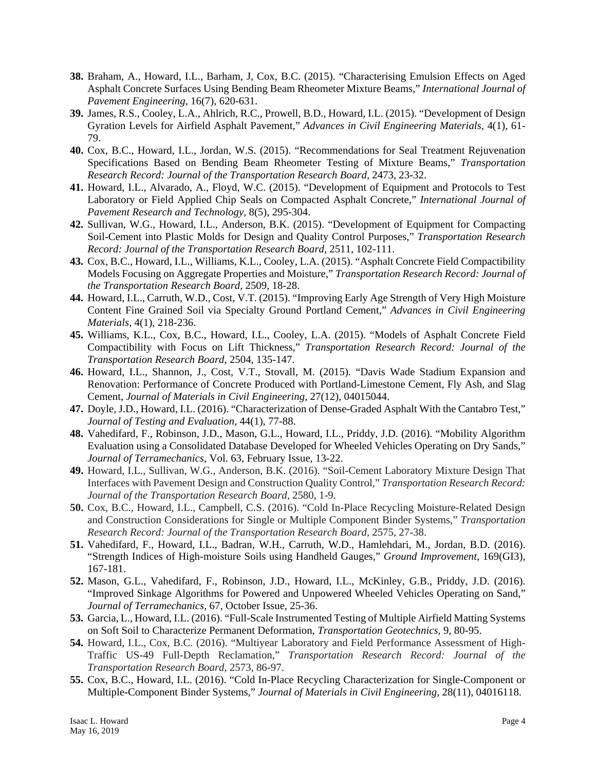38. Braham, A., Howard, I.L., Barham, J, Cox, B.C. (2015). "Characterising Emulsion Effects on Aged Asphalt Concrete Surfaces Using Bending Beam Rheometer Mixture Beams," *International Journal of Pavement Engineering,* 16(7), 620-631.
39. James, R.S., Cooley, L.A., Ahlrich, R.C., Prowell, B.D., Howard, I.L. (2015). "Development of Design Gyration Levels for Airfield Asphalt Pavement," *Advances in Civil Engineering Materials*, 4(1), 61-79.
40. Cox, B.C., Howard, I.L., Jordan, W.S. (2015). "Recommendations for Seal Treatment Rejuvenation Specifications Based on Bending Beam Rheometer Testing of Mixture Beams," *Transportation Research Record: Journal of the Transportation Research Board,* 2473, 23-32.
41. Howard, I.L., Alvarado, A., Floyd, W.C. (2015). "Development of Equipment and Protocols to Test Laboratory or Field Applied Chip Seals on Compacted Asphalt Concrete," *International Journal of Pavement Research and Technology,* 8(5), 295-304.
42. Sullivan, W.G., Howard, I.L., Anderson, B.K. (2015). "Development of Equipment for Compacting Soil-Cement into Plastic Molds for Design and Quality Control Purposes," *Transportation Research Record: Journal of the Transportation Research Board,* 2511, 102-111.
43. Cox, B.C., Howard, I.L., Williams, K.L., Cooley, L.A. (2015). "Asphalt Concrete Field Compactibility Models Focusing on Aggregate Properties and Moisture," *Transportation Research Record: Journal of the Transportation Research Board,* 2509, 18-28.
44. Howard, I.L., Carruth, W.D., Cost, V.T. (2015). "Improving Early Age Strength of Very High Moisture Content Fine Grained Soil via Specialty Ground Portland Cement," *Advances in Civil Engineering Materials,* 4(1), 218-236.
45. Williams, K.L., Cox, B.C., Howard, I.L., Cooley, L.A. (2015). "Models of Asphalt Concrete Field Compactibility with Focus on Lift Thickness," *Transportation Research Record: Journal of the Transportation Research Board,* 2504, 135-147.
46. Howard, I.L., Shannon, J., Cost, V.T., Stovall, M. (2015). "Davis Wade Stadium Expansion and Renovation: Performance of Concrete Produced with Portland-Limestone Cement, Fly Ash, and Slag Cement, *Journal of Materials in Civil Engineering,* 27(12), 04015044.
47. Doyle, J.D., Howard, I.L. (2016). "Characterization of Dense-Graded Asphalt With the Cantabro Test," *Journal of Testing and Evaluation*, 44(1), 77-88.
48. Vahedifard, F., Robinson, J.D., Mason, G.L., Howard, I.L., Priddy, J.D. (2016). "Mobility Algorithm Evaluation using a Consolidated Database Developed for Wheeled Vehicles Operating on Dry Sands," *Journal of Terramechanics,* Vol. 63, February Issue, 13-22.
49. Howard, I.L., Sullivan, W.G., Anderson, B.K. (2016). "Soil-Cement Laboratory Mixture Design That Interfaces with Pavement Design and Construction Quality Control," *Transportation Research Record: Journal of the Transportation Research Board,* 2580, 1-9.
50. Cox, B.C., Howard, I.L., Campbell, C.S. (2016). "Cold In-Place Recycling Moisture-Related Design and Construction Considerations for Single or Multiple Component Binder Systems," *Transportation Research Record: Journal of the Transportation Research Board,* 2575, 27-38.
51. Vahedifard, F., Howard, I.L., Badran, W.H., Carruth, W.D., Hamlehdari, M., Jordan, B.D. (2016). "Strength Indices of High-moisture Soils using Handheld Gauges," *Ground Improvement,* 169(GI3), 167-181.
52. Mason, G.L., Vahedifard, F., Robinson, J.D., Howard, I.L., McKinley, G.B., Priddy, J.D. (2016). "Improved Sinkage Algorithms for Powered and Unpowered Wheeled Vehicles Operating on Sand," *Journal of Terramechanics,* 67, October Issue, 25-36.
53. Garcia, L., Howard, I.L. (2016). "Full-Scale Instrumented Testing of Multiple Airfield Matting Systems on Soft Soil to Characterize Permanent Deformation, *Transportation Geotechnics*, 9, 80-95.
54. Howard, I.L., Cox, B.C. (2016). "Multiyear Laboratory and Field Performance Assessment of High-Traffic US-49 Full-Depth Reclamation," *Transportation Research Record: Journal of the Transportation Research Board,* 2573, 86-97.
55. Cox, B.C., Howard, I.L. (2016). "Cold In-Place Recycling Characterization for Single-Component or Multiple-Component Binder Systems," *Journal of Materials in Civil Engineering,* 28(11), 04016118.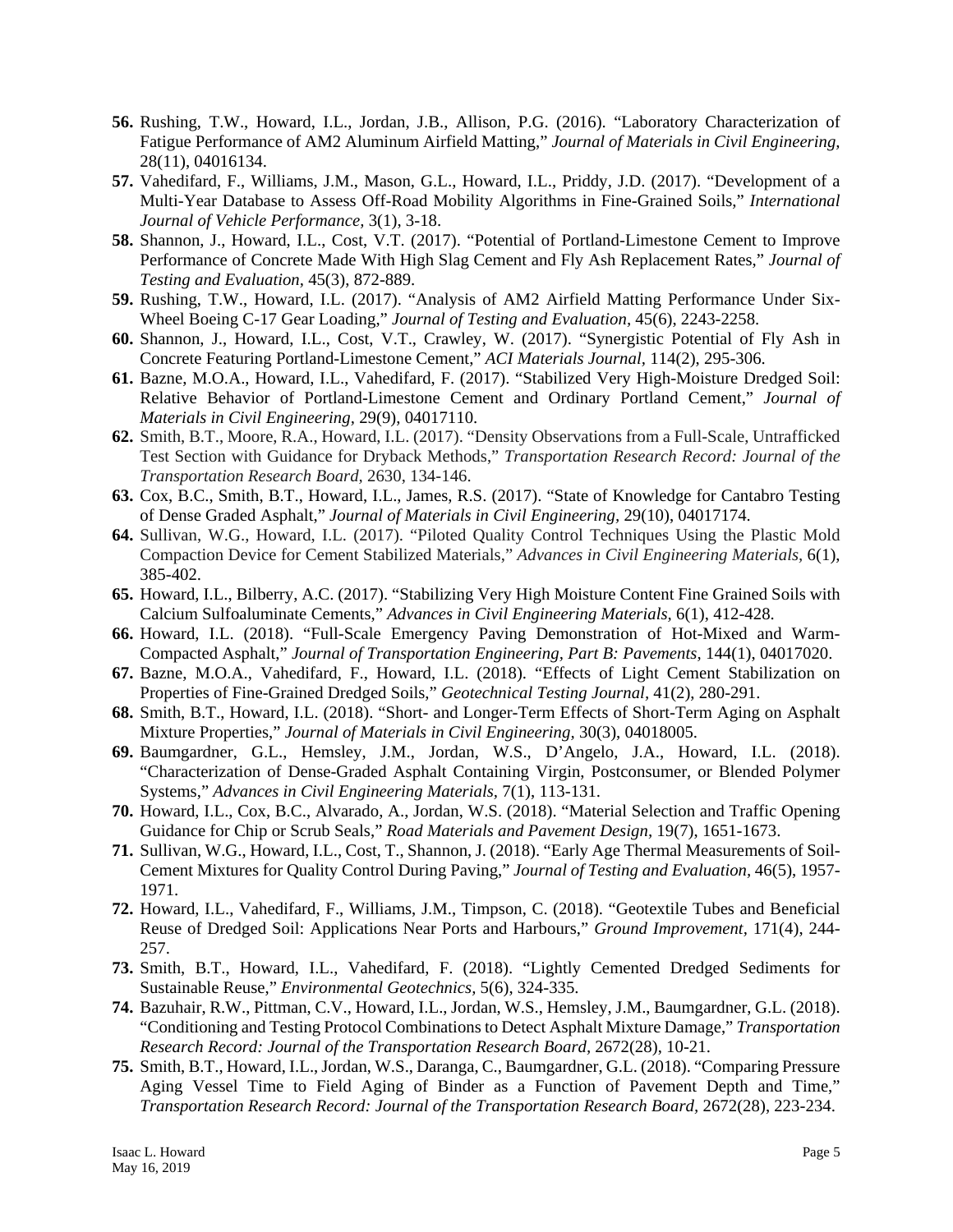**56.** Rushing, T.W., Howard, I.L., Jordan, J.B., Allison, P.G. (2016). "Laboratory Characterization of Fatigue Performance of AM2 Aluminum Airfield Matting," *Journal of Materials in Civil Engineering*, 28(11), 04016134.

**57.** Vahedifard, F., Williams, J.M., Mason, G.L., Howard, I.L., Priddy, J.D. (2017). "Development of a Multi-Year Database to Assess Off-Road Mobility Algorithms in Fine-Grained Soils," *International Journal of Vehicle Performance*, 3(1), 3-18.

**58.** Shannon, J., Howard, I.L., Cost, V.T. (2017). "Potential of Portland-Limestone Cement to Improve Performance of Concrete Made With High Slag Cement and Fly Ash Replacement Rates," *Journal of Testing and Evaluation*, 45(3), 872-889.

**59.** Rushing, T.W., Howard, I.L. (2017). "Analysis of AM2 Airfield Matting Performance Under Six-Wheel Boeing C-17 Gear Loading," *Journal of Testing and Evaluation*, 45(6), 2243-2258.

**60.** Shannon, J., Howard, I.L., Cost, V.T., Crawley, W. (2017). "Synergistic Potential of Fly Ash in Concrete Featuring Portland-Limestone Cement," *ACI Materials Journal*, 114(2), 295-306.

**61.** Bazne, M.O.A., Howard, I.L., Vahedifard, F. (2017). "Stabilized Very High-Moisture Dredged Soil: Relative Behavior of Portland-Limestone Cement and Ordinary Portland Cement," *Journal of Materials in Civil Engineering*, 29(9), 04017110.

**62.** Smith, B.T., Moore, R.A., Howard, I.L. (2017). "Density Observations from a Full-Scale, Untrafficked Test Section with Guidance for Dryback Methods," *Transportation Research Record: Journal of the Transportation Research Board*, 2630, 134-146.

**63.** Cox, B.C., Smith, B.T., Howard, I.L., James, R.S. (2017). "State of Knowledge for Cantabro Testing of Dense Graded Asphalt," *Journal of Materials in Civil Engineering*, 29(10), 04017174.

**64.** Sullivan, W.G., Howard, I.L. (2017). "Piloted Quality Control Techniques Using the Plastic Mold Compaction Device for Cement Stabilized Materials," *Advances in Civil Engineering Materials*, 6(1), 385-402.

**65.** Howard, I.L., Bilberry, A.C. (2017). "Stabilizing Very High Moisture Content Fine Grained Soils with Calcium Sulfoaluminate Cements," *Advances in Civil Engineering Materials*, 6(1), 412-428.

**66.** Howard, I.L. (2018). "Full-Scale Emergency Paving Demonstration of Hot-Mixed and Warm-Compacted Asphalt," *Journal of Transportation Engineering, Part B: Pavements*, 144(1), 04017020.

**67.** Bazne, M.O.A., Vahedifard, F., Howard, I.L. (2018). "Effects of Light Cement Stabilization on Properties of Fine-Grained Dredged Soils," *Geotechnical Testing Journal*, 41(2), 280-291.

**68.** Smith, B.T., Howard, I.L. (2018). "Short- and Longer-Term Effects of Short-Term Aging on Asphalt Mixture Properties," *Journal of Materials in Civil Engineering*, 30(3), 04018005.

**69.** Baumgardner, G.L., Hemsley, J.M., Jordan, W.S., D'Angelo, J.A., Howard, I.L. (2018). "Characterization of Dense-Graded Asphalt Containing Virgin, Postconsumer, or Blended Polymer Systems," *Advances in Civil Engineering Materials*, 7(1), 113-131.

**70.** Howard, I.L., Cox, B.C., Alvarado, A., Jordan, W.S. (2018). "Material Selection and Traffic Opening Guidance for Chip or Scrub Seals," *Road Materials and Pavement Design*, 19(7), 1651-1673.

**71.** Sullivan, W.G., Howard, I.L., Cost, T., Shannon, J. (2018). "Early Age Thermal Measurements of Soil-Cement Mixtures for Quality Control During Paving," *Journal of Testing and Evaluation*, 46(5), 1957-1971.

**72.** Howard, I.L., Vahedifard, F., Williams, J.M., Timpson, C. (2018). "Geotextile Tubes and Beneficial Reuse of Dredged Soil: Applications Near Ports and Harbours," *Ground Improvement*, 171(4), 244-257.

**73.** Smith, B.T., Howard, I.L., Vahedifard, F. (2018). "Lightly Cemented Dredged Sediments for Sustainable Reuse," *Environmental Geotechnics*, 5(6), 324-335.

**74.** Bazuhair, R.W., Pittman, C.V., Howard, I.L., Jordan, W.S., Hemsley, J.M., Baumgardner, G.L. (2018). "Conditioning and Testing Protocol Combinations to Detect Asphalt Mixture Damage," *Transportation Research Record: Journal of the Transportation Research Board*, 2672(28), 10-21.

**75.** Smith, B.T., Howard, I.L., Jordan, W.S., Daranga, C., Baumgardner, G.L. (2018). "Comparing Pressure Aging Vessel Time to Field Aging of Binder as a Function of Pavement Depth and Time," *Transportation Research Record: Journal of the Transportation Research Board*, 2672(28), 223-234.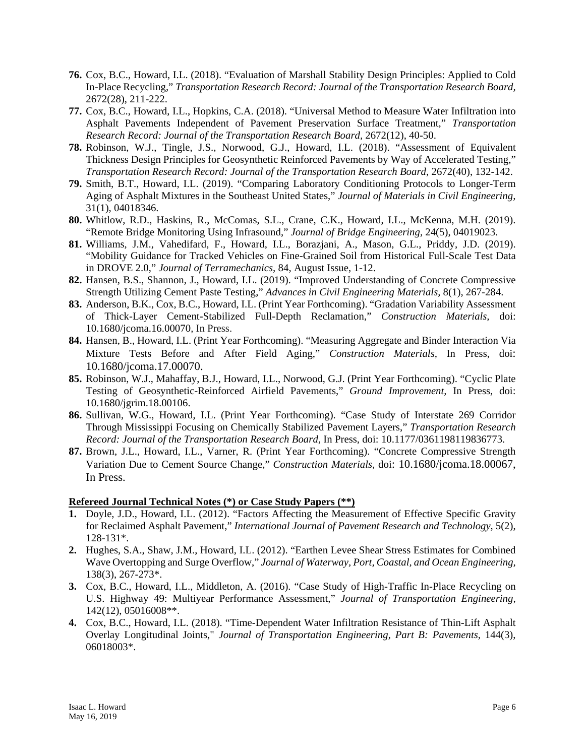**76.** Cox, B.C., Howard, I.L. (2018). "Evaluation of Marshall Stability Design Principles: Applied to Cold In-Place Recycling," *Transportation Research Record: Journal of the Transportation Research Board*, 2672(28), 211-222.

**77.** Cox, B.C., Howard, I.L., Hopkins, C.A. (2018). "Universal Method to Measure Water Infiltration into Asphalt Pavements Independent of Pavement Preservation Surface Treatment," *Transportation Research Record: Journal of the Transportation Research Board,* 2672(12), 40-50.

**78.** Robinson, W.J., Tingle, J.S., Norwood, G.J., Howard, I.L. (2018). "Assessment of Equivalent Thickness Design Principles for Geosynthetic Reinforced Pavements by Way of Accelerated Testing," *Transportation Research Record: Journal of the Transportation Research Board,* 2672(40), 132-142.

**79.** Smith, B.T., Howard, I.L. (2019). "Comparing Laboratory Conditioning Protocols to Longer-Term Aging of Asphalt Mixtures in the Southeast United States," *Journal of Materials in Civil Engineering,* 31(1), 04018346.

**80.** Whitlow, R.D., Haskins, R., McComas, S.L., Crane, C.K., Howard, I.L., McKenna, M.H. (2019). "Remote Bridge Monitoring Using Infrasound," *Journal of Bridge Engineering,* 24(5), 04019023.

**81.** Williams, J.M., Vahedifard, F., Howard, I.L., Borazjani, A., Mason, G.L., Priddy, J.D. (2019). "Mobility Guidance for Tracked Vehicles on Fine-Grained Soil from Historical Full-Scale Test Data in DROVE 2.0," *Journal of Terramechanics,* 84, August Issue, 1-12.

**82.** Hansen, B.S., Shannon, J., Howard, I.L. (2019). "Improved Understanding of Concrete Compressive Strength Utilizing Cement Paste Testing," *Advances in Civil Engineering Materials,* 8(1), 267-284.

**83.** Anderson, B.K., Cox, B.C., Howard, I.L. (Print Year Forthcoming). "Gradation Variability Assessment of Thick-Layer Cement-Stabilized Full-Depth Reclamation," *Construction Materials,* doi: 10.1680/jcoma.16.00070, In Press.

**84.** Hansen, B., Howard, I.L. (Print Year Forthcoming). "Measuring Aggregate and Binder Interaction Via Mixture Tests Before and After Field Aging," *Construction Materials*, In Press, doi: 10.1680/jcoma.17.00070.

**85.** Robinson, W.J., Mahaffay, B.J., Howard, I.L., Norwood, G.J. (Print Year Forthcoming). "Cyclic Plate Testing of Geosynthetic-Reinforced Airfield Pavements," *Ground Improvement,* In Press, doi: 10.1680/jgrim.18.00106.

**86.** Sullivan, W.G., Howard, I.L. (Print Year Forthcoming). "Case Study of Interstate 269 Corridor Through Mississippi Focusing on Chemically Stabilized Pavement Layers," *Transportation Research Record: Journal of the Transportation Research Board,* In Press, doi: 10.1177/0361198119836773.

**87.** Brown, J.L., Howard, I.L., Varner, R. (Print Year Forthcoming). "Concrete Compressive Strength Variation Due to Cement Source Change," *Construction Materials,* doi: 10.1680/jcoma.18.00067, In Press.

**Refereed Journal Technical Notes (*) or Case Study Papers (**)**

**1.** Doyle, J.D., Howard, I.L. (2012). "Factors Affecting the Measurement of Effective Specific Gravity for Reclaimed Asphalt Pavement," *International Journal of Pavement Research and Technology,* 5(2), 128-131*.

**2.** Hughes, S.A., Shaw, J.M., Howard, I.L. (2012). "Earthen Levee Shear Stress Estimates for Combined Wave Overtopping and Surge Overflow," *Journal of Waterway, Port, Coastal, and Ocean Engineering,* 138(3), 267-273*.

**3.** Cox, B.C., Howard, I.L., Middleton, A. (2016). "Case Study of High-Traffic In-Place Recycling on U.S. Highway 49: Multiyear Performance Assessment," *Journal of Transportation Engineering*, 142(12), 05016008**.

**4.** Cox, B.C., Howard, I.L. (2018). "Time-Dependent Water Infiltration Resistance of Thin-Lift Asphalt Overlay Longitudinal Joints," *Journal of Transportation Engineering, Part B: Pavements*, 144(3), 06018003*.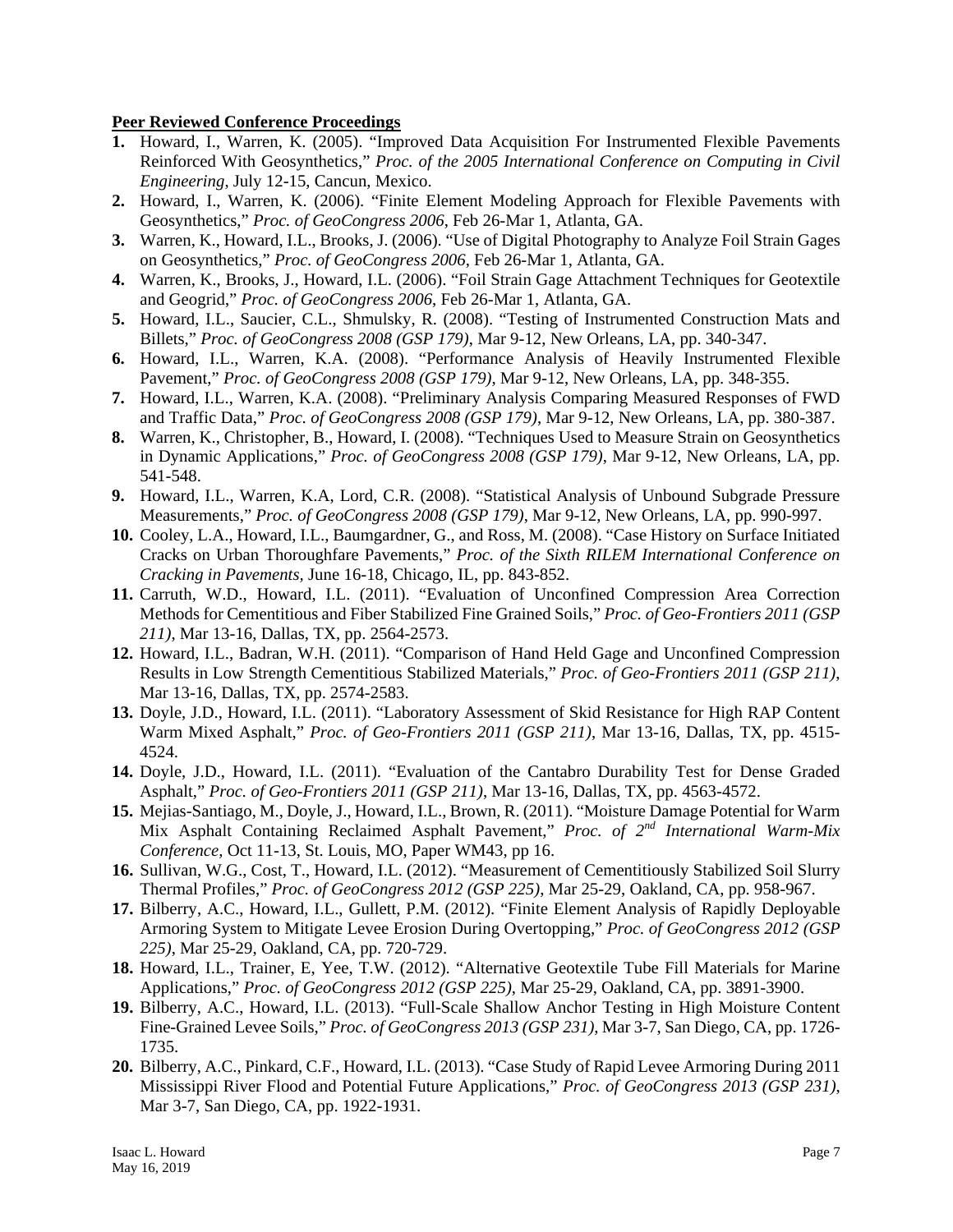**Peer Reviewed Conference Proceedings**

1. Howard, I., Warren, K. (2005). "Improved Data Acquisition For Instrumented Flexible Pavements Reinforced With Geosynthetics," *Proc. of the 2005 International Conference on Computing in Civil Engineering*, July 12-15, Cancun, Mexico.
2. Howard, I., Warren, K. (2006). "Finite Element Modeling Approach for Flexible Pavements with Geosynthetics," *Proc. of GeoCongress 2006*, Feb 26-Mar 1, Atlanta, GA.
3. Warren, K., Howard, I.L., Brooks, J. (2006). "Use of Digital Photography to Analyze Foil Strain Gages on Geosynthetics," *Proc. of GeoCongress 2006*, Feb 26-Mar 1, Atlanta, GA.
4. Warren, K., Brooks, J., Howard, I.L. (2006). "Foil Strain Gage Attachment Techniques for Geotextile and Geogrid," *Proc. of GeoCongress 2006*, Feb 26-Mar 1, Atlanta, GA.
5. Howard, I.L., Saucier, C.L., Shmulsky, R. (2008). "Testing of Instrumented Construction Mats and Billets," *Proc. of GeoCongress 2008 (GSP 179)*, Mar 9-12, New Orleans, LA, pp. 340-347.
6. Howard, I.L., Warren, K.A. (2008). "Performance Analysis of Heavily Instrumented Flexible Pavement," *Proc. of GeoCongress 2008 (GSP 179)*, Mar 9-12, New Orleans, LA, pp. 348-355.
7. Howard, I.L., Warren, K.A. (2008). "Preliminary Analysis Comparing Measured Responses of FWD and Traffic Data," *Proc. of GeoCongress 2008 (GSP 179)*, Mar 9-12, New Orleans, LA, pp. 380-387.
8. Warren, K., Christopher, B., Howard, I. (2008). "Techniques Used to Measure Strain on Geosynthetics in Dynamic Applications," *Proc. of GeoCongress 2008 (GSP 179)*, Mar 9-12, New Orleans, LA, pp. 541-548.
9. Howard, I.L., Warren, K.A, Lord, C.R. (2008). "Statistical Analysis of Unbound Subgrade Pressure Measurements," *Proc. of GeoCongress 2008 (GSP 179)*, Mar 9-12, New Orleans, LA, pp. 990-997.
10. Cooley, L.A., Howard, I.L., Baumgardner, G., and Ross, M. (2008). "Case History on Surface Initiated Cracks on Urban Thoroughfare Pavements," *Proc. of the Sixth RILEM International Conference on Cracking in Pavements*, June 16-18, Chicago, IL, pp. 843-852.
11. Carruth, W.D., Howard, I.L. (2011). "Evaluation of Unconfined Compression Area Correction Methods for Cementitious and Fiber Stabilized Fine Grained Soils," *Proc. of Geo-Frontiers 2011 (GSP 211)*, Mar 13-16, Dallas, TX, pp. 2564-2573.
12. Howard, I.L., Badran, W.H. (2011). "Comparison of Hand Held Gage and Unconfined Compression Results in Low Strength Cementitious Stabilized Materials," *Proc. of Geo-Frontiers 2011 (GSP 211)*, Mar 13-16, Dallas, TX, pp. 2574-2583.
13. Doyle, J.D., Howard, I.L. (2011). "Laboratory Assessment of Skid Resistance for High RAP Content Warm Mixed Asphalt," *Proc. of Geo-Frontiers 2011 (GSP 211)*, Mar 13-16, Dallas, TX, pp. 4515-4524.
14. Doyle, J.D., Howard, I.L. (2011). "Evaluation of the Cantabro Durability Test for Dense Graded Asphalt," *Proc. of Geo-Frontiers 2011 (GSP 211)*, Mar 13-16, Dallas, TX, pp. 4563-4572.
15. Mejias-Santiago, M., Doyle, J., Howard, I.L., Brown, R. (2011). "Moisture Damage Potential for Warm Mix Asphalt Containing Reclaimed Asphalt Pavement," *Proc. of 2nd International Warm-Mix Conference*, Oct 11-13, St. Louis, MO, Paper WM43, pp 16.
16. Sullivan, W.G., Cost, T., Howard, I.L. (2012). "Measurement of Cementitiously Stabilized Soil Slurry Thermal Profiles," *Proc. of GeoCongress 2012 (GSP 225)*, Mar 25-29, Oakland, CA, pp. 958-967.
17. Bilberry, A.C., Howard, I.L., Gullett, P.M. (2012). "Finite Element Analysis of Rapidly Deployable Armoring System to Mitigate Levee Erosion During Overtopping," *Proc. of GeoCongress 2012 (GSP 225)*, Mar 25-29, Oakland, CA, pp. 720-729.
18. Howard, I.L., Trainer, E, Yee, T.W. (2012). "Alternative Geotextile Tube Fill Materials for Marine Applications," *Proc. of GeoCongress 2012 (GSP 225)*, Mar 25-29, Oakland, CA, pp. 3891-3900.
19. Bilberry, A.C., Howard, I.L. (2013). "Full-Scale Shallow Anchor Testing in High Moisture Content Fine-Grained Levee Soils," *Proc. of GeoCongress 2013 (GSP 231)*, Mar 3-7, San Diego, CA, pp. 1726-1735.
20. Bilberry, A.C., Pinkard, C.F., Howard, I.L. (2013). "Case Study of Rapid Levee Armoring During 2011 Mississippi River Flood and Potential Future Applications," *Proc. of GeoCongress 2013 (GSP 231)*, Mar 3-7, San Diego, CA, pp. 1922-1931.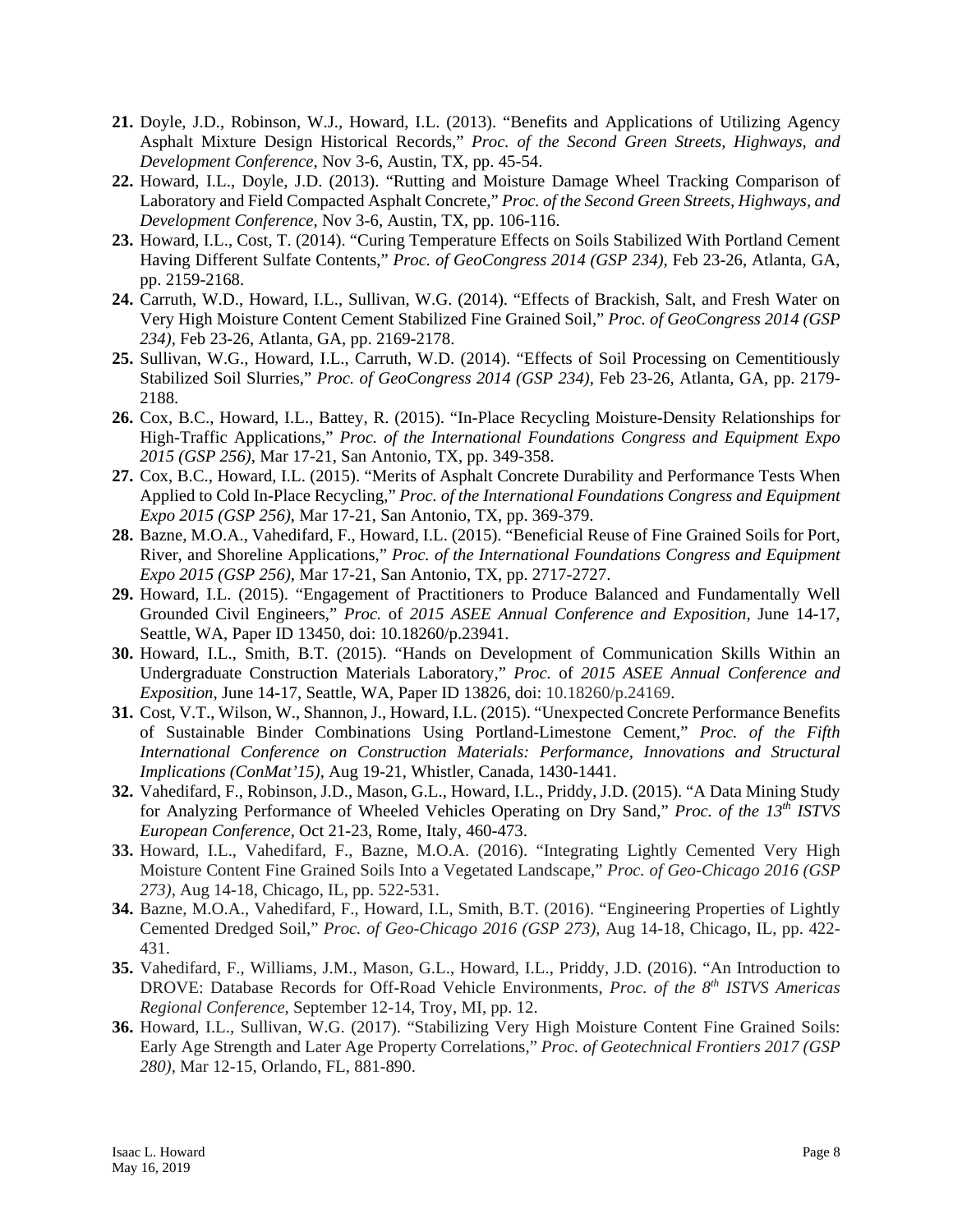**21.** Doyle, J.D., Robinson, W.J., Howard, I.L. (2013). "Benefits and Applications of Utilizing Agency Asphalt Mixture Design Historical Records," *Proc. of the Second Green Streets, Highways, and Development Conference,* Nov 3-6, Austin, TX, pp. 45-54.

**22.** Howard, I.L., Doyle, J.D. (2013). "Rutting and Moisture Damage Wheel Tracking Comparison of Laboratory and Field Compacted Asphalt Concrete," *Proc. of the Second Green Streets, Highways, and Development Conference,* Nov 3-6, Austin, TX, pp. 106-116.

**23.** Howard, I.L., Cost, T. (2014). "Curing Temperature Effects on Soils Stabilized With Portland Cement Having Different Sulfate Contents," *Proc. of GeoCongress 2014 (GSP 234),* Feb 23-26, Atlanta, GA, pp. 2159-2168.

**24.** Carruth, W.D., Howard, I.L., Sullivan, W.G. (2014). "Effects of Brackish, Salt, and Fresh Water on Very High Moisture Content Cement Stabilized Fine Grained Soil," *Proc. of GeoCongress 2014 (GSP 234),* Feb 23-26, Atlanta, GA, pp. 2169-2178.

**25.** Sullivan, W.G., Howard, I.L., Carruth, W.D. (2014). "Effects of Soil Processing on Cementitiously Stabilized Soil Slurries," *Proc. of GeoCongress 2014 (GSP 234),* Feb 23-26, Atlanta, GA, pp. 2179-2188.

**26.** Cox, B.C., Howard, I.L., Battey, R. (2015). "In-Place Recycling Moisture-Density Relationships for High-Traffic Applications," *Proc. of the International Foundations Congress and Equipment Expo 2015 (GSP 256),* Mar 17-21, San Antonio, TX, pp. 349-358.

**27.** Cox, B.C., Howard, I.L. (2015). "Merits of Asphalt Concrete Durability and Performance Tests When Applied to Cold In-Place Recycling," *Proc. of the International Foundations Congress and Equipment Expo 2015 (GSP 256),* Mar 17-21, San Antonio, TX, pp. 369-379.

**28.** Bazne, M.O.A., Vahedifard, F., Howard, I.L. (2015). "Beneficial Reuse of Fine Grained Soils for Port, River, and Shoreline Applications," *Proc. of the International Foundations Congress and Equipment Expo 2015 (GSP 256),* Mar 17-21, San Antonio, TX, pp. 2717-2727.

**29.** Howard, I.L. (2015). "Engagement of Practitioners to Produce Balanced and Fundamentally Well Grounded Civil Engineers," *Proc.* of *2015 ASEE Annual Conference and Exposition,* June 14-17, Seattle, WA, Paper ID 13450, doi: 10.18260/p.23941.

**30.** Howard, I.L., Smith, B.T. (2015). "Hands on Development of Communication Skills Within an Undergraduate Construction Materials Laboratory," *Proc.* of *2015 ASEE Annual Conference and Exposition,* June 14-17, Seattle, WA, Paper ID 13826, doi: 10.18260/p.24169.

**31.** Cost, V.T., Wilson, W., Shannon, J., Howard, I.L. (2015). "Unexpected Concrete Performance Benefits of Sustainable Binder Combinations Using Portland-Limestone Cement," *Proc. of the Fifth International Conference on Construction Materials: Performance, Innovations and Structural Implications (ConMat'15),* Aug 19-21, Whistler, Canada, 1430-1441.

**32.** Vahedifard, F., Robinson, J.D., Mason, G.L., Howard, I.L., Priddy, J.D. (2015). "A Data Mining Study for Analyzing Performance of Wheeled Vehicles Operating on Dry Sand," *Proc. of the 13th ISTVS European Conference,* Oct 21-23, Rome, Italy, 460-473.

**33.** Howard, I.L., Vahedifard, F., Bazne, M.O.A. (2016). "Integrating Lightly Cemented Very High Moisture Content Fine Grained Soils Into a Vegetated Landscape," *Proc. of Geo-Chicago 2016 (GSP 273),* Aug 14-18, Chicago, IL, pp. 522-531.

**34.** Bazne, M.O.A., Vahedifard, F., Howard, I.L, Smith, B.T. (2016). "Engineering Properties of Lightly Cemented Dredged Soil," *Proc. of Geo-Chicago 2016 (GSP 273),* Aug 14-18, Chicago, IL, pp. 422-431.

**35.** Vahedifard, F., Williams, J.M., Mason, G.L., Howard, I.L., Priddy, J.D. (2016). "An Introduction to DROVE: Database Records for Off-Road Vehicle Environments, *Proc. of the 8th ISTVS Americas Regional Conference,* September 12-14, Troy, MI, pp. 12.

**36.** Howard, I.L., Sullivan, W.G. (2017). "Stabilizing Very High Moisture Content Fine Grained Soils: Early Age Strength and Later Age Property Correlations," *Proc. of Geotechnical Frontiers 2017 (GSP 280),* Mar 12-15, Orlando, FL, 881-890.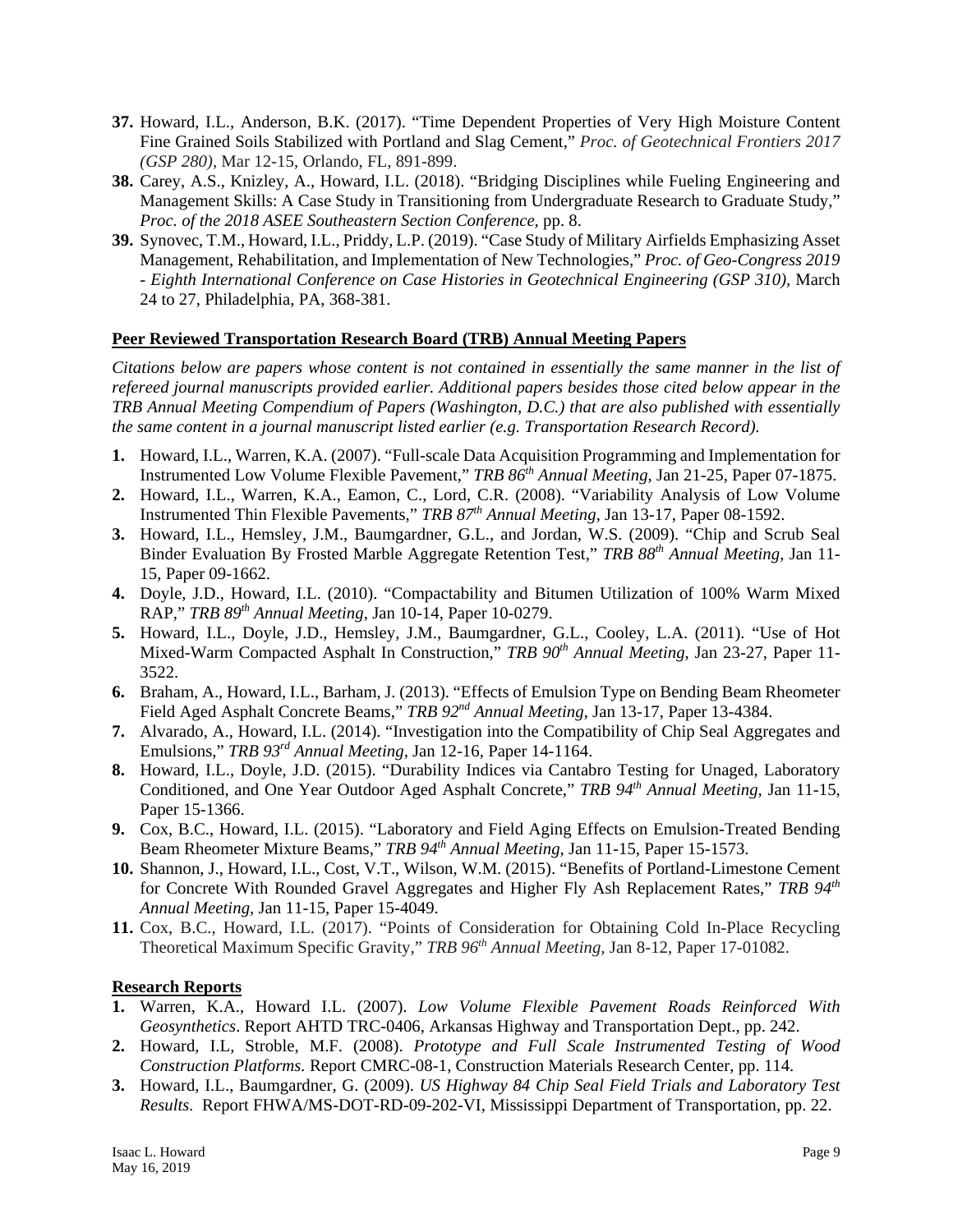**37.** Howard, I.L., Anderson, B.K. (2017). "Time Dependent Properties of Very High Moisture Content Fine Grained Soils Stabilized with Portland and Slag Cement," *Proc. of Geotechnical Frontiers 2017 (GSP 280)*, Mar 12-15, Orlando, FL, 891-899.

**38.** Carey, A.S., Knizley, A., Howard, I.L. (2018). "Bridging Disciplines while Fueling Engineering and Management Skills: A Case Study in Transitioning from Undergraduate Research to Graduate Study," *Proc. of the 2018 ASEE Southeastern Section Conference*, pp. 8.

**39.** Synovec, T.M., Howard, I.L., Priddy, L.P. (2019). "Case Study of Military Airfields Emphasizing Asset Management, Rehabilitation, and Implementation of New Technologies," *Proc. of Geo-Congress 2019 - Eighth International Conference on Case Histories in Geotechnical Engineering (GSP 310),* March 24 to 27, Philadelphia, PA, 368-381.

**Peer Reviewed Transportation Research Board (TRB) Annual Meeting Papers**

*Citations below are papers whose content is not contained in essentially the same manner in the list of refereed journal manuscripts provided earlier. Additional papers besides those cited below appear in the TRB Annual Meeting Compendium of Papers (Washington, D.C.) that are also published with essentially the same content in a journal manuscript listed earlier (e.g. Transportation Research Record).*

**1.** Howard, I.L., Warren, K.A. (2007). "Full-scale Data Acquisition Programming and Implementation for Instrumented Low Volume Flexible Pavement," *TRB 86th Annual Meeting*, Jan 21-25, Paper 07-1875.

**2.** Howard, I.L., Warren, K.A., Eamon, C., Lord, C.R. (2008). "Variability Analysis of Low Volume Instrumented Thin Flexible Pavements," *TRB 87th Annual Meeting*, Jan 13-17, Paper 08-1592.

**3.** Howard, I.L., Hemsley, J.M., Baumgardner, G.L., and Jordan, W.S. (2009). "Chip and Scrub Seal Binder Evaluation By Frosted Marble Aggregate Retention Test," *TRB 88th Annual Meeting*, Jan 11-15, Paper 09-1662.

**4.** Doyle, J.D., Howard, I.L. (2010). "Compactability and Bitumen Utilization of 100% Warm Mixed RAP," *TRB 89th Annual Meeting*, Jan 10-14, Paper 10-0279.

**5.** Howard, I.L., Doyle, J.D., Hemsley, J.M., Baumgardner, G.L., Cooley, L.A. (2011). "Use of Hot Mixed-Warm Compacted Asphalt In Construction," *TRB 90th Annual Meeting*, Jan 23-27, Paper 11-3522.

**6.** Braham, A., Howard, I.L., Barham, J. (2013). "Effects of Emulsion Type on Bending Beam Rheometer Field Aged Asphalt Concrete Beams," *TRB 92nd Annual Meeting*, Jan 13-17, Paper 13-4384.

**7.** Alvarado, A., Howard, I.L. (2014). "Investigation into the Compatibility of Chip Seal Aggregates and Emulsions," *TRB 93rd Annual Meeting*, Jan 12-16, Paper 14-1164.

**8.** Howard, I.L., Doyle, J.D. (2015). "Durability Indices via Cantabro Testing for Unaged, Laboratory Conditioned, and One Year Outdoor Aged Asphalt Concrete," *TRB 94th Annual Meeting*, Jan 11-15, Paper 15-1366.

**9.** Cox, B.C., Howard, I.L. (2015). "Laboratory and Field Aging Effects on Emulsion-Treated Bending Beam Rheometer Mixture Beams," *TRB 94th Annual Meeting*, Jan 11-15, Paper 15-1573.

**10.** Shannon, J., Howard, I.L., Cost, V.T., Wilson, W.M. (2015). "Benefits of Portland-Limestone Cement for Concrete With Rounded Gravel Aggregates and Higher Fly Ash Replacement Rates," *TRB 94th Annual Meeting*, Jan 11-15, Paper 15-4049.

**11.** Cox, B.C., Howard, I.L. (2017). "Points of Consideration for Obtaining Cold In-Place Recycling Theoretical Maximum Specific Gravity," *TRB 96th Annual Meeting*, Jan 8-12, Paper 17-01082.

**Research Reports**

**1.** Warren, K.A., Howard I.L. (2007). *Low Volume Flexible Pavement Roads Reinforced With Geosynthetics*. Report AHTD TRC-0406, Arkansas Highway and Transportation Dept., pp. 242.

**2.** Howard, I.L, Stroble, M.F. (2008). *Prototype and Full Scale Instrumented Testing of Wood Construction Platforms.* Report CMRC-08-1, Construction Materials Research Center, pp. 114.

**3.** Howard, I.L., Baumgardner, G. (2009). *US Highway 84 Chip Seal Field Trials and Laboratory Test Results*. Report FHWA/MS-DOT-RD-09-202-VI, Mississippi Department of Transportation, pp. 22.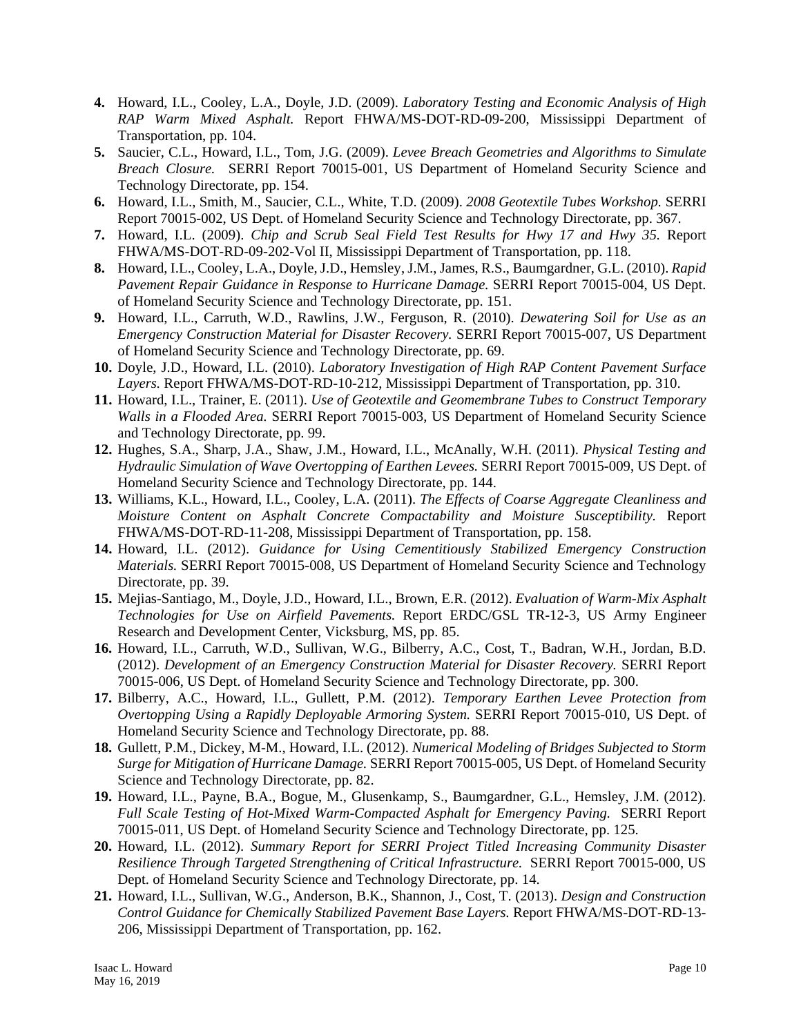4. Howard, I.L., Cooley, L.A., Doyle, J.D. (2009). *Laboratory Testing and Economic Analysis of High RAP Warm Mixed Asphalt.* Report FHWA/MS-DOT-RD-09-200, Mississippi Department of Transportation, pp. 104.
5. Saucier, C.L., Howard, I.L., Tom, J.G. (2009). *Levee Breach Geometries and Algorithms to Simulate Breach Closure.* SERRI Report 70015-001, US Department of Homeland Security Science and Technology Directorate, pp. 154.
6. Howard, I.L., Smith, M., Saucier, C.L., White, T.D. (2009). *2008 Geotextile Tubes Workshop.* SERRI Report 70015-002, US Dept. of Homeland Security Science and Technology Directorate, pp. 367.
7. Howard, I.L. (2009). *Chip and Scrub Seal Field Test Results for Hwy 17 and Hwy 35.* Report FHWA/MS-DOT-RD-09-202-Vol II, Mississippi Department of Transportation, pp. 118.
8. Howard, I.L., Cooley, L.A., Doyle, J.D., Hemsley, J.M., James, R.S., Baumgardner, G.L. (2010). *Rapid Pavement Repair Guidance in Response to Hurricane Damage.* SERRI Report 70015-004, US Dept. of Homeland Security Science and Technology Directorate, pp. 151.
9. Howard, I.L., Carruth, W.D., Rawlins, J.W., Ferguson, R. (2010). *Dewatering Soil for Use as an Emergency Construction Material for Disaster Recovery.* SERRI Report 70015-007, US Department of Homeland Security Science and Technology Directorate, pp. 69.
10. Doyle, J.D., Howard, I.L. (2010). *Laboratory Investigation of High RAP Content Pavement Surface Layers.* Report FHWA/MS-DOT-RD-10-212, Mississippi Department of Transportation, pp. 310.
11. Howard, I.L., Trainer, E. (2011). *Use of Geotextile and Geomembrane Tubes to Construct Temporary Walls in a Flooded Area.* SERRI Report 70015-003, US Department of Homeland Security Science and Technology Directorate, pp. 99.
12. Hughes, S.A., Sharp, J.A., Shaw, J.M., Howard, I.L., McAnally, W.H. (2011). *Physical Testing and Hydraulic Simulation of Wave Overtopping of Earthen Levees.* SERRI Report 70015-009, US Dept. of Homeland Security Science and Technology Directorate, pp. 144.
13. Williams, K.L., Howard, I.L., Cooley, L.A. (2011). *The Effects of Coarse Aggregate Cleanliness and Moisture Content on Asphalt Concrete Compactability and Moisture Susceptibility.* Report FHWA/MS-DOT-RD-11-208, Mississippi Department of Transportation, pp. 158.
14. Howard, I.L. (2012). *Guidance for Using Cementitiously Stabilized Emergency Construction Materials.* SERRI Report 70015-008, US Department of Homeland Security Science and Technology Directorate, pp. 39.
15. Mejias-Santiago, M., Doyle, J.D., Howard, I.L., Brown, E.R. (2012). *Evaluation of Warm-Mix Asphalt Technologies for Use on Airfield Pavements.* Report ERDC/GSL TR-12-3, US Army Engineer Research and Development Center, Vicksburg, MS, pp. 85.
16. Howard, I.L., Carruth, W.D., Sullivan, W.G., Bilberry, A.C., Cost, T., Badran, W.H., Jordan, B.D. (2012). *Development of an Emergency Construction Material for Disaster Recovery.* SERRI Report 70015-006, US Dept. of Homeland Security Science and Technology Directorate, pp. 300.
17. Bilberry, A.C., Howard, I.L., Gullett, P.M. (2012). *Temporary Earthen Levee Protection from Overtopping Using a Rapidly Deployable Armoring System.* SERRI Report 70015-010, US Dept. of Homeland Security Science and Technology Directorate, pp. 88.
18. Gullett, P.M., Dickey, M-M., Howard, I.L. (2012). *Numerical Modeling of Bridges Subjected to Storm Surge for Mitigation of Hurricane Damage.* SERRI Report 70015-005, US Dept. of Homeland Security Science and Technology Directorate, pp. 82.
19. Howard, I.L., Payne, B.A., Bogue, M., Glusenkamp, S., Baumgardner, G.L., Hemsley, J.M. (2012). *Full Scale Testing of Hot-Mixed Warm-Compacted Asphalt for Emergency Paving.* SERRI Report 70015-011, US Dept. of Homeland Security Science and Technology Directorate, pp. 125.
20. Howard, I.L. (2012). *Summary Report for SERRI Project Titled Increasing Community Disaster Resilience Through Targeted Strengthening of Critical Infrastructure.* SERRI Report 70015-000, US Dept. of Homeland Security Science and Technology Directorate, pp. 14.
21. Howard, I.L., Sullivan, W.G., Anderson, B.K., Shannon, J., Cost, T. (2013). *Design and Construction Control Guidance for Chemically Stabilized Pavement Base Layers.* Report FHWA/MS-DOT-RD-13-206, Mississippi Department of Transportation, pp. 162.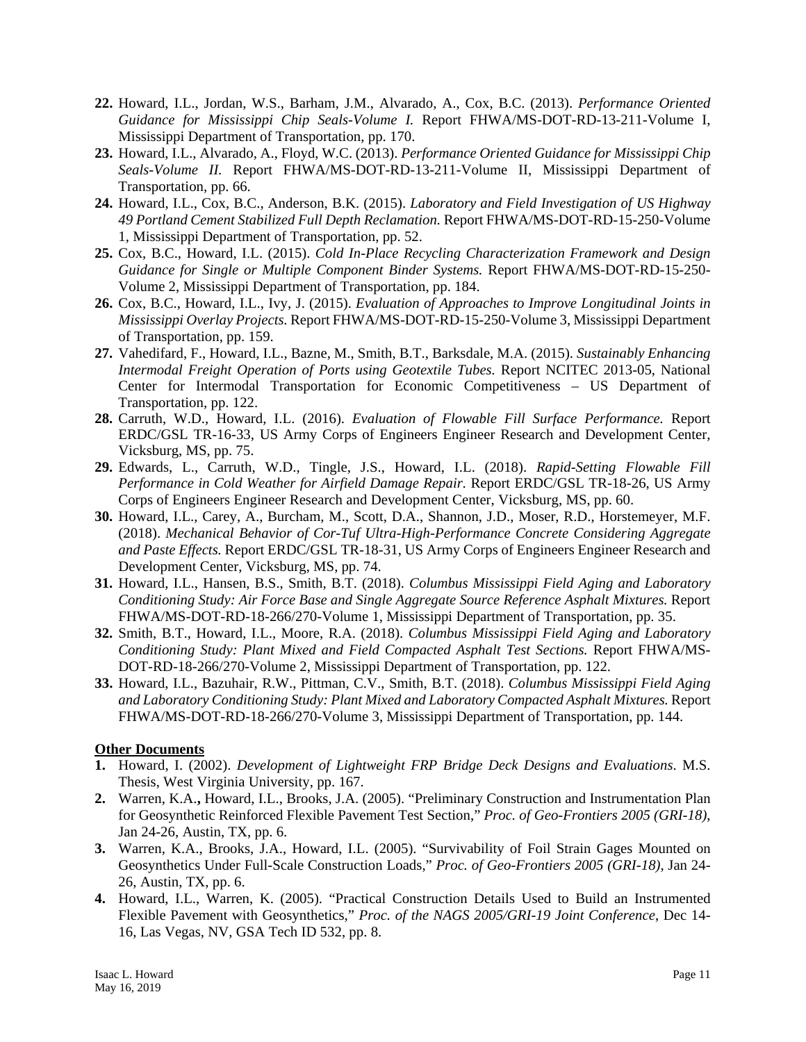22. Howard, I.L., Jordan, W.S., Barham, J.M., Alvarado, A., Cox, B.C. (2013). *Performance Oriented Guidance for Mississippi Chip Seals-Volume I.* Report FHWA/MS-DOT-RD-13-211-Volume I, Mississippi Department of Transportation, pp. 170.
23. Howard, I.L., Alvarado, A., Floyd, W.C. (2013). *Performance Oriented Guidance for Mississippi Chip Seals-Volume II.* Report FHWA/MS-DOT-RD-13-211-Volume II, Mississippi Department of Transportation, pp. 66.
24. Howard, I.L., Cox, B.C., Anderson, B.K. (2015). *Laboratory and Field Investigation of US Highway 49 Portland Cement Stabilized Full Depth Reclamation.* Report FHWA/MS-DOT-RD-15-250-Volume 1, Mississippi Department of Transportation, pp. 52.
25. Cox, B.C., Howard, I.L. (2015). *Cold In-Place Recycling Characterization Framework and Design Guidance for Single or Multiple Component Binder Systems.* Report FHWA/MS-DOT-RD-15-250-Volume 2, Mississippi Department of Transportation, pp. 184.
26. Cox, B.C., Howard, I.L., Ivy, J. (2015). *Evaluation of Approaches to Improve Longitudinal Joints in Mississippi Overlay Projects.* Report FHWA/MS-DOT-RD-15-250-Volume 3, Mississippi Department of Transportation, pp. 159.
27. Vahedifard, F., Howard, I.L., Bazne, M., Smith, B.T., Barksdale, M.A. (2015). *Sustainably Enhancing Intermodal Freight Operation of Ports using Geotextile Tubes.* Report NCITEC 2013-05, National Center for Intermodal Transportation for Economic Competitiveness – US Department of Transportation, pp. 122.
28. Carruth, W.D., Howard, I.L. (2016). *Evaluation of Flowable Fill Surface Performance.* Report ERDC/GSL TR-16-33, US Army Corps of Engineers Engineer Research and Development Center, Vicksburg, MS, pp. 75.
29. Edwards, L., Carruth, W.D., Tingle, J.S., Howard, I.L. (2018). *Rapid-Setting Flowable Fill Performance in Cold Weather for Airfield Damage Repair.* Report ERDC/GSL TR-18-26, US Army Corps of Engineers Engineer Research and Development Center, Vicksburg, MS, pp. 60.
30. Howard, I.L., Carey, A., Burcham, M., Scott, D.A., Shannon, J.D., Moser, R.D., Horstemeyer, M.F. (2018). *Mechanical Behavior of Cor-Tuf Ultra-High-Performance Concrete Considering Aggregate and Paste Effects.* Report ERDC/GSL TR-18-31, US Army Corps of Engineers Engineer Research and Development Center, Vicksburg, MS, pp. 74.
31. Howard, I.L., Hansen, B.S., Smith, B.T. (2018). *Columbus Mississippi Field Aging and Laboratory Conditioning Study: Air Force Base and Single Aggregate Source Reference Asphalt Mixtures.* Report FHWA/MS-DOT-RD-18-266/270-Volume 1, Mississippi Department of Transportation, pp. 35.
32. Smith, B.T., Howard, I.L., Moore, R.A. (2018). *Columbus Mississippi Field Aging and Laboratory Conditioning Study: Plant Mixed and Field Compacted Asphalt Test Sections.* Report FHWA/MS-DOT-RD-18-266/270-Volume 2, Mississippi Department of Transportation, pp. 122.
33. Howard, I.L., Bazuhair, R.W., Pittman, C.V., Smith, B.T. (2018). *Columbus Mississippi Field Aging and Laboratory Conditioning Study: Plant Mixed and Laboratory Compacted Asphalt Mixtures.* Report FHWA/MS-DOT-RD-18-266/270-Volume 3, Mississippi Department of Transportation, pp. 144.

**Other Documents**

1. Howard, I. (2002). *Development of Lightweight FRP Bridge Deck Designs and Evaluations*. M.S. Thesis, West Virginia University, pp. 167.
2. Warren, K.A.**,** Howard, I.L., Brooks, J.A. (2005). "Preliminary Construction and Instrumentation Plan for Geosynthetic Reinforced Flexible Pavement Test Section," *Proc. of Geo-Frontiers 2005 (GRI-18)*, Jan 24-26, Austin, TX, pp. 6.
3. Warren, K.A., Brooks, J.A., Howard, I.L. (2005). "Survivability of Foil Strain Gages Mounted on Geosynthetics Under Full-Scale Construction Loads," *Proc. of Geo-Frontiers 2005 (GRI-18)*, Jan 24-26, Austin, TX, pp. 6.
4. Howard, I.L., Warren, K. (2005). "Practical Construction Details Used to Build an Instrumented Flexible Pavement with Geosynthetics," *Proc. of the NAGS 2005/GRI-19 Joint Conference*, Dec 14-16, Las Vegas, NV, GSA Tech ID 532, pp. 8.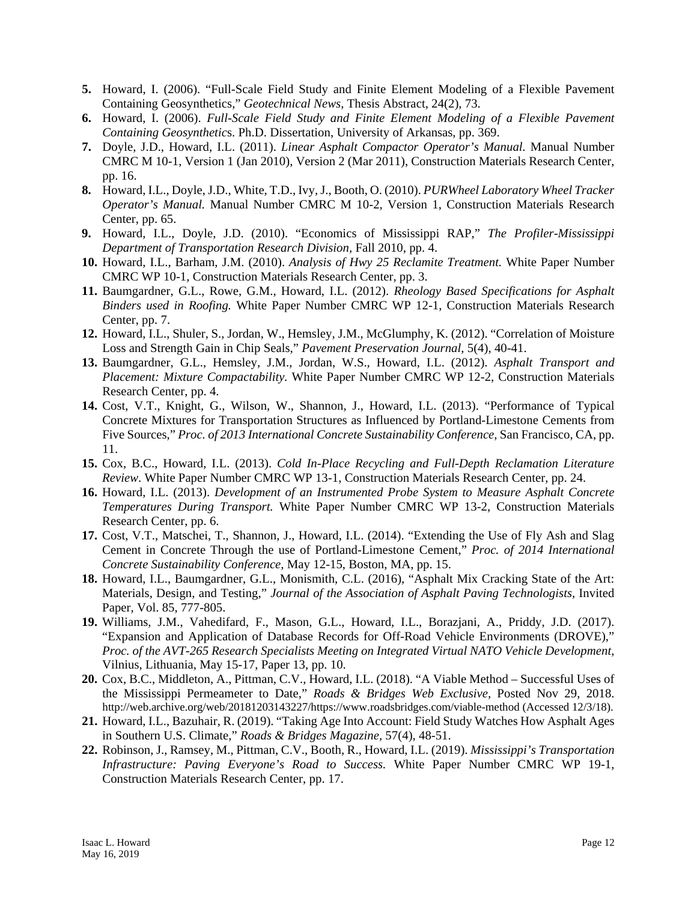5. Howard, I. (2006). "Full-Scale Field Study and Finite Element Modeling of a Flexible Pavement Containing Geosynthetics," *Geotechnical News*, Thesis Abstract, 24(2), 73.
6. Howard, I. (2006). *Full-Scale Field Study and Finite Element Modeling of a Flexible Pavement Containing Geosynthetic*s. Ph.D. Dissertation, University of Arkansas, pp. 369.
7. Doyle, J.D., Howard, I.L. (2011). *Linear Asphalt Compactor Operator's Manual*. Manual Number CMRC M 10-1, Version 1 (Jan 2010), Version 2 (Mar 2011), Construction Materials Research Center, pp. 16.
8. Howard, I.L., Doyle, J.D., White, T.D., Ivy, J., Booth, O. (2010). *PURWheel Laboratory Wheel Tracker Operator's Manual.* Manual Number CMRC M 10-2, Version 1, Construction Materials Research Center, pp. 65.
9. Howard, I.L., Doyle, J.D. (2010). "Economics of Mississippi RAP," *The Profiler-Mississippi Department of Transportation Research Division*, Fall 2010, pp. 4.
10. Howard, I.L., Barham, J.M. (2010). *Analysis of Hwy 25 Reclamite Treatment.* White Paper Number CMRC WP 10-1, Construction Materials Research Center, pp. 3.
11. Baumgardner, G.L., Rowe, G.M., Howard, I.L. (2012). *Rheology Based Specifications for Asphalt Binders used in Roofing.* White Paper Number CMRC WP 12-1, Construction Materials Research Center, pp. 7.
12. Howard, I.L., Shuler, S., Jordan, W., Hemsley, J.M., McGlumphy, K. (2012). "Correlation of Moisture Loss and Strength Gain in Chip Seals," *Pavement Preservation Journal*, 5(4), 40-41.
13. Baumgardner, G.L., Hemsley, J.M., Jordan, W.S., Howard, I.L. (2012). *Asphalt Transport and Placement: Mixture Compactability.* White Paper Number CMRC WP 12-2, Construction Materials Research Center, pp. 4.
14. Cost, V.T., Knight, G., Wilson, W., Shannon, J., Howard, I.L. (2013). "Performance of Typical Concrete Mixtures for Transportation Structures as Influenced by Portland-Limestone Cements from Five Sources," *Proc. of 2013 International Concrete Sustainability Conference*, San Francisco, CA, pp. 11.
15. Cox, B.C., Howard, I.L. (2013). *Cold In-Place Recycling and Full-Depth Reclamation Literature Review*. White Paper Number CMRC WP 13-1, Construction Materials Research Center, pp. 24.
16. Howard, I.L. (2013). *Development of an Instrumented Probe System to Measure Asphalt Concrete Temperatures During Transport.* White Paper Number CMRC WP 13-2, Construction Materials Research Center, pp. 6.
17. Cost, V.T., Matschei, T., Shannon, J., Howard, I.L. (2014). "Extending the Use of Fly Ash and Slag Cement in Concrete Through the use of Portland-Limestone Cement," *Proc. of 2014 International Concrete Sustainability Conference,* May 12-15, Boston, MA, pp. 15.
18. Howard, I.L., Baumgardner, G.L., Monismith, C.L. (2016), "Asphalt Mix Cracking State of the Art: Materials, Design, and Testing," *Journal of the Association of Asphalt Paving Technologists*, Invited Paper, Vol. 85, 777-805.
19. Williams, J.M., Vahedifard, F., Mason, G.L., Howard, I.L., Borazjani, A., Priddy, J.D. (2017). "Expansion and Application of Database Records for Off-Road Vehicle Environments (DROVE)," *Proc. of the AVT-265 Research Specialists Meeting on Integrated Virtual NATO Vehicle Development*, Vilnius, Lithuania, May 15-17, Paper 13, pp. 10.
20. Cox, B.C., Middleton, A., Pittman, C.V., Howard, I.L. (2018). "A Viable Method – Successful Uses of the Mississippi Permeameter to Date," *Roads & Bridges Web Exclusive*, Posted Nov 29, 2018. http://web.archive.org/web/20181203143227/https://www.roadsbridges.com/viable-method (Accessed 12/3/18).
21. Howard, I.L., Bazuhair, R. (2019). "Taking Age Into Account: Field Study Watches How Asphalt Ages in Southern U.S. Climate," *Roads & Bridges Magazine*, 57(4), 48-51.
22. Robinson, J., Ramsey, M., Pittman, C.V., Booth, R., Howard, I.L. (2019). *Mississippi's Transportation Infrastructure: Paving Everyone's Road to Success.* White Paper Number CMRC WP 19-1, Construction Materials Research Center, pp. 17.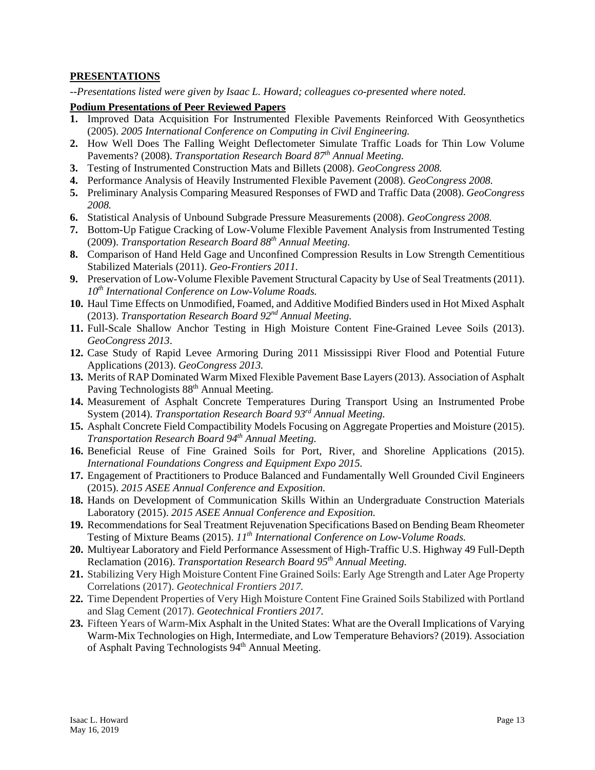## PRESENTATIONS

*--Presentations listed were given by Isaac L. Howard; colleagues co-presented where noted.*

### Podium Presentations of Peer Reviewed Papers

1. Improved Data Acquisition For Instrumented Flexible Pavements Reinforced With Geosynthetics (2005). *2005 International Conference on Computing in Civil Engineering.*
2. How Well Does The Falling Weight Deflectometer Simulate Traffic Loads for Thin Low Volume Pavements? (2008). *Transportation Research Board 87th Annual Meeting.*
3. Testing of Instrumented Construction Mats and Billets (2008). *GeoCongress 2008.*
4. Performance Analysis of Heavily Instrumented Flexible Pavement (2008). *GeoCongress 2008.*
5. Preliminary Analysis Comparing Measured Responses of FWD and Traffic Data (2008). *GeoCongress 2008.*
6. Statistical Analysis of Unbound Subgrade Pressure Measurements (2008). *GeoCongress 2008.*
7. Bottom-Up Fatigue Cracking of Low-Volume Flexible Pavement Analysis from Instrumented Testing (2009). *Transportation Research Board 88th Annual Meeting.*
8. Comparison of Hand Held Gage and Unconfined Compression Results in Low Strength Cementitious Stabilized Materials (2011). *Geo-Frontiers 2011.*
9. Preservation of Low-Volume Flexible Pavement Structural Capacity by Use of Seal Treatments (2011). *10th International Conference on Low-Volume Roads.*
10. Haul Time Effects on Unmodified, Foamed, and Additive Modified Binders used in Hot Mixed Asphalt (2013). *Transportation Research Board 92nd Annual Meeting.*
11. Full-Scale Shallow Anchor Testing in High Moisture Content Fine-Grained Levee Soils (2013). *GeoCongress 2013*.
12. Case Study of Rapid Levee Armoring During 2011 Mississippi River Flood and Potential Future Applications (2013). *GeoCongress 2013.*
13. Merits of RAP Dominated Warm Mixed Flexible Pavement Base Layers (2013). Association of Asphalt Paving Technologists 88th Annual Meeting.
14. Measurement of Asphalt Concrete Temperatures During Transport Using an Instrumented Probe System (2014). *Transportation Research Board 93rd Annual Meeting.*
15. Asphalt Concrete Field Compactibility Models Focusing on Aggregate Properties and Moisture (2015). *Transportation Research Board 94th Annual Meeting.*
16. Beneficial Reuse of Fine Grained Soils for Port, River, and Shoreline Applications (2015). *International Foundations Congress and Equipment Expo 2015.*
17. Engagement of Practitioners to Produce Balanced and Fundamentally Well Grounded Civil Engineers (2015). *2015 ASEE Annual Conference and Exposition.*
18. Hands on Development of Communication Skills Within an Undergraduate Construction Materials Laboratory (2015). *2015 ASEE Annual Conference and Exposition.*
19. Recommendations for Seal Treatment Rejuvenation Specifications Based on Bending Beam Rheometer Testing of Mixture Beams (2015). *11th International Conference on Low-Volume Roads.*
20. Multiyear Laboratory and Field Performance Assessment of High-Traffic U.S. Highway 49 Full-Depth Reclamation (2016). *Transportation Research Board 95th Annual Meeting.*
21. Stabilizing Very High Moisture Content Fine Grained Soils: Early Age Strength and Later Age Property Correlations (2017). *Geotechnical Frontiers 2017.*
22. Time Dependent Properties of Very High Moisture Content Fine Grained Soils Stabilized with Portland and Slag Cement (2017). *Geotechnical Frontiers 2017*.
23. Fifteen Years of Warm-Mix Asphalt in the United States: What are the Overall Implications of Varying Warm-Mix Technologies on High, Intermediate, and Low Temperature Behaviors? (2019). Association of Asphalt Paving Technologists 94th Annual Meeting.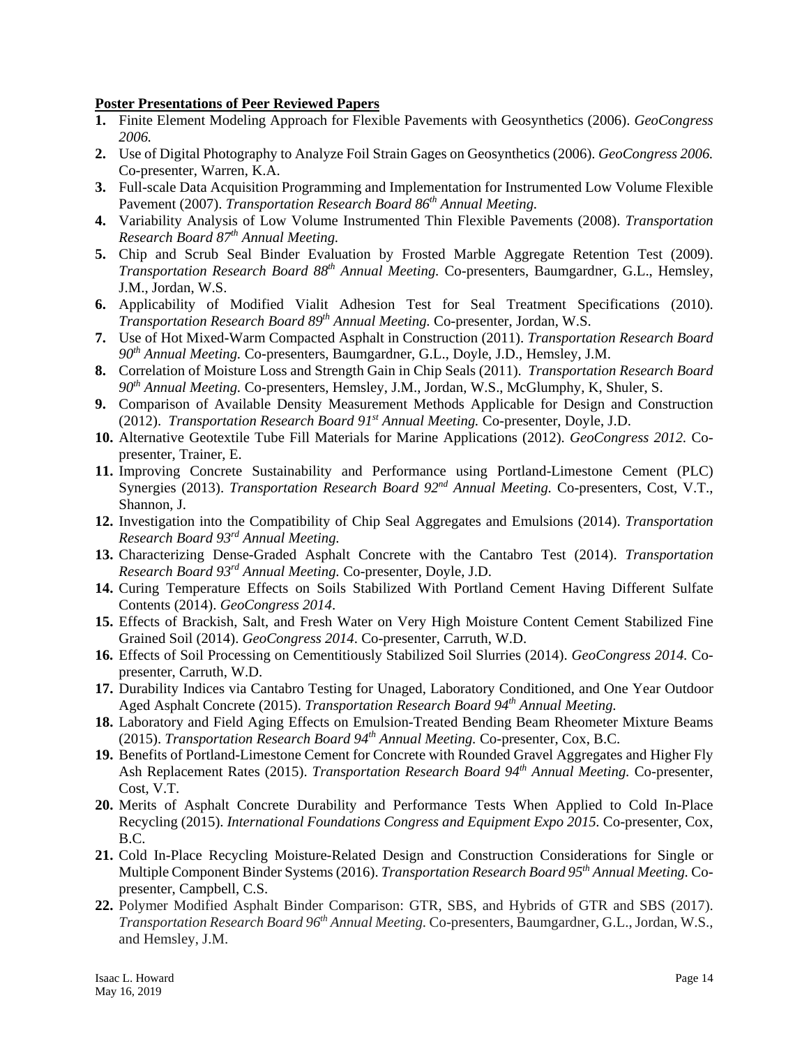**Poster Presentations of Peer Reviewed Papers**

1. Finite Element Modeling Approach for Flexible Pavements with Geosynthetics (2006). *GeoCongress 2006.*
2. Use of Digital Photography to Analyze Foil Strain Gages on Geosynthetics (2006). *GeoCongress 2006.* Co-presenter, Warren, K.A.
3. Full-scale Data Acquisition Programming and Implementation for Instrumented Low Volume Flexible Pavement (2007). *Transportation Research Board 86th Annual Meeting.*
4. Variability Analysis of Low Volume Instrumented Thin Flexible Pavements (2008). *Transportation Research Board 87th Annual Meeting.*
5. Chip and Scrub Seal Binder Evaluation by Frosted Marble Aggregate Retention Test (2009). *Transportation Research Board 88th Annual Meeting.* Co-presenters, Baumgardner, G.L., Hemsley, J.M., Jordan, W.S.
6. Applicability of Modified Vialit Adhesion Test for Seal Treatment Specifications (2010). *Transportation Research Board 89th Annual Meeting.* Co-presenter, Jordan, W.S.
7. Use of Hot Mixed-Warm Compacted Asphalt in Construction (2011). *Transportation Research Board 90th Annual Meeting.* Co-presenters, Baumgardner, G.L., Doyle, J.D., Hemsley, J.M.
8. Correlation of Moisture Loss and Strength Gain in Chip Seals (2011). *Transportation Research Board 90th Annual Meeting.* Co-presenters, Hemsley, J.M., Jordan, W.S., McGlumphy, K, Shuler, S.
9. Comparison of Available Density Measurement Methods Applicable for Design and Construction (2012). *Transportation Research Board 91st Annual Meeting.* Co-presenter, Doyle, J.D.
10. Alternative Geotextile Tube Fill Materials for Marine Applications (2012). *GeoCongress 2012.* Co-presenter, Trainer, E.
11. Improving Concrete Sustainability and Performance using Portland-Limestone Cement (PLC) Synergies (2013). *Transportation Research Board 92nd Annual Meeting.* Co-presenters, Cost, V.T., Shannon, J.
12. Investigation into the Compatibility of Chip Seal Aggregates and Emulsions (2014). *Transportation Research Board 93rd Annual Meeting.*
13. Characterizing Dense-Graded Asphalt Concrete with the Cantabro Test (2014). *Transportation Research Board 93rd Annual Meeting.* Co-presenter, Doyle, J.D.
14. Curing Temperature Effects on Soils Stabilized With Portland Cement Having Different Sulfate Contents (2014). *GeoCongress 2014*.
15. Effects of Brackish, Salt, and Fresh Water on Very High Moisture Content Cement Stabilized Fine Grained Soil (2014). *GeoCongress 2014*. Co-presenter, Carruth, W.D.
16. Effects of Soil Processing on Cementitiously Stabilized Soil Slurries (2014). *GeoCongress 2014.* Co-presenter, Carruth, W.D.
17. Durability Indices via Cantabro Testing for Unaged, Laboratory Conditioned, and One Year Outdoor Aged Asphalt Concrete (2015). *Transportation Research Board 94th Annual Meeting.*
18. Laboratory and Field Aging Effects on Emulsion-Treated Bending Beam Rheometer Mixture Beams (2015). *Transportation Research Board 94th Annual Meeting.* Co-presenter, Cox, B.C.
19. Benefits of Portland-Limestone Cement for Concrete with Rounded Gravel Aggregates and Higher Fly Ash Replacement Rates (2015). *Transportation Research Board 94th Annual Meeting.* Co-presenter, Cost, V.T.
20. Merits of Asphalt Concrete Durability and Performance Tests When Applied to Cold In-Place Recycling (2015). *International Foundations Congress and Equipment Expo 2015.* Co-presenter, Cox, B.C.
21. Cold In-Place Recycling Moisture-Related Design and Construction Considerations for Single or Multiple Component Binder Systems (2016). *Transportation Research Board 95th Annual Meeting.* Co-presenter, Campbell, C.S.
22. Polymer Modified Asphalt Binder Comparison: GTR, SBS, and Hybrids of GTR and SBS (2017). *Transportation Research Board 96th Annual Meeting.* Co-presenters, Baumgardner, G.L., Jordan, W.S., and Hemsley, J.M.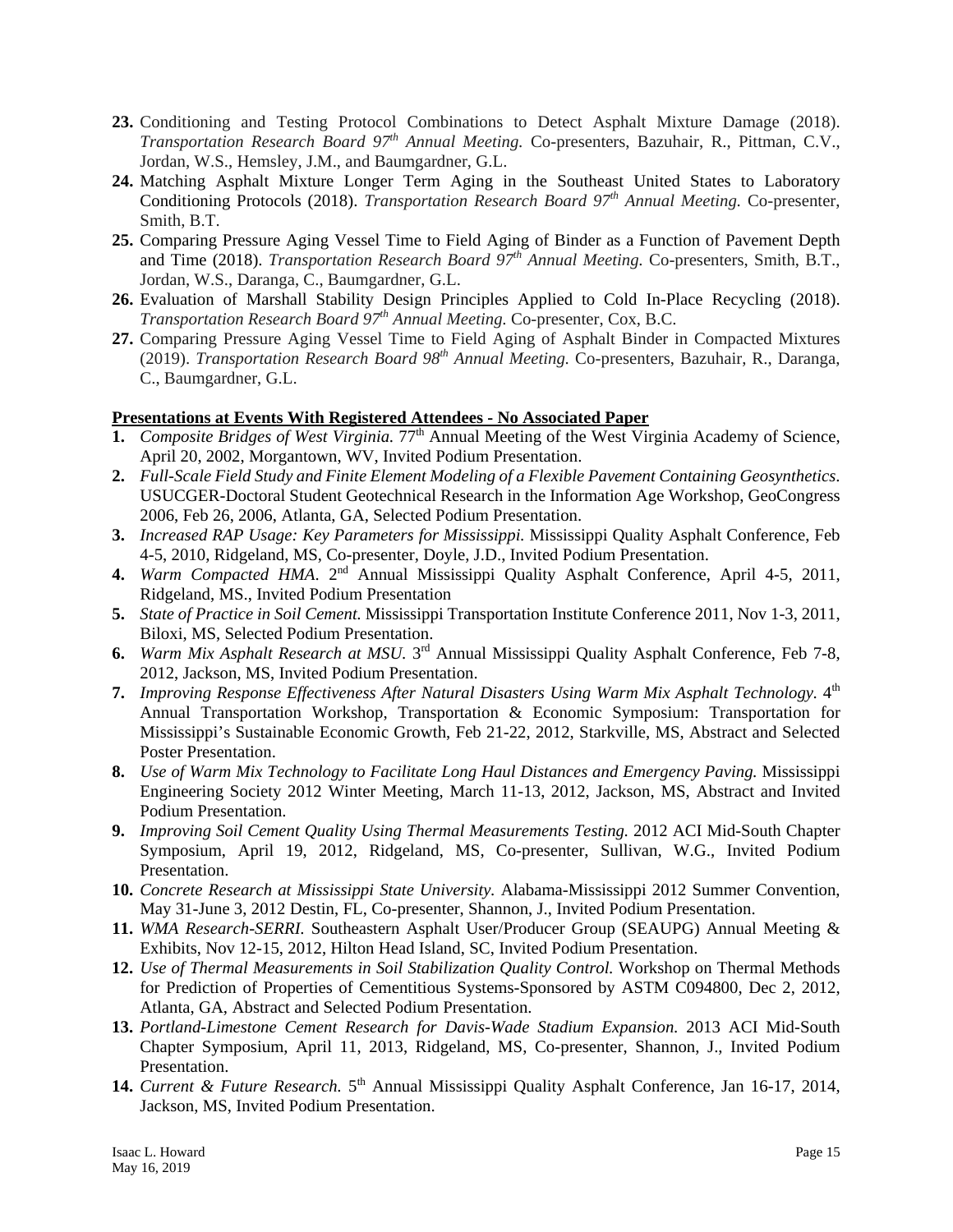**23.** Conditioning and Testing Protocol Combinations to Detect Asphalt Mixture Damage (2018). *Transportation Research Board 97th Annual Meeting.* Co-presenters, Bazuhair, R., Pittman, C.V., Jordan, W.S., Hemsley, J.M., and Baumgardner, G.L.

**24.** Matching Asphalt Mixture Longer Term Aging in the Southeast United States to Laboratory Conditioning Protocols (2018). *Transportation Research Board 97th Annual Meeting.* Co-presenter, Smith, B.T.

**25.** Comparing Pressure Aging Vessel Time to Field Aging of Binder as a Function of Pavement Depth and Time (2018). *Transportation Research Board 97th Annual Meeting.* Co-presenters, Smith, B.T., Jordan, W.S., Daranga, C., Baumgardner, G.L.

**26.** Evaluation of Marshall Stability Design Principles Applied to Cold In-Place Recycling (2018). *Transportation Research Board 97th Annual Meeting.* Co-presenter, Cox, B.C.

**27.** Comparing Pressure Aging Vessel Time to Field Aging of Asphalt Binder in Compacted Mixtures (2019). *Transportation Research Board 98th Annual Meeting.* Co-presenters, Bazuhair, R., Daranga, C., Baumgardner, G.L.

**<u>Presentations at Events With Registered Attendees - No Associated Paper</u>**

**1.** *Composite Bridges of West Virginia.* 77th Annual Meeting of the West Virginia Academy of Science, April 20, 2002, Morgantown, WV, Invited Podium Presentation.

**2.** *Full-Scale Field Study and Finite Element Modeling of a Flexible Pavement Containing Geosynthetics*. USUCGER-Doctoral Student Geotechnical Research in the Information Age Workshop, GeoCongress 2006, Feb 26, 2006, Atlanta, GA, Selected Podium Presentation.

**3.** *Increased RAP Usage: Key Parameters for Mississippi.* Mississippi Quality Asphalt Conference, Feb 4-5, 2010, Ridgeland, MS, Co-presenter, Doyle, J.D., Invited Podium Presentation.

**4.** *Warm Compacted HMA*. 2nd Annual Mississippi Quality Asphalt Conference, April 4-5, 2011, Ridgeland, MS., Invited Podium Presentation

**5.** *State of Practice in Soil Cement.* Mississippi Transportation Institute Conference 2011, Nov 1-3, 2011, Biloxi, MS, Selected Podium Presentation.

**6.** *Warm Mix Asphalt Research at MSU.* 3rd Annual Mississippi Quality Asphalt Conference, Feb 7-8, 2012, Jackson, MS, Invited Podium Presentation.

**7.** *Improving Response Effectiveness After Natural Disasters Using Warm Mix Asphalt Technology.* 4th Annual Transportation Workshop, Transportation & Economic Symposium: Transportation for Mississippi's Sustainable Economic Growth, Feb 21-22, 2012, Starkville, MS, Abstract and Selected Poster Presentation.

**8.** *Use of Warm Mix Technology to Facilitate Long Haul Distances and Emergency Paving.* Mississippi Engineering Society 2012 Winter Meeting, March 11-13, 2012, Jackson, MS, Abstract and Invited Podium Presentation.

**9.** *Improving Soil Cement Quality Using Thermal Measurements Testing.* 2012 ACI Mid-South Chapter Symposium, April 19, 2012, Ridgeland, MS, Co-presenter, Sullivan, W.G., Invited Podium Presentation.

**10.** *Concrete Research at Mississippi State University.* Alabama-Mississippi 2012 Summer Convention, May 31-June 3, 2012 Destin, FL, Co-presenter, Shannon, J., Invited Podium Presentation.

**11.** *WMA Research-SERRI.* Southeastern Asphalt User/Producer Group (SEAUPG) Annual Meeting & Exhibits, Nov 12-15, 2012, Hilton Head Island, SC, Invited Podium Presentation.

**12.** *Use of Thermal Measurements in Soil Stabilization Quality Control.* Workshop on Thermal Methods for Prediction of Properties of Cementitious Systems-Sponsored by ASTM C094800, Dec 2, 2012, Atlanta, GA, Abstract and Selected Podium Presentation.

**13.** *Portland-Limestone Cement Research for Davis-Wade Stadium Expansion.* 2013 ACI Mid-South Chapter Symposium, April 11, 2013, Ridgeland, MS, Co-presenter, Shannon, J., Invited Podium Presentation.

**14.** *Current & Future Research.* 5th Annual Mississippi Quality Asphalt Conference, Jan 16-17, 2014, Jackson, MS, Invited Podium Presentation.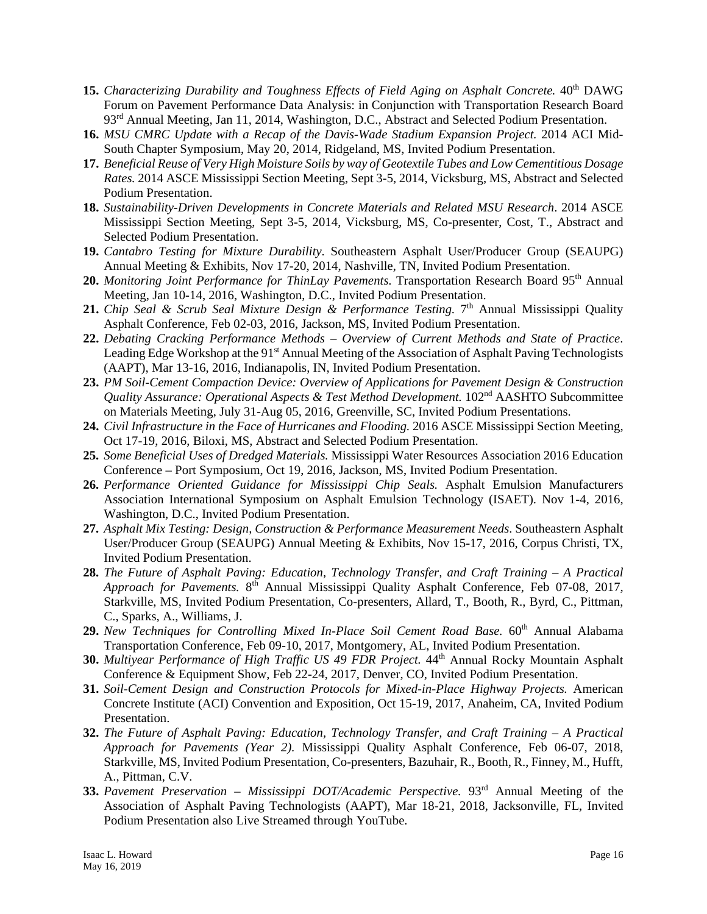15. *Characterizing Durability and Toughness Effects of Field Aging on Asphalt Concrete.* 40th DAWG Forum on Pavement Performance Data Analysis: in Conjunction with Transportation Research Board 93rd Annual Meeting, Jan 11, 2014, Washington, D.C., Abstract and Selected Podium Presentation.
16. *MSU CMRC Update with a Recap of the Davis-Wade Stadium Expansion Project.* 2014 ACI Mid-South Chapter Symposium, May 20, 2014, Ridgeland, MS, Invited Podium Presentation.
17. *Beneficial Reuse of Very High Moisture Soils by way of Geotextile Tubes and Low Cementitious Dosage Rates.* 2014 ASCE Mississippi Section Meeting, Sept 3-5, 2014, Vicksburg, MS, Abstract and Selected Podium Presentation.
18. *Sustainability-Driven Developments in Concrete Materials and Related MSU Research*. 2014 ASCE Mississippi Section Meeting, Sept 3-5, 2014, Vicksburg, MS, Co-presenter, Cost, T., Abstract and Selected Podium Presentation.
19. *Cantabro Testing for Mixture Durability*. Southeastern Asphalt User/Producer Group (SEAUPG) Annual Meeting & Exhibits, Nov 17-20, 2014, Nashville, TN, Invited Podium Presentation.
20. *Monitoring Joint Performance for ThinLay Pavements*. Transportation Research Board 95th Annual Meeting, Jan 10-14, 2016, Washington, D.C., Invited Podium Presentation.
21. *Chip Seal & Scrub Seal Mixture Design & Performance Testing.* 7th Annual Mississippi Quality Asphalt Conference, Feb 02-03, 2016, Jackson, MS, Invited Podium Presentation.
22. *Debating Cracking Performance Methods – Overview of Current Methods and State of Practice*. Leading Edge Workshop at the 91st Annual Meeting of the Association of Asphalt Paving Technologists (AAPT), Mar 13-16, 2016, Indianapolis, IN, Invited Podium Presentation.
23. *PM Soil-Cement Compaction Device: Overview of Applications for Pavement Design & Construction Quality Assurance: Operational Aspects & Test Method Development.* 102nd AASHTO Subcommittee on Materials Meeting, July 31-Aug 05, 2016, Greenville, SC, Invited Podium Presentations.
24. *Civil Infrastructure in the Face of Hurricanes and Flooding.* 2016 ASCE Mississippi Section Meeting, Oct 17-19, 2016, Biloxi, MS, Abstract and Selected Podium Presentation.
25. *Some Beneficial Uses of Dredged Materials.* Mississippi Water Resources Association 2016 Education Conference – Port Symposium, Oct 19, 2016, Jackson, MS, Invited Podium Presentation.
26. *Performance Oriented Guidance for Mississippi Chip Seals.* Asphalt Emulsion Manufacturers Association International Symposium on Asphalt Emulsion Technology (ISAET). Nov 1-4, 2016, Washington, D.C., Invited Podium Presentation.
27. *Asphalt Mix Testing: Design, Construction & Performance Measurement Needs*. Southeastern Asphalt User/Producer Group (SEAUPG) Annual Meeting & Exhibits, Nov 15-17, 2016, Corpus Christi, TX, Invited Podium Presentation.
28. *The Future of Asphalt Paving: Education, Technology Transfer, and Craft Training – A Practical Approach for Pavements.* 8th Annual Mississippi Quality Asphalt Conference, Feb 07-08, 2017, Starkville, MS, Invited Podium Presentation, Co-presenters, Allard, T., Booth, R., Byrd, C., Pittman, C., Sparks, A., Williams, J.
29. *New Techniques for Controlling Mixed In-Place Soil Cement Road Base.* 60th Annual Alabama Transportation Conference, Feb 09-10, 2017, Montgomery, AL, Invited Podium Presentation.
30. *Multiyear Performance of High Traffic US 49 FDR Project.* 44th Annual Rocky Mountain Asphalt Conference & Equipment Show, Feb 22-24, 2017, Denver, CO, Invited Podium Presentation.
31. *Soil-Cement Design and Construction Protocols for Mixed-in-Place Highway Projects.* American Concrete Institute (ACI) Convention and Exposition, Oct 15-19, 2017, Anaheim, CA, Invited Podium Presentation.
32. *The Future of Asphalt Paving: Education, Technology Transfer, and Craft Training – A Practical Approach for Pavements (Year 2).* Mississippi Quality Asphalt Conference, Feb 06-07, 2018, Starkville, MS, Invited Podium Presentation, Co-presenters, Bazuhair, R., Booth, R., Finney, M., Hufft, A., Pittman, C.V.
33. *Pavement Preservation – Mississippi DOT/Academic Perspective.* 93rd Annual Meeting of the Association of Asphalt Paving Technologists (AAPT), Mar 18-21, 2018, Jacksonville, FL, Invited Podium Presentation also Live Streamed through YouTube.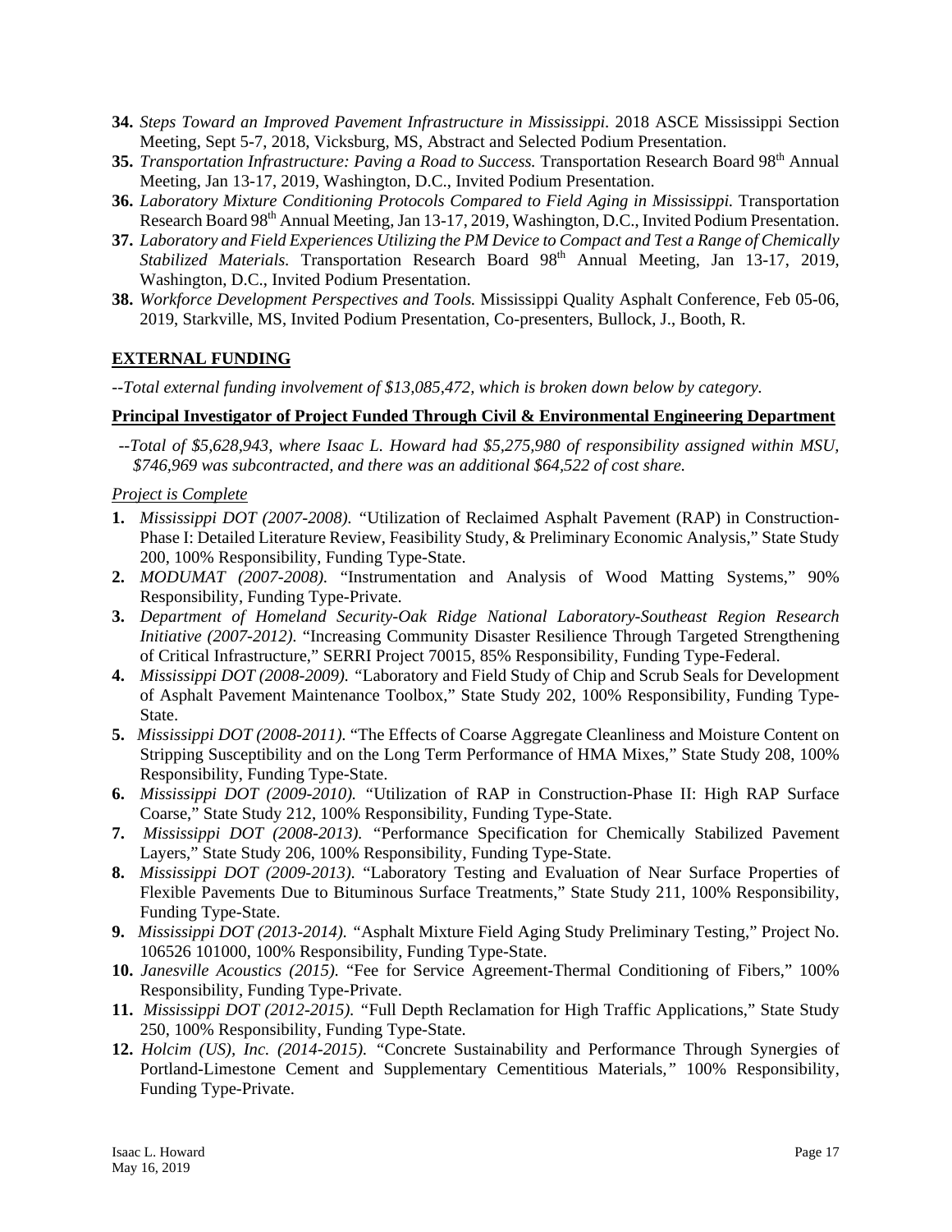34. *Steps Toward an Improved Pavement Infrastructure in Mississippi.* 2018 ASCE Mississippi Section Meeting, Sept 5-7, 2018, Vicksburg, MS, Abstract and Selected Podium Presentation.
35. *Transportation Infrastructure: Paving a Road to Success.* Transportation Research Board 98th Annual Meeting, Jan 13-17, 2019, Washington, D.C., Invited Podium Presentation.
36. *Laboratory Mixture Conditioning Protocols Compared to Field Aging in Mississippi.* Transportation Research Board 98th Annual Meeting, Jan 13-17, 2019, Washington, D.C., Invited Podium Presentation.
37. *Laboratory and Field Experiences Utilizing the PM Device to Compact and Test a Range of Chemically Stabilized Materials.* Transportation Research Board 98th Annual Meeting, Jan 13-17, 2019, Washington, D.C., Invited Podium Presentation.
38. *Workforce Development Perspectives and Tools.* Mississippi Quality Asphalt Conference, Feb 05-06, 2019, Starkville, MS, Invited Podium Presentation, Co-presenters, Bullock, J., Booth, R.

## EXTERNAL FUNDING

*--Total external funding involvement of $13,085,472, which is broken down below by category.*

### Principal Investigator of Project Funded Through Civil & Environmental Engineering Department

*--Total of $5,628,943, where Isaac L. Howard had $5,275,980 of responsibility assigned within MSU, $746,969 was subcontracted, and there was an additional $64,522 of cost share.*

*Project is Complete*

1. *Mississippi DOT (2007-2008).* "Utilization of Reclaimed Asphalt Pavement (RAP) in Construction-Phase I: Detailed Literature Review, Feasibility Study, & Preliminary Economic Analysis," State Study 200, 100% Responsibility, Funding Type-State.
2. *MODUMAT (2007-2008).* "Instrumentation and Analysis of Wood Matting Systems," 90% Responsibility, Funding Type-Private.
3. *Department of Homeland Security-Oak Ridge National Laboratory-Southeast Region Research Initiative (2007-2012).* "Increasing Community Disaster Resilience Through Targeted Strengthening of Critical Infrastructure," SERRI Project 70015, 85% Responsibility, Funding Type-Federal.
4. *Mississippi DOT (2008-2009).* "Laboratory and Field Study of Chip and Scrub Seals for Development of Asphalt Pavement Maintenance Toolbox," State Study 202, 100% Responsibility, Funding Type-State.
5. *Mississippi DOT (2008-2011).* "The Effects of Coarse Aggregate Cleanliness and Moisture Content on Stripping Susceptibility and on the Long Term Performance of HMA Mixes," State Study 208, 100% Responsibility, Funding Type-State.
6. *Mississippi DOT (2009-2010).* "Utilization of RAP in Construction-Phase II: High RAP Surface Coarse," State Study 212, 100% Responsibility, Funding Type-State.
7. *Mississippi DOT (2008-2013).* "Performance Specification for Chemically Stabilized Pavement Layers," State Study 206, 100% Responsibility, Funding Type-State.
8. *Mississippi DOT (2009-2013).* "Laboratory Testing and Evaluation of Near Surface Properties of Flexible Pavements Due to Bituminous Surface Treatments," State Study 211, 100% Responsibility, Funding Type-State.
9. *Mississippi DOT (2013-2014).* "Asphalt Mixture Field Aging Study Preliminary Testing," Project No. 106526 101000, 100% Responsibility, Funding Type-State.
10. *Janesville Acoustics (2015).* "Fee for Service Agreement-Thermal Conditioning of Fibers," 100% Responsibility, Funding Type-Private.
11. *Mississippi DOT (2012-2015).* "Full Depth Reclamation for High Traffic Applications," State Study 250, 100% Responsibility, Funding Type-State.
12. *Holcim (US), Inc. (2014-2015).* "Concrete Sustainability and Performance Through Synergies of Portland-Limestone Cement and Supplementary Cementitious Materials," 100% Responsibility, Funding Type-Private.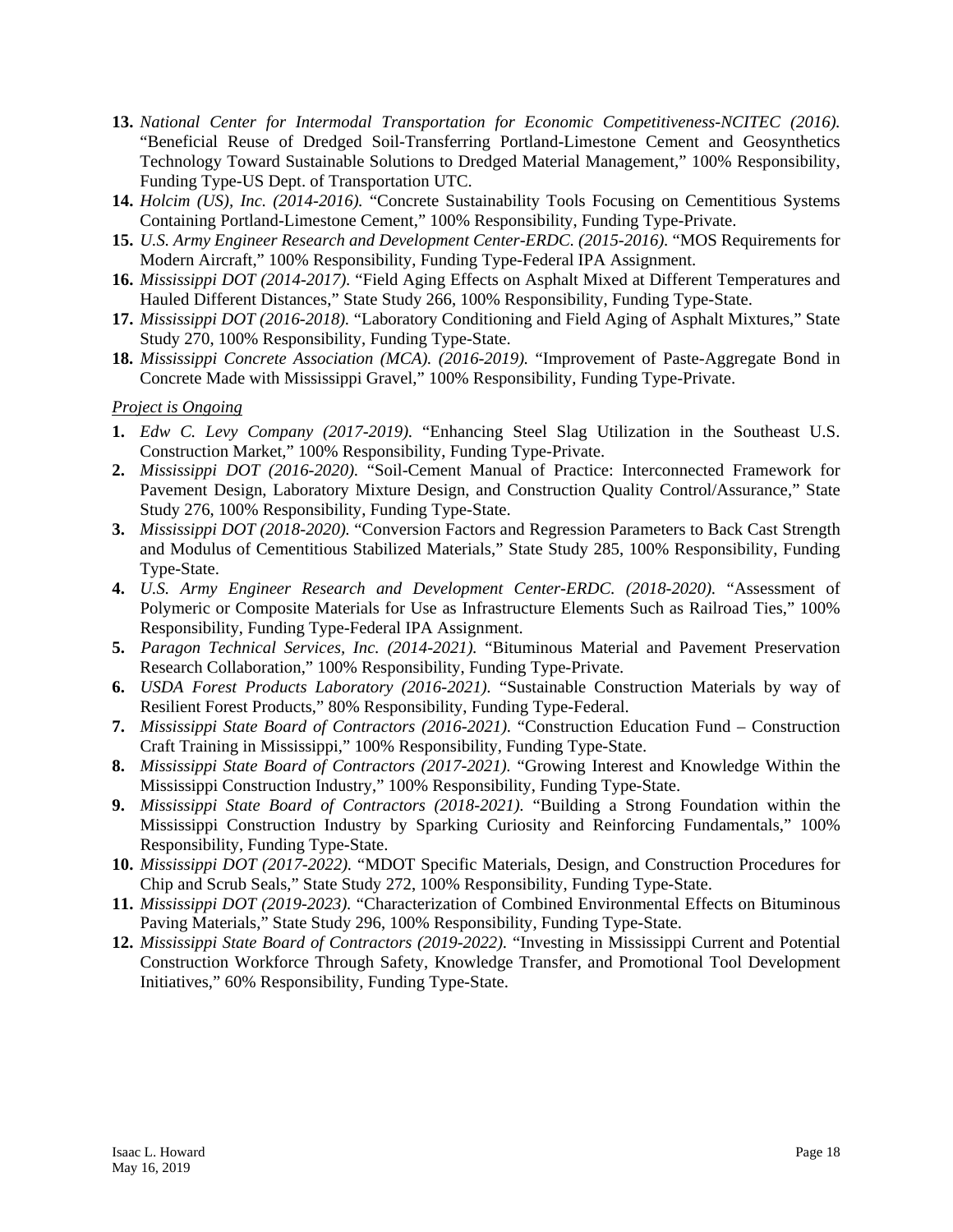13. *National Center for Intermodal Transportation for Economic Competitiveness-NCITEC (2016).* "Beneficial Reuse of Dredged Soil-Transferring Portland-Limestone Cement and Geosynthetics Technology Toward Sustainable Solutions to Dredged Material Management," 100% Responsibility, Funding Type-US Dept. of Transportation UTC.
14. *Holcim (US), Inc. (2014-2016).* "Concrete Sustainability Tools Focusing on Cementitious Systems Containing Portland-Limestone Cement," 100% Responsibility, Funding Type-Private.
15. *U.S. Army Engineer Research and Development Center-ERDC. (2015-2016).* "MOS Requirements for Modern Aircraft," 100% Responsibility, Funding Type-Federal IPA Assignment.
16. *Mississippi DOT (2014-2017).* "Field Aging Effects on Asphalt Mixed at Different Temperatures and Hauled Different Distances," State Study 266, 100% Responsibility, Funding Type-State.
17. *Mississippi DOT (2016-2018).* "Laboratory Conditioning and Field Aging of Asphalt Mixtures," State Study 270, 100% Responsibility, Funding Type-State.
18. *Mississippi Concrete Association (MCA). (2016-2019).* "Improvement of Paste-Aggregate Bond in Concrete Made with Mississippi Gravel," 100% Responsibility, Funding Type-Private.

*Project is Ongoing*

1. *Edw C. Levy Company (2017-2019).* "Enhancing Steel Slag Utilization in the Southeast U.S. Construction Market," 100% Responsibility, Funding Type-Private.
2. *Mississippi DOT (2016-2020).* "Soil-Cement Manual of Practice: Interconnected Framework for Pavement Design, Laboratory Mixture Design, and Construction Quality Control/Assurance," State Study 276, 100% Responsibility, Funding Type-State.
3. *Mississippi DOT (2018-2020).* "Conversion Factors and Regression Parameters to Back Cast Strength and Modulus of Cementitious Stabilized Materials," State Study 285, 100% Responsibility, Funding Type-State.
4. *U.S. Army Engineer Research and Development Center-ERDC. (2018-2020).* "Assessment of Polymeric or Composite Materials for Use as Infrastructure Elements Such as Railroad Ties," 100% Responsibility, Funding Type-Federal IPA Assignment.
5. *Paragon Technical Services, Inc. (2014-2021).* "Bituminous Material and Pavement Preservation Research Collaboration," 100% Responsibility, Funding Type-Private.
6. *USDA Forest Products Laboratory (2016-2021).* "Sustainable Construction Materials by way of Resilient Forest Products," 80% Responsibility, Funding Type-Federal.
7. *Mississippi State Board of Contractors (2016-2021).* "Construction Education Fund – Construction Craft Training in Mississippi," 100% Responsibility, Funding Type-State.
8. *Mississippi State Board of Contractors (2017-2021).* "Growing Interest and Knowledge Within the Mississippi Construction Industry," 100% Responsibility, Funding Type-State.
9. *Mississippi State Board of Contractors (2018-2021).* "Building a Strong Foundation within the Mississippi Construction Industry by Sparking Curiosity and Reinforcing Fundamentals," 100% Responsibility, Funding Type-State.
10. *Mississippi DOT (2017-2022).* "MDOT Specific Materials, Design, and Construction Procedures for Chip and Scrub Seals," State Study 272, 100% Responsibility, Funding Type-State.
11. *Mississippi DOT (2019-2023).* "Characterization of Combined Environmental Effects on Bituminous Paving Materials," State Study 296, 100% Responsibility, Funding Type-State.
12. *Mississippi State Board of Contractors (2019-2022).* "Investing in Mississippi Current and Potential Construction Workforce Through Safety, Knowledge Transfer, and Promotional Tool Development Initiatives," 60% Responsibility, Funding Type-State.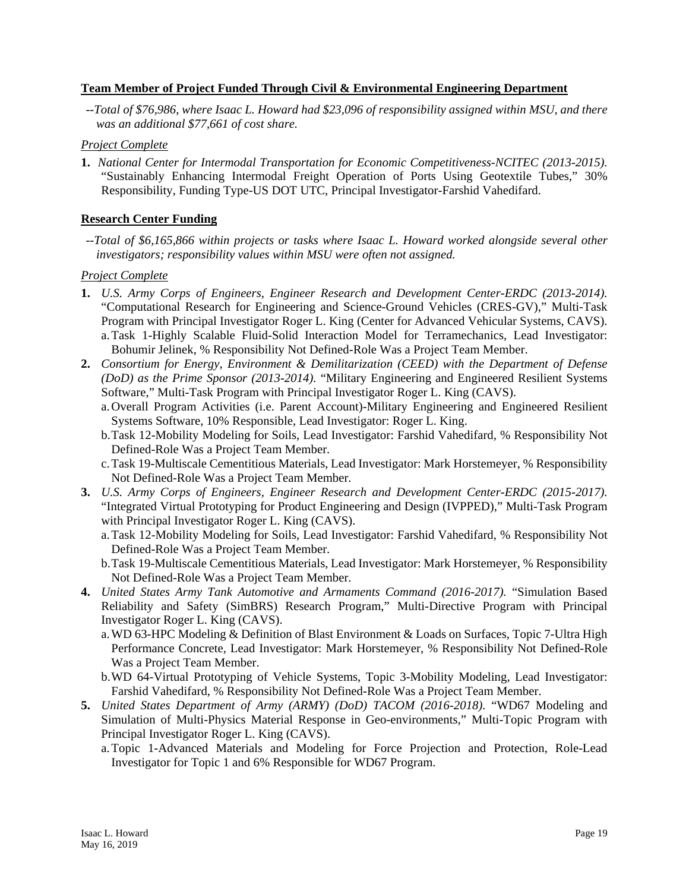**Team Member of Project Funded Through Civil & Environmental Engineering Department**

*--Total of $76,986, where Isaac L. Howard had $23,096 of responsibility assigned within MSU, and there was an additional $77,661 of cost share.*

*Project Complete*

1. *National Center for Intermodal Transportation for Economic Competitiveness-NCITEC (2013-2015).* "Sustainably Enhancing Intermodal Freight Operation of Ports Using Geotextile Tubes," 30% Responsibility, Funding Type-US DOT UTC, Principal Investigator-Farshid Vahedifard.

**Research Center Funding**

*--Total of $6,165,866 within projects or tasks where Isaac L. Howard worked alongside several other investigators; responsibility values within MSU were often not assigned.*

*Project Complete*

1. *U.S. Army Corps of Engineers, Engineer Research and Development Center-ERDC (2013-2014).* "Computational Research for Engineering and Science-Ground Vehicles (CRES-GV)," Multi-Task Program with Principal Investigator Roger L. King (Center for Advanced Vehicular Systems, CAVS).
   a. Task 1-Highly Scalable Fluid-Solid Interaction Model for Terramechanics, Lead Investigator: Bohumir Jelinek, % Responsibility Not Defined-Role Was a Project Team Member.
2. *Consortium for Energy, Environment & Demilitarization (CEED) with the Department of Defense (DoD) as the Prime Sponsor (2013-2014).* "Military Engineering and Engineered Resilient Systems Software," Multi-Task Program with Principal Investigator Roger L. King (CAVS).
   a. Overall Program Activities (i.e. Parent Account)-Military Engineering and Engineered Resilient Systems Software, 10% Responsible, Lead Investigator: Roger L. King.
   b. Task 12-Mobility Modeling for Soils, Lead Investigator: Farshid Vahedifard, % Responsibility Not Defined-Role Was a Project Team Member.
   c. Task 19-Multiscale Cementitious Materials, Lead Investigator: Mark Horstemeyer, % Responsibility Not Defined-Role Was a Project Team Member.
3. *U.S. Army Corps of Engineers, Engineer Research and Development Center-ERDC (2015-2017).* "Integrated Virtual Prototyping for Product Engineering and Design (IVPPED)," Multi-Task Program with Principal Investigator Roger L. King (CAVS).
   a. Task 12-Mobility Modeling for Soils, Lead Investigator: Farshid Vahedifard, % Responsibility Not Defined-Role Was a Project Team Member.
   b. Task 19-Multiscale Cementitious Materials, Lead Investigator: Mark Horstemeyer, % Responsibility Not Defined-Role Was a Project Team Member.
4. *United States Army Tank Automotive and Armaments Command (2016-2017).* "Simulation Based Reliability and Safety (SimBRS) Research Program," Multi-Directive Program with Principal Investigator Roger L. King (CAVS).
   a. WD 63-HPC Modeling & Definition of Blast Environment & Loads on Surfaces, Topic 7-Ultra High Performance Concrete, Lead Investigator: Mark Horstemeyer, % Responsibility Not Defined-Role Was a Project Team Member.
   b. WD 64-Virtual Prototyping of Vehicle Systems, Topic 3-Mobility Modeling, Lead Investigator: Farshid Vahedifard, % Responsibility Not Defined-Role Was a Project Team Member.
5. *United States Department of Army (ARMY) (DoD) TACOM (2016-2018).* "WD67 Modeling and Simulation of Multi-Physics Material Response in Geo-environments," Multi-Topic Program with Principal Investigator Roger L. King (CAVS).
   a. Topic 1-Advanced Materials and Modeling for Force Projection and Protection, Role-Lead Investigator for Topic 1 and 6% Responsible for WD67 Program.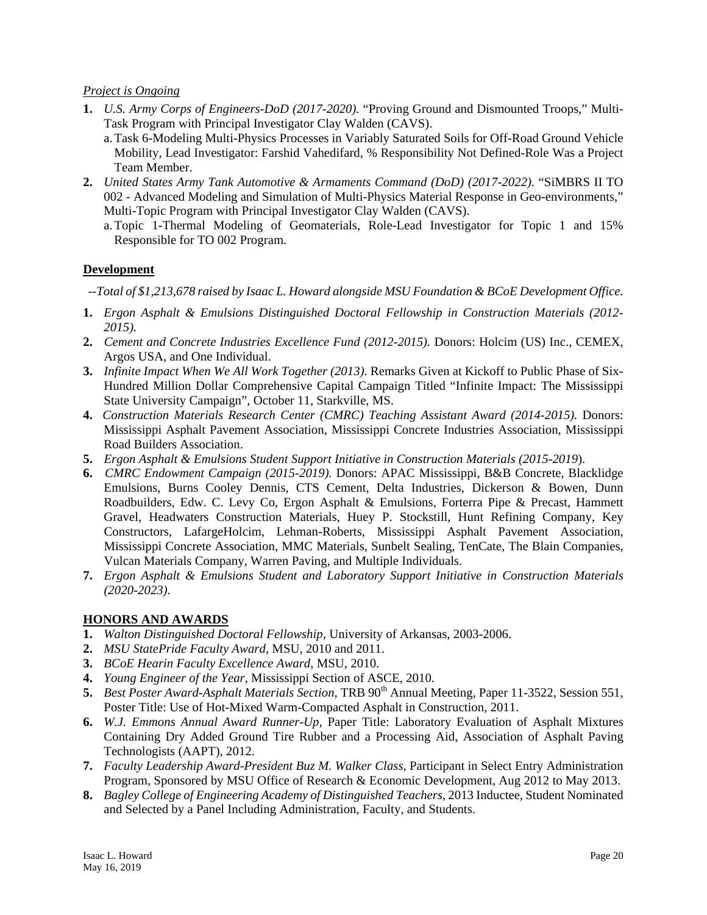*Project is Ongoing*

1. *U.S. Army Corps of Engineers-DoD (2017-2020).* “Proving Ground and Dismounted Troops,” Multi-Task Program with Principal Investigator Clay Walden (CAVS).
   a. Task 6-Modeling Multi-Physics Processes in Variably Saturated Soils for Off-Road Ground Vehicle Mobility, Lead Investigator: Farshid Vahedifard, % Responsibility Not Defined-Role Was a Project Team Member.
2. *United States Army Tank Automotive & Armaments Command (DoD) (2017-2022).* “SiMBRS II TO 002 - Advanced Modeling and Simulation of Multi-Physics Material Response in Geo-environments,” Multi-Topic Program with Principal Investigator Clay Walden (CAVS).
   a. Topic 1-Thermal Modeling of Geomaterials, Role-Lead Investigator for Topic 1 and 15% Responsible for TO 002 Program.

## Development

*--Total of $1,213,678 raised by Isaac L. Howard alongside MSU Foundation & BCoE Development Office.*

1. *Ergon Asphalt & Emulsions Distinguished Doctoral Fellowship in Construction Materials (2012-2015).*
2. *Cement and Concrete Industries Excellence Fund (2012-2015).* Donors: Holcim (US) Inc., CEMEX, Argos USA, and One Individual.
3. *Infinite Impact When We All Work Together (2013).* Remarks Given at Kickoff to Public Phase of Six-Hundred Million Dollar Comprehensive Capital Campaign Titled “Infinite Impact: The Mississippi State University Campaign”, October 11, Starkville, MS.
4. *Construction Materials Research Center (CMRC) Teaching Assistant Award (2014-2015).* Donors: Mississippi Asphalt Pavement Association, Mississippi Concrete Industries Association, Mississippi Road Builders Association.
5. *Ergon Asphalt & Emulsions Student Support Initiative in Construction Materials (2015-2019*).
6. *CMRC Endowment Campaign (2015-2019).* Donors: APAC Mississippi, B&B Concrete, Blacklidge Emulsions, Burns Cooley Dennis, CTS Cement, Delta Industries, Dickerson & Bowen, Dunn Roadbuilders, Edw. C. Levy Co, Ergon Asphalt & Emulsions, Forterra Pipe & Precast, Hammett Gravel, Headwaters Construction Materials, Huey P. Stockstill, Hunt Refining Company, Key Constructors, LafargeHolcim, Lehman-Roberts, Mississippi Asphalt Pavement Association, Mississippi Concrete Association, MMC Materials, Sunbelt Sealing, TenCate, The Blain Companies, Vulcan Materials Company, Warren Paving, and Multiple Individuals.
7. *Ergon Asphalt & Emulsions Student and Laboratory Support Initiative in Construction Materials (2020-2023).*

## HONORS AND AWARDS

1. *Walton Distinguished Doctoral Fellowship*, University of Arkansas, 2003-2006.
2. *MSU StatePride Faculty Award*, MSU, 2010 and 2011.
3. *BCoE Hearin Faculty Excellence Award*, MSU, 2010.
4. *Young Engineer of the Year*, Mississippi Section of ASCE, 2010.
5. *Best Poster Award-Asphalt Materials Section*, TRB 90th Annual Meeting, Paper 11-3522, Session 551, Poster Title: Use of Hot-Mixed Warm-Compacted Asphalt in Construction, 2011.
6. *W.J. Emmons Annual Award Runner-Up*, Paper Title: Laboratory Evaluation of Asphalt Mixtures Containing Dry Added Ground Tire Rubber and a Processing Aid, Association of Asphalt Paving Technologists (AAPT), 2012.
7. *Faculty Leadership Award-President Buz M. Walker Class*, Participant in Select Entry Administration Program, Sponsored by MSU Office of Research & Economic Development, Aug 2012 to May 2013.
8. *Bagley College of Engineering Academy of Distinguished Teachers*, 2013 Inductee, Student Nominated and Selected by a Panel Including Administration, Faculty, and Students.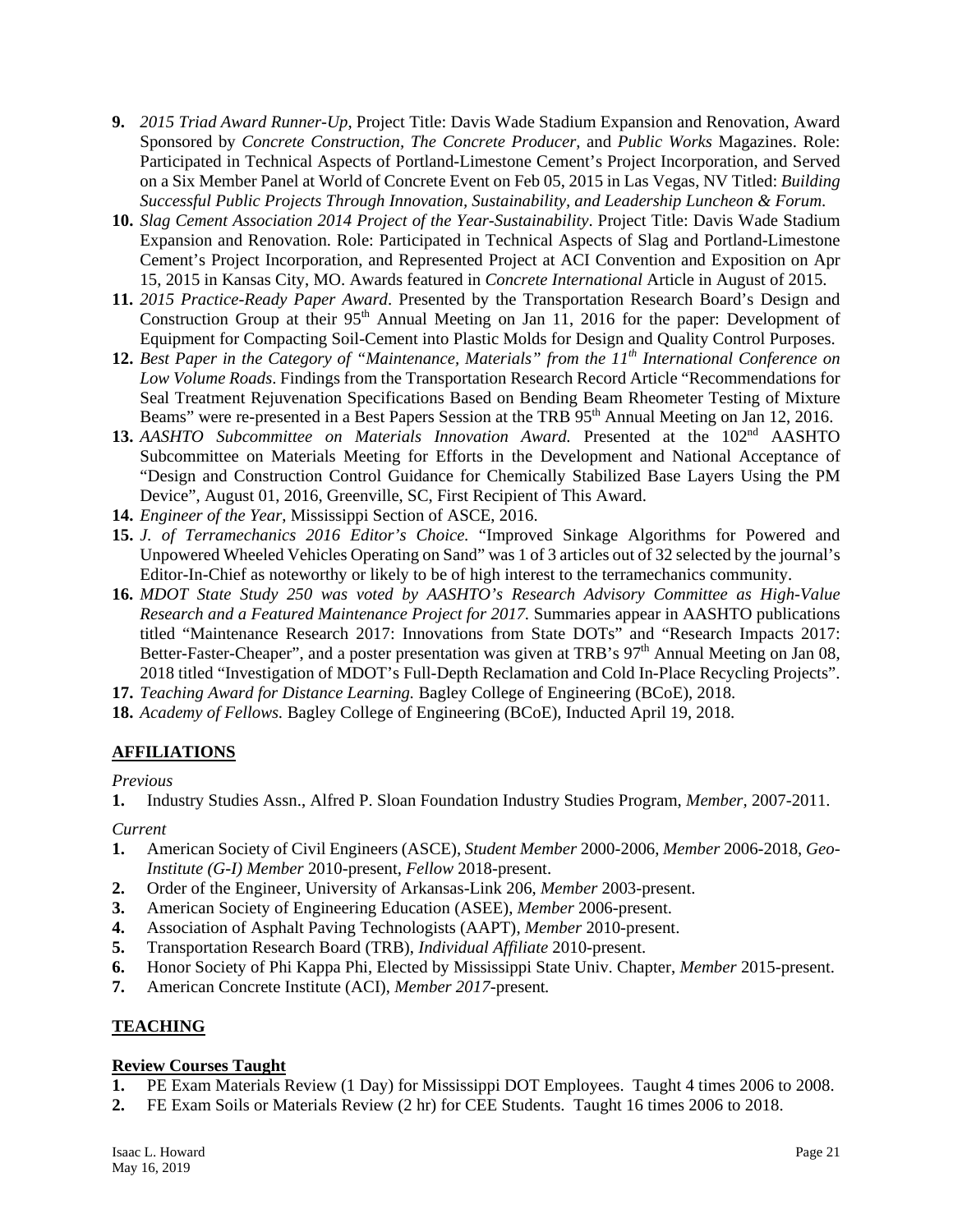9. *2015 Triad Award Runner-Up*, Project Title: Davis Wade Stadium Expansion and Renovation, Award Sponsored by *Concrete Construction, The Concrete Producer,* and *Public Works* Magazines. Role: Participated in Technical Aspects of Portland-Limestone Cement's Project Incorporation, and Served on a Six Member Panel at World of Concrete Event on Feb 05, 2015 in Las Vegas, NV Titled: *Building Successful Public Projects Through Innovation, Sustainability, and Leadership Luncheon & Forum*.
10. *Slag Cement Association 2014 Project of the Year-Sustainability*. Project Title: Davis Wade Stadium Expansion and Renovation. Role: Participated in Technical Aspects of Slag and Portland-Limestone Cement's Project Incorporation, and Represented Project at ACI Convention and Exposition on Apr 15, 2015 in Kansas City, MO. Awards featured in *Concrete International* Article in August of 2015.
11. *2015 Practice-Ready Paper Award*. Presented by the Transportation Research Board's Design and Construction Group at their 95th Annual Meeting on Jan 11, 2016 for the paper: Development of Equipment for Compacting Soil-Cement into Plastic Molds for Design and Quality Control Purposes.
12. *Best Paper in the Category of "Maintenance, Materials" from the 11th International Conference on Low Volume Roads*. Findings from the Transportation Research Record Article "Recommendations for Seal Treatment Rejuvenation Specifications Based on Bending Beam Rheometer Testing of Mixture Beams" were re-presented in a Best Papers Session at the TRB 95th Annual Meeting on Jan 12, 2016.
13. *AASHTO Subcommittee on Materials Innovation Award.* Presented at the 102nd AASHTO Subcommittee on Materials Meeting for Efforts in the Development and National Acceptance of "Design and Construction Control Guidance for Chemically Stabilized Base Layers Using the PM Device", August 01, 2016, Greenville, SC, First Recipient of This Award.
14. *Engineer of the Year*, Mississippi Section of ASCE, 2016.
15. *J. of Terramechanics 2016 Editor's Choice.* "Improved Sinkage Algorithms for Powered and Unpowered Wheeled Vehicles Operating on Sand" was 1 of 3 articles out of 32 selected by the journal's Editor-In-Chief as noteworthy or likely to be of high interest to the terramechanics community.
16. *MDOT State Study 250 was voted by AASHTO's Research Advisory Committee as High-Value Research and a Featured Maintenance Project for 2017*. Summaries appear in AASHTO publications titled "Maintenance Research 2017: Innovations from State DOTs" and "Research Impacts 2017: Better-Faster-Cheaper", and a poster presentation was given at TRB's 97th Annual Meeting on Jan 08, 2018 titled "Investigation of MDOT's Full-Depth Reclamation and Cold In-Place Recycling Projects".
17. *Teaching Award for Distance Learning.* Bagley College of Engineering (BCoE), 2018.
18. *Academy of Fellows.* Bagley College of Engineering (BCoE), Inducted April 19, 2018.

## AFFILIATIONS

*Previous*

1. Industry Studies Assn., Alfred P. Sloan Foundation Industry Studies Program, *Member*, 2007-2011.

*Current*

1. American Society of Civil Engineers (ASCE), *Student Member* 2000-2006, *Member* 2006-2018, *Geo-Institute (G-I) Member* 2010-present, *Fellow* 2018-present.
2. Order of the Engineer, University of Arkansas-Link 206, *Member* 2003-present.
3. American Society of Engineering Education (ASEE), *Member* 2006-present.
4. Association of Asphalt Paving Technologists (AAPT), *Member* 2010-present.
5. Transportation Research Board (TRB), *Individual Affiliate* 2010-present.
6. Honor Society of Phi Kappa Phi, Elected by Mississippi State Univ. Chapter, *Member* 2015-present.
7. American Concrete Institute (ACI), *Member 2017*-present*.*

## TEACHING

### Review Courses Taught

1. PE Exam Materials Review (1 Day) for Mississippi DOT Employees. Taught 4 times 2006 to 2008.
2. FE Exam Soils or Materials Review (2 hr) for CEE Students. Taught 16 times 2006 to 2018.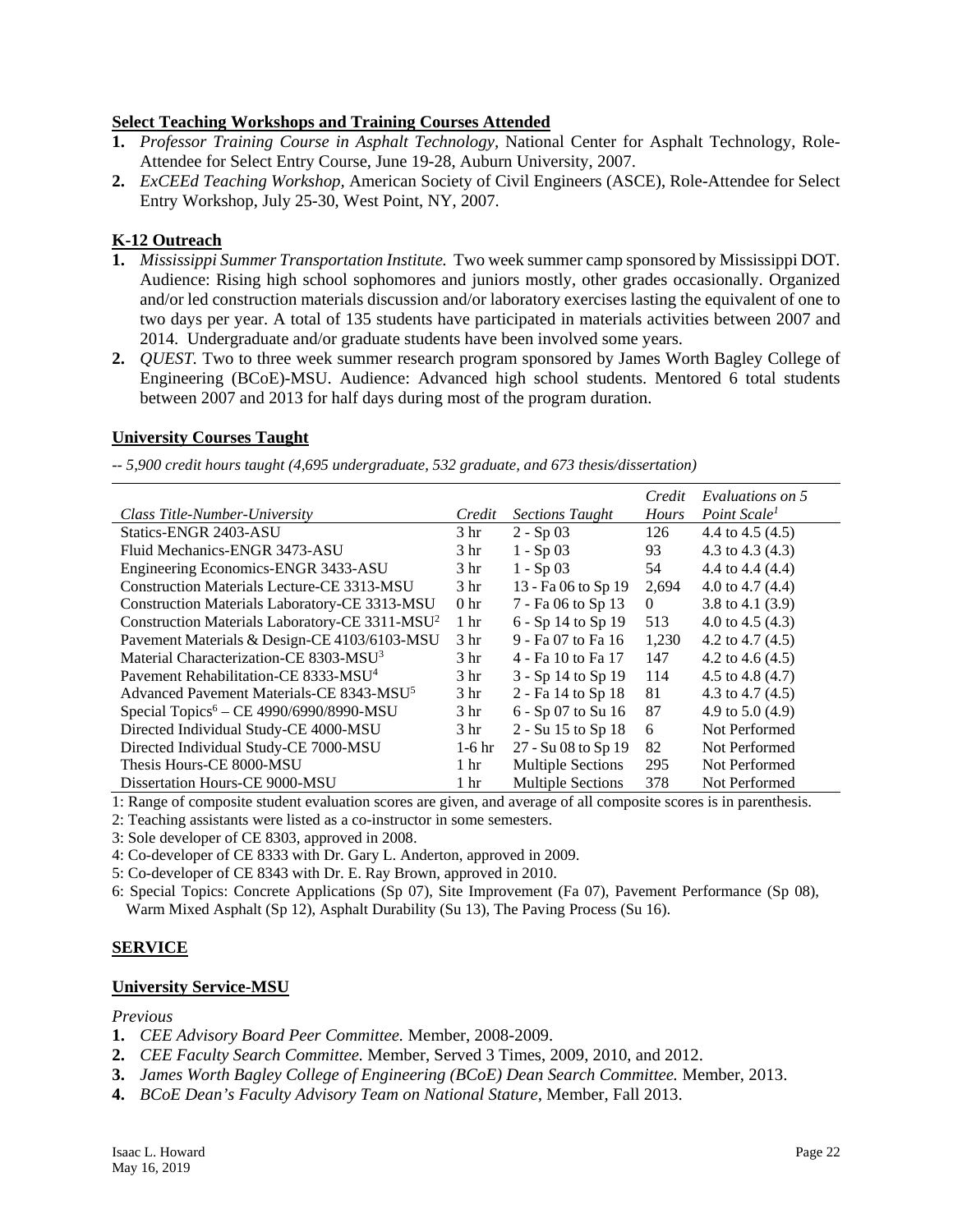**Select Teaching Workshops and Training Courses Attended**

1. *Professor Training Course in Asphalt Technology*, National Center for Asphalt Technology, Role-Attendee for Select Entry Course, June 19-28, Auburn University, 2007.
2. *ExCEEd Teaching Workshop*, American Society of Civil Engineers (ASCE), Role-Attendee for Select Entry Workshop, July 25-30, West Point, NY, 2007.

**K-12 Outreach**

1. *Mississippi Summer Transportation Institute.* Two week summer camp sponsored by Mississippi DOT. Audience: Rising high school sophomores and juniors mostly, other grades occasionally. Organized and/or led construction materials discussion and/or laboratory exercises lasting the equivalent of one to two days per year. A total of 135 students have participated in materials activities between 2007 and 2014. Undergraduate and/or graduate students have been involved some years.
2. *QUEST.* Two to three week summer research program sponsored by James Worth Bagley College of Engineering (BCoE)-MSU. Audience: Advanced high school students. Mentored 6 total students between 2007 and 2013 for half days during most of the program duration.

**University Courses Taught**

*-- 5,900 credit hours taught (4,695 undergraduate, 532 graduate, and 673 thesis/dissertation)*

| *Class Title-Number-University* | *Credit* | *Sections Taught* | *Credit Hours* | *Evaluations on 5 Point Scale[1]* |
|---|---|---|---|---|
| Statics-ENGR 2403-ASU | 3 hr | 2 - Sp 03 | 126 | 4.4 to 4.5 (4.5) |
| Fluid Mechanics-ENGR 3473-ASU | 3 hr | 1 - Sp 03 | 93 | 4.3 to 4.3 (4.3) |
| Engineering Economics-ENGR 3433-ASU | 3 hr | 1 - Sp 03 | 54 | 4.4 to 4.4 (4.4) |
| Construction Materials Lecture-CE 3313-MSU | 3 hr | 13 - Fa 06 to Sp 19 | 2,694 | 4.0 to 4.7 (4.4) |
| Construction Materials Laboratory-CE 3313-MSU | 0 hr | 7 - Fa 06 to Sp 13 | 0 | 3.8 to 4.1 (3.9) |
| Construction Materials Laboratory-CE 3311-MSU[2] | 1 hr | 6 - Sp 14 to Sp 19 | 513 | 4.0 to 4.5 (4.3) |
| Pavement Materials & Design-CE 4103/6103-MSU | 3 hr | 9 - Fa 07 to Fa 16 | 1,230 | 4.2 to 4.7 (4.5) |
| Material Characterization-CE 8303-MSU[3] | 3 hr | 4 - Fa 10 to Fa 17 | 147 | 4.2 to 4.6 (4.5) |
| Pavement Rehabilitation-CE 8333-MSU[4] | 3 hr | 3 - Sp 14 to Sp 19 | 114 | 4.5 to 4.8 (4.7) |
| Advanced Pavement Materials-CE 8343-MSU[5] | 3 hr | 2 - Fa 14 to Sp 18 | 81 | 4.3 to 4.7 (4.5) |
| Special Topics[6] – CE 4990/6990/8990-MSU | 3 hr | 6 - Sp 07 to Su 16 | 87 | 4.9 to 5.0 (4.9) |
| Directed Individual Study-CE 4000-MSU | 3 hr | 2 - Su 15 to Sp 18 | 6 | Not Performed |
| Directed Individual Study-CE 7000-MSU | 1-6 hr | 27 - Su 08 to Sp 19 | 82 | Not Performed |
| Thesis Hours-CE 8000-MSU | 1 hr | Multiple Sections | 295 | Not Performed |
| Dissertation Hours-CE 9000-MSU | 1 hr | Multiple Sections | 378 | Not Performed |

1: Range of composite student evaluation scores are given, and average of all composite scores is in parenthesis.
2: Teaching assistants were listed as a co-instructor in some semesters.
3: Sole developer of CE 8303, approved in 2008.
4: Co-developer of CE 8333 with Dr. Gary L. Anderton, approved in 2009.
5: Co-developer of CE 8343 with Dr. E. Ray Brown, approved in 2010.
6: Special Topics: Concrete Applications (Sp 07), Site Improvement (Fa 07), Pavement Performance (Sp 08), Warm Mixed Asphalt (Sp 12), Asphalt Durability (Su 13), The Paving Process (Su 16).

## SERVICE

**University Service-MSU**

*Previous*

1. *CEE Advisory Board Peer Committee.* Member, 2008-2009.
2. *CEE Faculty Search Committee.* Member, Served 3 Times, 2009, 2010, and 2012.
3. *James Worth Bagley College of Engineering (BCoE) Dean Search Committee.* Member, 2013.
4. *BCoE Dean's Faculty Advisory Team on National Stature*, Member, Fall 2013.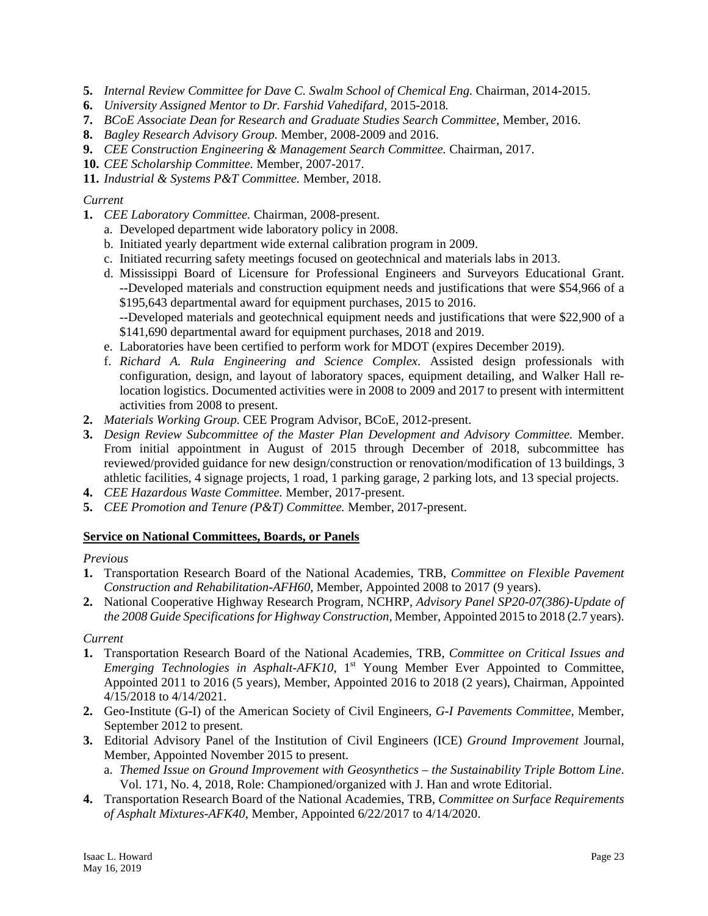5. *Internal Review Committee for Dave C. Swalm School of Chemical Eng.* Chairman, 2014-2015.
6. *University Assigned Mentor to Dr. Farshid Vahedifard,* 2015-2018*.*
7. *BCoE Associate Dean for Research and Graduate Studies Search Committee,* Member, 2016.
8. *Bagley Research Advisory Group.* Member, 2008-2009 and 2016.
9. *CEE Construction Engineering & Management Search Committee.* Chairman, 2017.
10. *CEE Scholarship Committee.* Member, 2007-2017.
11. *Industrial & Systems P&T Committee.* Member, 2018.

*Current*

1. *CEE Laboratory Committee.* Chairman, 2008-present.
   a. Developed department wide laboratory policy in 2008.
   b. Initiated yearly department wide external calibration program in 2009.
   c. Initiated recurring safety meetings focused on geotechnical and materials labs in 2013.
   d. Mississippi Board of Licensure for Professional Engineers and Surveyors Educational Grant. --Developed materials and construction equipment needs and justifications that were $54,966 of a $195,643 departmental award for equipment purchases, 2015 to 2016.
   --Developed materials and geotechnical equipment needs and justifications that were $22,900 of a $141,690 departmental award for equipment purchases, 2018 and 2019.
   e. Laboratories have been certified to perform work for MDOT (expires December 2019).
   f. *Richard A. Rula Engineering and Science Complex*. Assisted design professionals with configuration, design, and layout of laboratory spaces, equipment detailing, and Walker Hall re-location logistics. Documented activities were in 2008 to 2009 and 2017 to present with intermittent activities from 2008 to present.
2. *Materials Working Group.* CEE Program Advisor, BCoE, 2012-present.
3. *Design Review Subcommittee of the Master Plan Development and Advisory Committee.* Member. From initial appointment in August of 2015 through December of 2018, subcommittee has reviewed/provided guidance for new design/construction or renovation/modification of 13 buildings, 3 athletic facilities, 4 signage projects, 1 road, 1 parking garage, 2 parking lots, and 13 special projects.
4. *CEE Hazardous Waste Committee.* Member, 2017-present.
5. *CEE Promotion and Tenure (P&T) Committee.* Member, 2017-present.

**<u>Service on National Committees, Boards, or Panels</u>**

*Previous*

1. Transportation Research Board of the National Academies, TRB, *Committee on Flexible Pavement Construction and Rehabilitation-AFH60,* Member, Appointed 2008 to 2017 (9 years).
2. National Cooperative Highway Research Program, NCHRP, *Advisory Panel SP20-07(386)-Update of the 2008 Guide Specifications for Highway Construction*, Member, Appointed 2015 to 2018 (2.7 years).

*Current*

1. Transportation Research Board of the National Academies, TRB, *Committee on Critical Issues and Emerging Technologies in Asphalt-AFK10*, 1st Young Member Ever Appointed to Committee, Appointed 2011 to 2016 (5 years), Member, Appointed 2016 to 2018 (2 years), Chairman, Appointed 4/15/2018 to 4/14/2021.
2. Geo-Institute (G-I) of the American Society of Civil Engineers, *G-I Pavements Committee*, Member, September 2012 to present.
3. Editorial Advisory Panel of the Institution of Civil Engineers (ICE) *Ground Improvement* Journal, Member, Appointed November 2015 to present.
   a. *Themed Issue on Ground Improvement with Geosynthetics – the Sustainability Triple Bottom Line*. Vol. 171, No. 4, 2018, Role: Championed/organized with J. Han and wrote Editorial.
4. Transportation Research Board of the National Academies, TRB, *Committee on Surface Requirements of Asphalt Mixtures-AFK40*, Member, Appointed 6/22/2017 to 4/14/2020.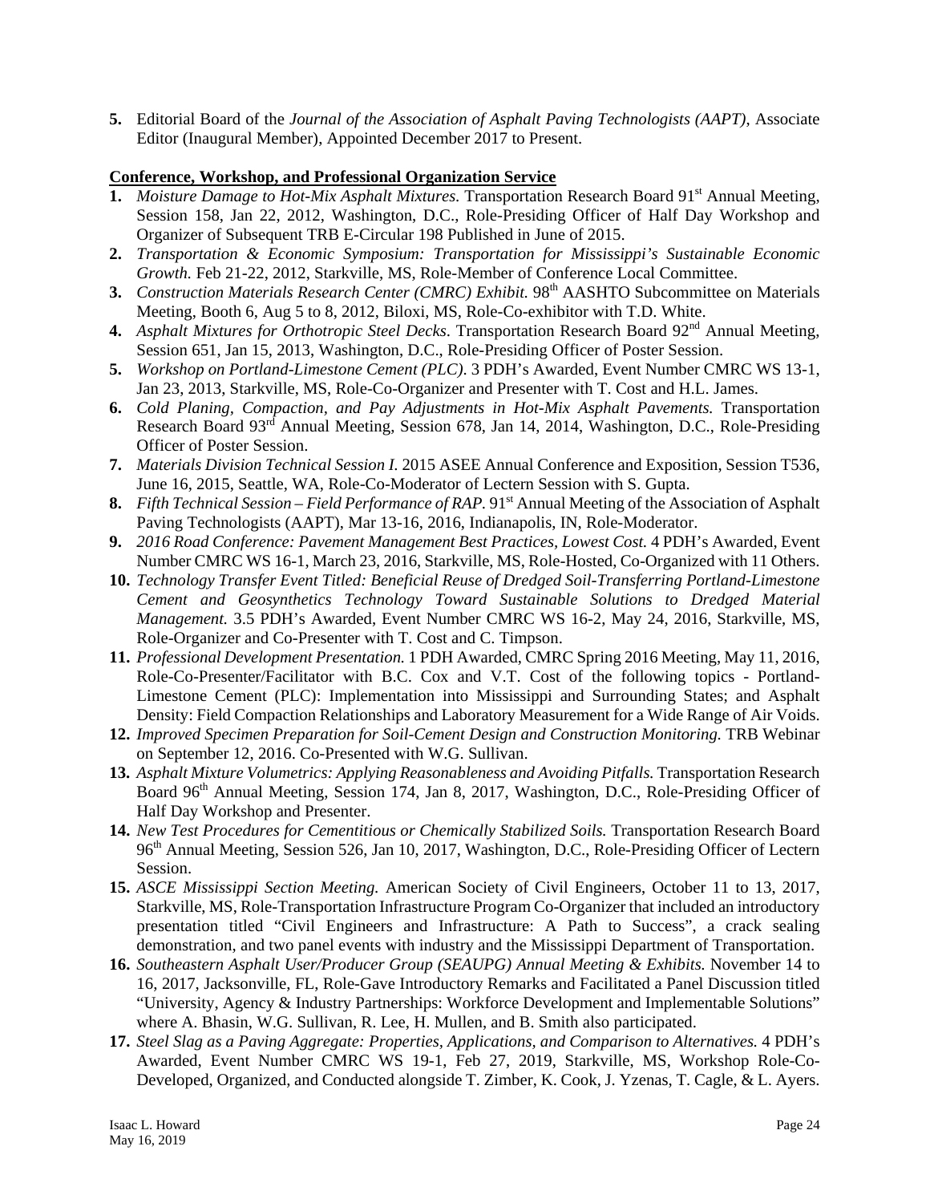**5.** Editorial Board of the *Journal of the Association of Asphalt Paving Technologists (AAPT)*, Associate Editor (Inaugural Member), Appointed December 2017 to Present.

**Conference, Workshop, and Professional Organization Service**

1. *Moisture Damage to Hot-Mix Asphalt Mixtures.* Transportation Research Board 91st Annual Meeting, Session 158, Jan 22, 2012, Washington, D.C., Role-Presiding Officer of Half Day Workshop and Organizer of Subsequent TRB E-Circular 198 Published in June of 2015.
2. *Transportation & Economic Symposium: Transportation for Mississippi's Sustainable Economic Growth.* Feb 21-22, 2012, Starkville, MS, Role-Member of Conference Local Committee.
3. *Construction Materials Research Center (CMRC) Exhibit.* 98th AASHTO Subcommittee on Materials Meeting, Booth 6, Aug 5 to 8, 2012, Biloxi, MS, Role-Co-exhibitor with T.D. White.
4. *Asphalt Mixtures for Orthotropic Steel Decks.* Transportation Research Board 92nd Annual Meeting, Session 651, Jan 15, 2013, Washington, D.C., Role-Presiding Officer of Poster Session.
5. *Workshop on Portland-Limestone Cement (PLC).* 3 PDH's Awarded, Event Number CMRC WS 13-1, Jan 23, 2013, Starkville, MS, Role-Co-Organizer and Presenter with T. Cost and H.L. James.
6. *Cold Planing, Compaction, and Pay Adjustments in Hot-Mix Asphalt Pavements.* Transportation Research Board 93rd Annual Meeting, Session 678, Jan 14, 2014, Washington, D.C., Role-Presiding Officer of Poster Session.
7. *Materials Division Technical Session I.* 2015 ASEE Annual Conference and Exposition, Session T536, June 16, 2015, Seattle, WA, Role-Co-Moderator of Lectern Session with S. Gupta.
8. *Fifth Technical Session – Field Performance of RAP.* 91st Annual Meeting of the Association of Asphalt Paving Technologists (AAPT), Mar 13-16, 2016, Indianapolis, IN, Role-Moderator.
9. *2016 Road Conference: Pavement Management Best Practices, Lowest Cost.* 4 PDH's Awarded, Event Number CMRC WS 16-1, March 23, 2016, Starkville, MS, Role-Hosted, Co-Organized with 11 Others.
10. *Technology Transfer Event Titled: Beneficial Reuse of Dredged Soil-Transferring Portland-Limestone Cement and Geosynthetics Technology Toward Sustainable Solutions to Dredged Material Management.* 3.5 PDH's Awarded, Event Number CMRC WS 16-2, May 24, 2016, Starkville, MS, Role-Organizer and Co-Presenter with T. Cost and C. Timpson.
11. *Professional Development Presentation.* 1 PDH Awarded, CMRC Spring 2016 Meeting, May 11, 2016, Role-Co-Presenter/Facilitator with B.C. Cox and V.T. Cost of the following topics - Portland-Limestone Cement (PLC): Implementation into Mississippi and Surrounding States; and Asphalt Density: Field Compaction Relationships and Laboratory Measurement for a Wide Range of Air Voids.
12. *Improved Specimen Preparation for Soil-Cement Design and Construction Monitoring.* TRB Webinar on September 12, 2016. Co-Presented with W.G. Sullivan.
13. *Asphalt Mixture Volumetrics: Applying Reasonableness and Avoiding Pitfalls.* Transportation Research Board 96th Annual Meeting, Session 174, Jan 8, 2017, Washington, D.C., Role-Presiding Officer of Half Day Workshop and Presenter.
14. *New Test Procedures for Cementitious or Chemically Stabilized Soils.* Transportation Research Board 96th Annual Meeting, Session 526, Jan 10, 2017, Washington, D.C., Role-Presiding Officer of Lectern Session.
15. *ASCE Mississippi Section Meeting.* American Society of Civil Engineers, October 11 to 13, 2017, Starkville, MS, Role-Transportation Infrastructure Program Co-Organizer that included an introductory presentation titled "Civil Engineers and Infrastructure: A Path to Success", a crack sealing demonstration, and two panel events with industry and the Mississippi Department of Transportation.
16. *Southeastern Asphalt User/Producer Group (SEAUPG) Annual Meeting & Exhibits.* November 14 to 16, 2017, Jacksonville, FL, Role-Gave Introductory Remarks and Facilitated a Panel Discussion titled "University, Agency & Industry Partnerships: Workforce Development and Implementable Solutions" where A. Bhasin, W.G. Sullivan, R. Lee, H. Mullen, and B. Smith also participated.
17. *Steel Slag as a Paving Aggregate: Properties, Applications, and Comparison to Alternatives.* 4 PDH's Awarded, Event Number CMRC WS 19-1, Feb 27, 2019, Starkville, MS, Workshop Role-Co-Developed, Organized, and Conducted alongside T. Zimber, K. Cook, J. Yzenas, T. Cagle, & L. Ayers.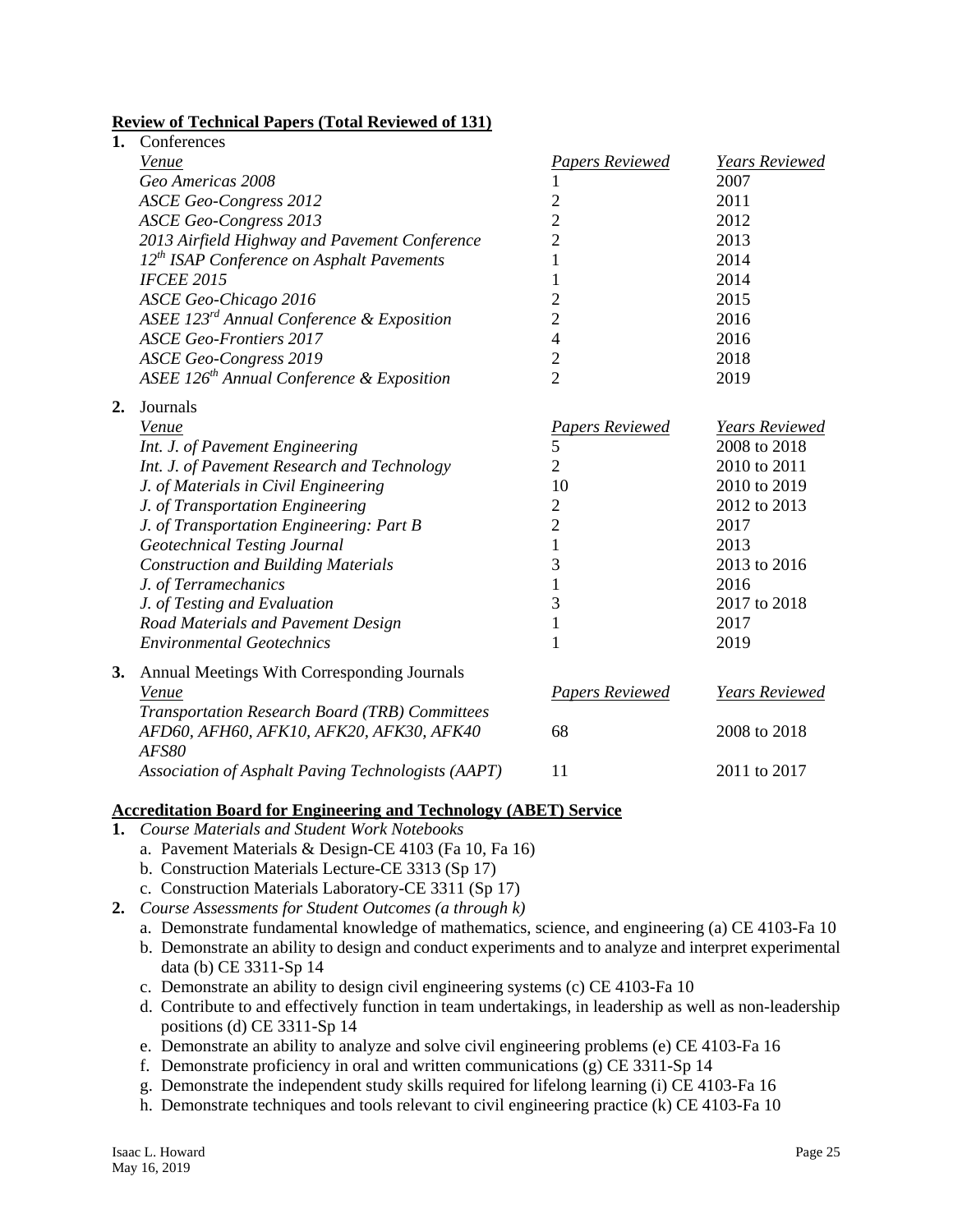**Review of Technical Papers (Total Reviewed of 131)**

1. Conferences

| *Venue* | *Papers Reviewed* | *Years Reviewed* |
|---|---|---|
| *Geo Americas 2008* | 1 | 2007 |
| *ASCE Geo-Congress 2012* | 2 | 2011 |
| *ASCE Geo-Congress 2013* | 2 | 2012 |
| *2013 Airfield Highway and Pavement Conference* | 2 | 2013 |
| *12th ISAP Conference on Asphalt Pavements* | 1 | 2014 |
| *IFCEE 2015* | 1 | 2014 |
| *ASCE Geo-Chicago 2016* | 2 | 2015 |
| *ASEE 123rd Annual Conference & Exposition* | 2 | 2016 |
| *ASCE Geo-Frontiers 2017* | 4 | 2016 |
| *ASCE Geo-Congress 2019* | 2 | 2018 |
| *ASEE 126th Annual Conference & Exposition* | 2 | 2019 |

2. Journals

| *Venue* | *Papers Reviewed* | *Years Reviewed* |
|---|---|---|
| *Int. J. of Pavement Engineering* | 5 | 2008 to 2018 |
| *Int. J. of Pavement Research and Technology* | 2 | 2010 to 2011 |
| *J. of Materials in Civil Engineering* | 10 | 2010 to 2019 |
| *J. of Transportation Engineering* | 2 | 2012 to 2013 |
| *J. of Transportation Engineering: Part B* | 2 | 2017 |
| *Geotechnical Testing Journal* | 1 | 2013 |
| *Construction and Building Materials* | 3 | 2013 to 2016 |
| *J. of Terramechanics* | 1 | 2016 |
| *J. of Testing and Evaluation* | 3 | 2017 to 2018 |
| *Road Materials and Pavement Design* | 1 | 2017 |
| *Environmental Geotechnics* | 1 | 2019 |

3. Annual Meetings With Corresponding Journals

| *Venue* | *Papers Reviewed* | *Years Reviewed* |
|---|---|---|
| *Transportation Research Board (TRB) Committees AFD60, AFH60, AFK10, AFK20, AFK30, AFK40 AFS80* | 68 | 2008 to 2018 |
| *Association of Asphalt Paving Technologists (AAPT)* | 11 | 2011 to 2017 |

**Accreditation Board for Engineering and Technology (ABET) Service**

1. *Course Materials and Student Work Notebooks*
   a. Pavement Materials & Design-CE 4103 (Fa 10, Fa 16)
   b. Construction Materials Lecture-CE 3313 (Sp 17)
   c. Construction Materials Laboratory-CE 3311 (Sp 17)
2. *Course Assessments for Student Outcomes (a through k)*
   a. Demonstrate fundamental knowledge of mathematics, science, and engineering (a) CE 4103-Fa 10
   b. Demonstrate an ability to design and conduct experiments and to analyze and interpret experimental data (b) CE 3311-Sp 14
   c. Demonstrate an ability to design civil engineering systems (c) CE 4103-Fa 10
   d. Contribute to and effectively function in team undertakings, in leadership as well as non-leadership positions (d) CE 3311-Sp 14
   e. Demonstrate an ability to analyze and solve civil engineering problems (e) CE 4103-Fa 16
   f. Demonstrate proficiency in oral and written communications (g) CE 3311-Sp 14
   g. Demonstrate the independent study skills required for lifelong learning (i) CE 4103-Fa 16
   h. Demonstrate techniques and tools relevant to civil engineering practice (k) CE 4103-Fa 10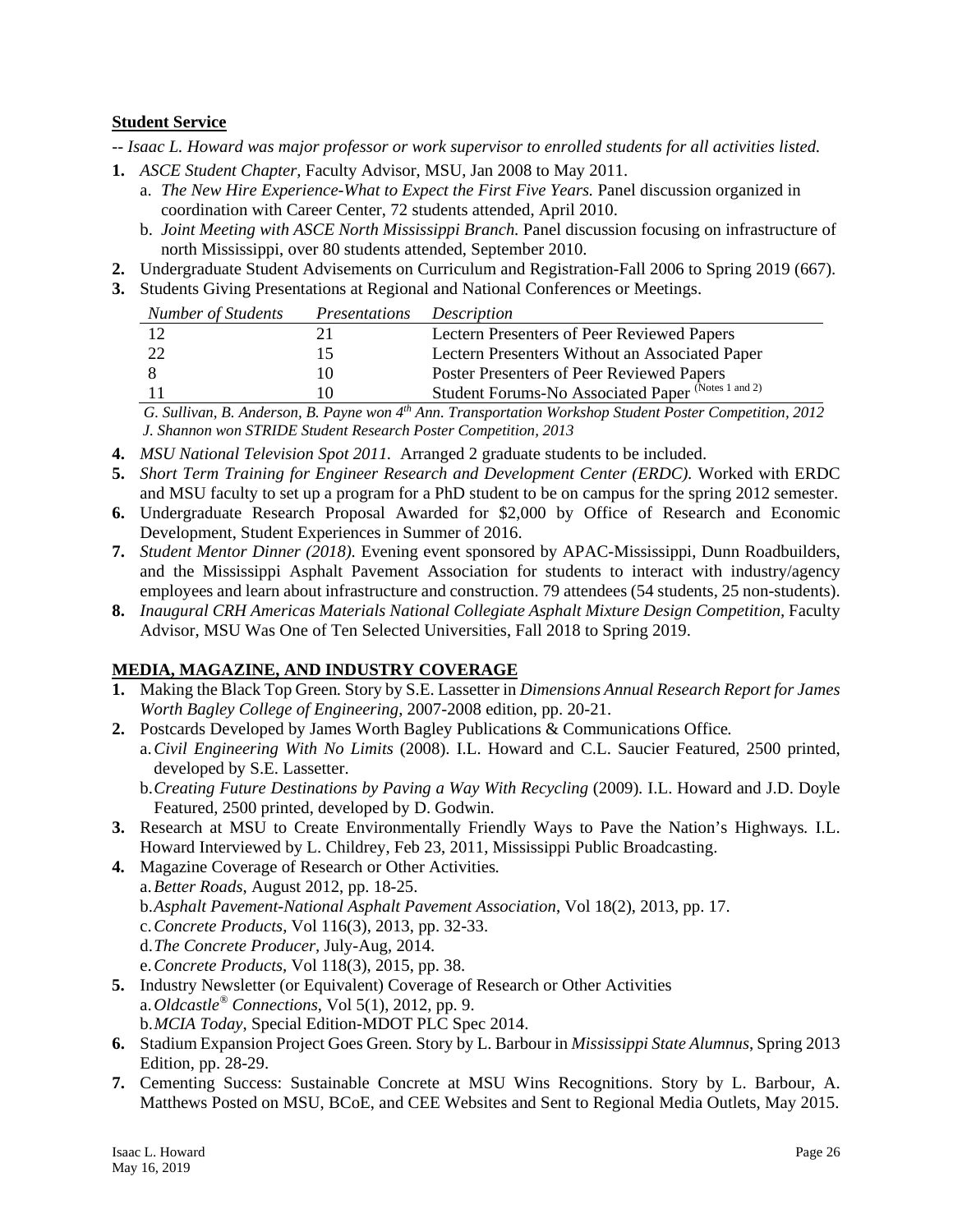**Student Service**

*-- Isaac L. Howard was major professor or work supervisor to enrolled students for all activities listed.*

**1.** *ASCE Student Chapter,* Faculty Advisor, MSU, Jan 2008 to May 2011.

   a. *The New Hire Experience-What to Expect the First Five Years.* Panel discussion organized in coordination with Career Center, 72 students attended, April 2010.

   b. *Joint Meeting with ASCE North Mississippi Branch.* Panel discussion focusing on infrastructure of north Mississippi, over 80 students attended, September 2010.

**2.** Undergraduate Student Advisements on Curriculum and Registration-Fall 2006 to Spring 2019 (667).

**3.** Students Giving Presentations at Regional and National Conferences or Meetings.

| *Number of Students* | *Presentations* | *Description* |
|---|---|---|
| 12 | 21 | Lectern Presenters of Peer Reviewed Papers |
| 22 | 15 | Lectern Presenters Without an Associated Paper |
| 8 | 10 | Poster Presenters of Peer Reviewed Papers |
| 11 | 10 | Student Forums-No Associated Paper (Notes 1 and 2) |

*G. Sullivan, B. Anderson, B. Payne won 4th Ann. Transportation Workshop Student Poster Competition, 2012*
*J. Shannon won STRIDE Student Research Poster Competition, 2013*

**4.** *MSU National Television Spot 2011.* Arranged 2 graduate students to be included.

**5.** *Short Term Training for Engineer Research and Development Center (ERDC).* Worked with ERDC and MSU faculty to set up a program for a PhD student to be on campus for the spring 2012 semester.

**6.** Undergraduate Research Proposal Awarded for $2,000 by Office of Research and Economic Development, Student Experiences in Summer of 2016.

**7.** *Student Mentor Dinner (2018).* Evening event sponsored by APAC-Mississippi, Dunn Roadbuilders, and the Mississippi Asphalt Pavement Association for students to interact with industry/agency employees and learn about infrastructure and construction. 79 attendees (54 students, 25 non-students).

**8.** *Inaugural CRH Americas Materials National Collegiate Asphalt Mixture Design Competition,* Faculty Advisor, MSU Was One of Ten Selected Universities, Fall 2018 to Spring 2019.

## MEDIA, MAGAZINE, AND INDUSTRY COVERAGE

**1.** Making the Black Top Green*.* Story by S.E. Lassetter in *Dimensions Annual Research Report for James Worth Bagley College of Engineering*, 2007-2008 edition, pp. 20-21.

**2.** Postcards Developed by James Worth Bagley Publications & Communications Office*.*

   a. *Civil Engineering With No Limits* (2008). I.L. Howard and C.L. Saucier Featured, 2500 printed, developed by S.E. Lassetter.

   b. *Creating Future Destinations by Paving a Way With Recycling* (2009). I.L. Howard and J.D. Doyle Featured, 2500 printed, developed by D. Godwin.

**3.** Research at MSU to Create Environmentally Friendly Ways to Pave the Nation's Highways*.* I.L. Howard Interviewed by L. Childrey, Feb 23, 2011, Mississippi Public Broadcasting.

**4.** Magazine Coverage of Research or Other Activities*.*

   a. *Better Roads*, August 2012, pp. 18-25.

   b. *Asphalt Pavement-National Asphalt Pavement Association*, Vol 18(2), 2013, pp. 17.

   c. *Concrete Products*, Vol 116(3), 2013, pp. 32-33.

   d. *The Concrete Producer,* July-Aug, 2014.

   e. *Concrete Products*, Vol 118(3), 2015, pp. 38.

**5.** Industry Newsletter (or Equivalent) Coverage of Research or Other Activities

   a. *Oldcastle® Connections*, Vol 5(1), 2012, pp. 9.

   b. *MCIA Today*, Special Edition-MDOT PLC Spec 2014.

**6.** Stadium Expansion Project Goes Green*.* Story by L. Barbour in *Mississippi State Alumnus*, Spring 2013 Edition, pp. 28-29.

**7.** Cementing Success: Sustainable Concrete at MSU Wins Recognitions. Story by L. Barbour, A. Matthews Posted on MSU, BCoE, and CEE Websites and Sent to Regional Media Outlets, May 2015.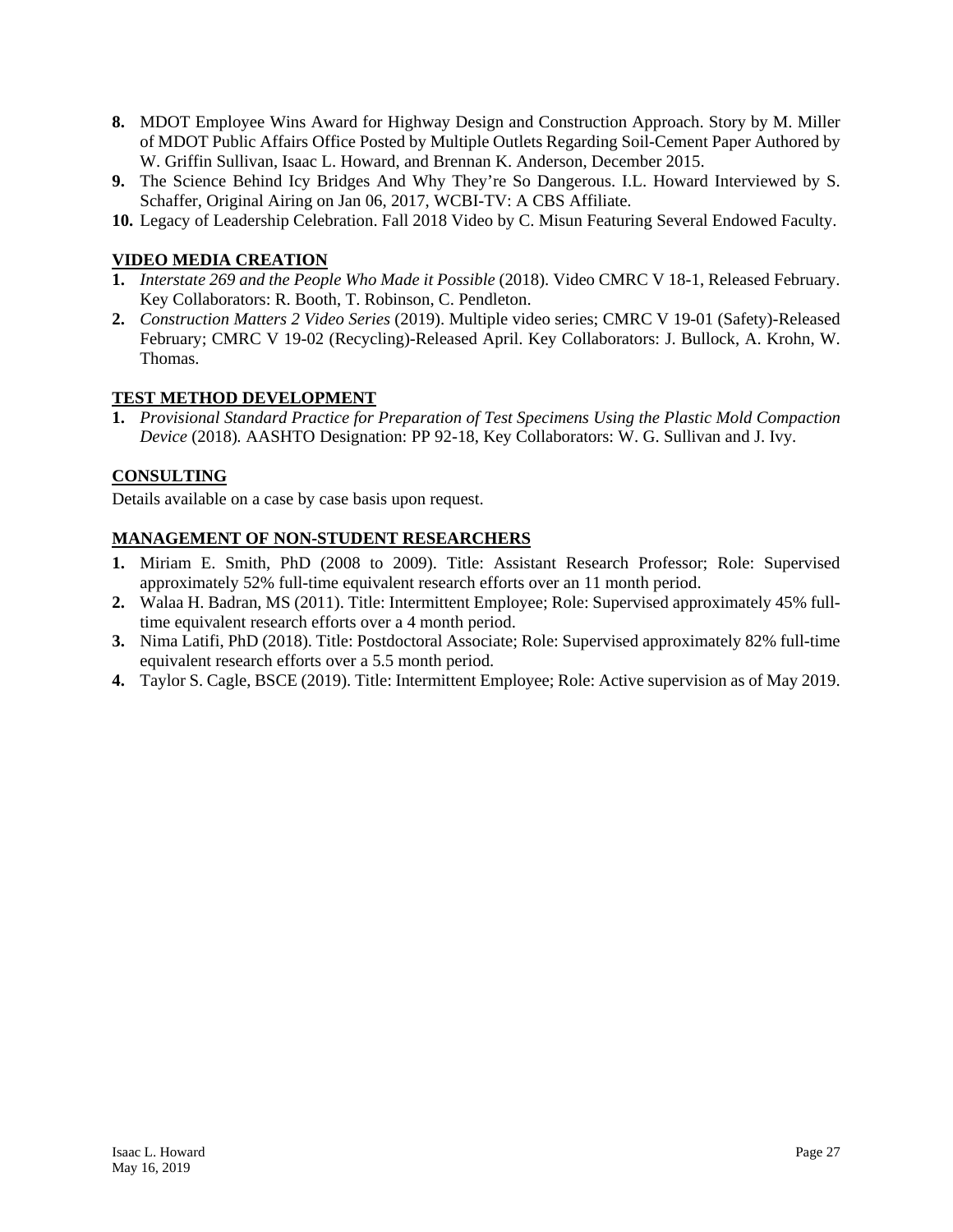8. MDOT Employee Wins Award for Highway Design and Construction Approach. Story by M. Miller of MDOT Public Affairs Office Posted by Multiple Outlets Regarding Soil-Cement Paper Authored by W. Griffin Sullivan, Isaac L. Howard, and Brennan K. Anderson, December 2015.
9. The Science Behind Icy Bridges And Why They're So Dangerous. I.L. Howard Interviewed by S. Schaffer, Original Airing on Jan 06, 2017, WCBI-TV: A CBS Affiliate.
10. Legacy of Leadership Celebration. Fall 2018 Video by C. Misun Featuring Several Endowed Faculty.

## VIDEO MEDIA CREATION

1. *Interstate 269 and the People Who Made it Possible* (2018). Video CMRC V 18-1, Released February. Key Collaborators: R. Booth, T. Robinson, C. Pendleton.
2. *Construction Matters 2 Video Series* (2019). Multiple video series; CMRC V 19-01 (Safety)-Released February; CMRC V 19-02 (Recycling)-Released April. Key Collaborators: J. Bullock, A. Krohn, W. Thomas.

## TEST METHOD DEVELOPMENT

1. *Provisional Standard Practice for Preparation of Test Specimens Using the Plastic Mold Compaction Device* (2018). AASHTO Designation: PP 92-18, Key Collaborators: W. G. Sullivan and J. Ivy.

## CONSULTING

Details available on a case by case basis upon request.

## MANAGEMENT OF NON-STUDENT RESEARCHERS

1. Miriam E. Smith, PhD (2008 to 2009). Title: Assistant Research Professor; Role: Supervised approximately 52% full-time equivalent research efforts over an 11 month period.
2. Walaa H. Badran, MS (2011). Title: Intermittent Employee; Role: Supervised approximately 45% full-time equivalent research efforts over a 4 month period.
3. Nima Latifi, PhD (2018). Title: Postdoctoral Associate; Role: Supervised approximately 82% full-time equivalent research efforts over a 5.5 month period.
4. Taylor S. Cagle, BSCE (2019). Title: Intermittent Employee; Role: Active supervision as of May 2019.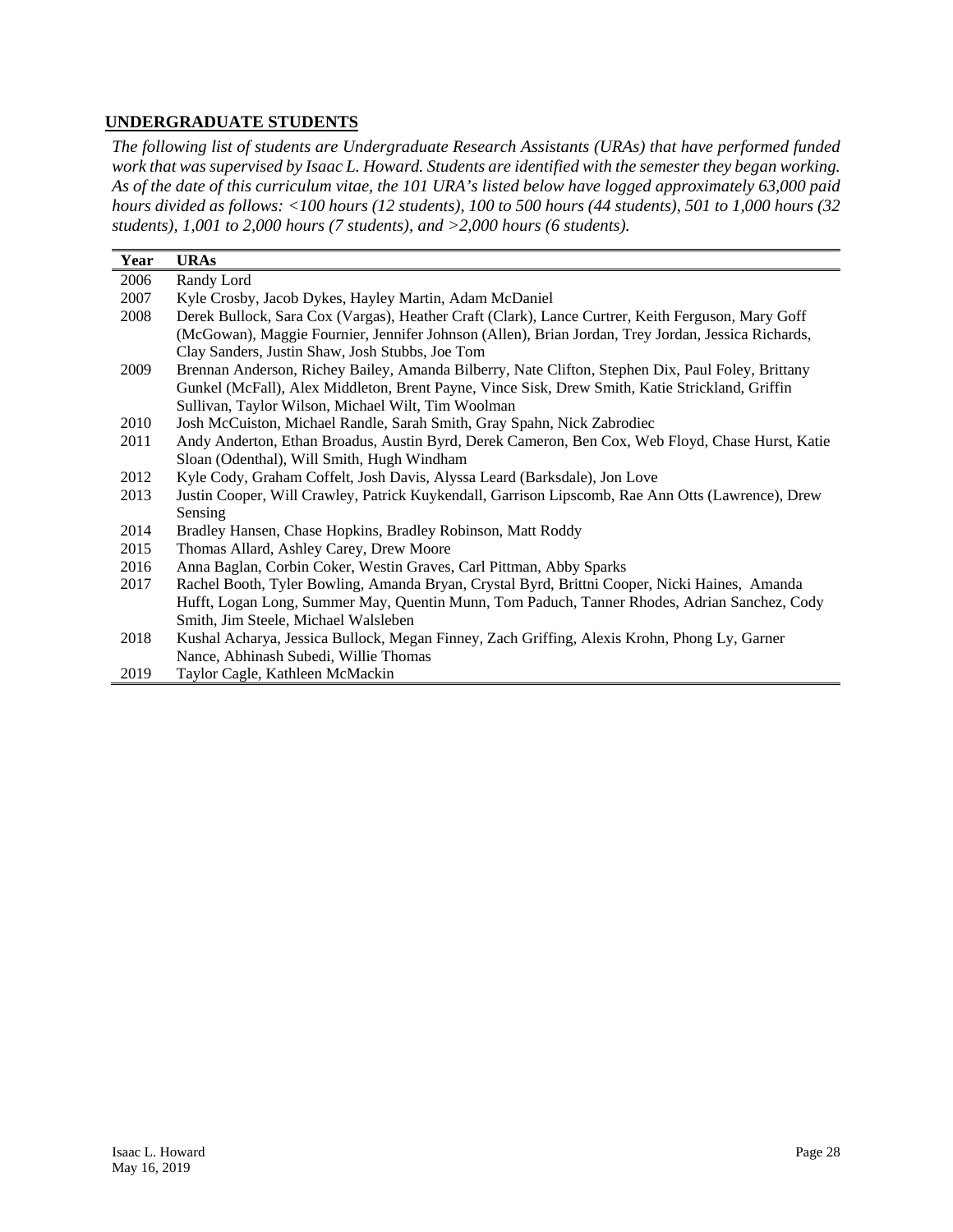## UNDERGRADUATE STUDENTS

*The following list of students are Undergraduate Research Assistants (URAs) that have performed funded work that was supervised by Isaac L. Howard. Students are identified with the semester they began working. As of the date of this curriculum vitae, the 101 URA's listed below have logged approximately 63,000 paid hours divided as follows: <100 hours (12 students), 100 to 500 hours (44 students), 501 to 1,000 hours (32 students), 1,001 to 2,000 hours (7 students), and >2,000 hours (6 students).*

| Year | URAs |
|---|---|
| 2006 | Randy Lord |
| 2007 | Kyle Crosby, Jacob Dykes, Hayley Martin, Adam McDaniel |
| 2008 | Derek Bullock, Sara Cox (Vargas), Heather Craft (Clark), Lance Curtrer, Keith Ferguson, Mary Goff (McGowan), Maggie Fournier, Jennifer Johnson (Allen), Brian Jordan, Trey Jordan, Jessica Richards, Clay Sanders, Justin Shaw, Josh Stubbs, Joe Tom |
| 2009 | Brennan Anderson, Richey Bailey, Amanda Bilberry, Nate Clifton, Stephen Dix, Paul Foley, Brittany Gunkel (McFall), Alex Middleton, Brent Payne, Vince Sisk, Drew Smith, Katie Strickland, Griffin Sullivan, Taylor Wilson, Michael Wilt, Tim Woolman |
| 2010 | Josh McCuiston, Michael Randle, Sarah Smith, Gray Spahn, Nick Zabrodiec |
| 2011 | Andy Anderton, Ethan Broadus, Austin Byrd, Derek Cameron, Ben Cox, Web Floyd, Chase Hurst, Katie Sloan (Odenthal), Will Smith, Hugh Windham |
| 2012 | Kyle Cody, Graham Coffelt, Josh Davis, Alyssa Leard (Barksdale), Jon Love |
| 2013 | Justin Cooper, Will Crawley, Patrick Kuykendall, Garrison Lipscomb, Rae Ann Otts (Lawrence), Drew Sensing |
| 2014 | Bradley Hansen, Chase Hopkins, Bradley Robinson, Matt Roddy |
| 2015 | Thomas Allard, Ashley Carey, Drew Moore |
| 2016 | Anna Baglan, Corbin Coker, Westin Graves, Carl Pittman, Abby Sparks |
| 2017 | Rachel Booth, Tyler Bowling, Amanda Bryan, Crystal Byrd, Brittni Cooper, Nicki Haines, Amanda Hufft, Logan Long, Summer May, Quentin Munn, Tom Paduch, Tanner Rhodes, Adrian Sanchez, Cody Smith, Jim Steele, Michael Walsleben |
| 2018 | Kushal Acharya, Jessica Bullock, Megan Finney, Zach Griffing, Alexis Krohn, Phong Ly, Garner Nance, Abhinash Subedi, Willie Thomas |
| 2019 | Taylor Cagle, Kathleen McMackin |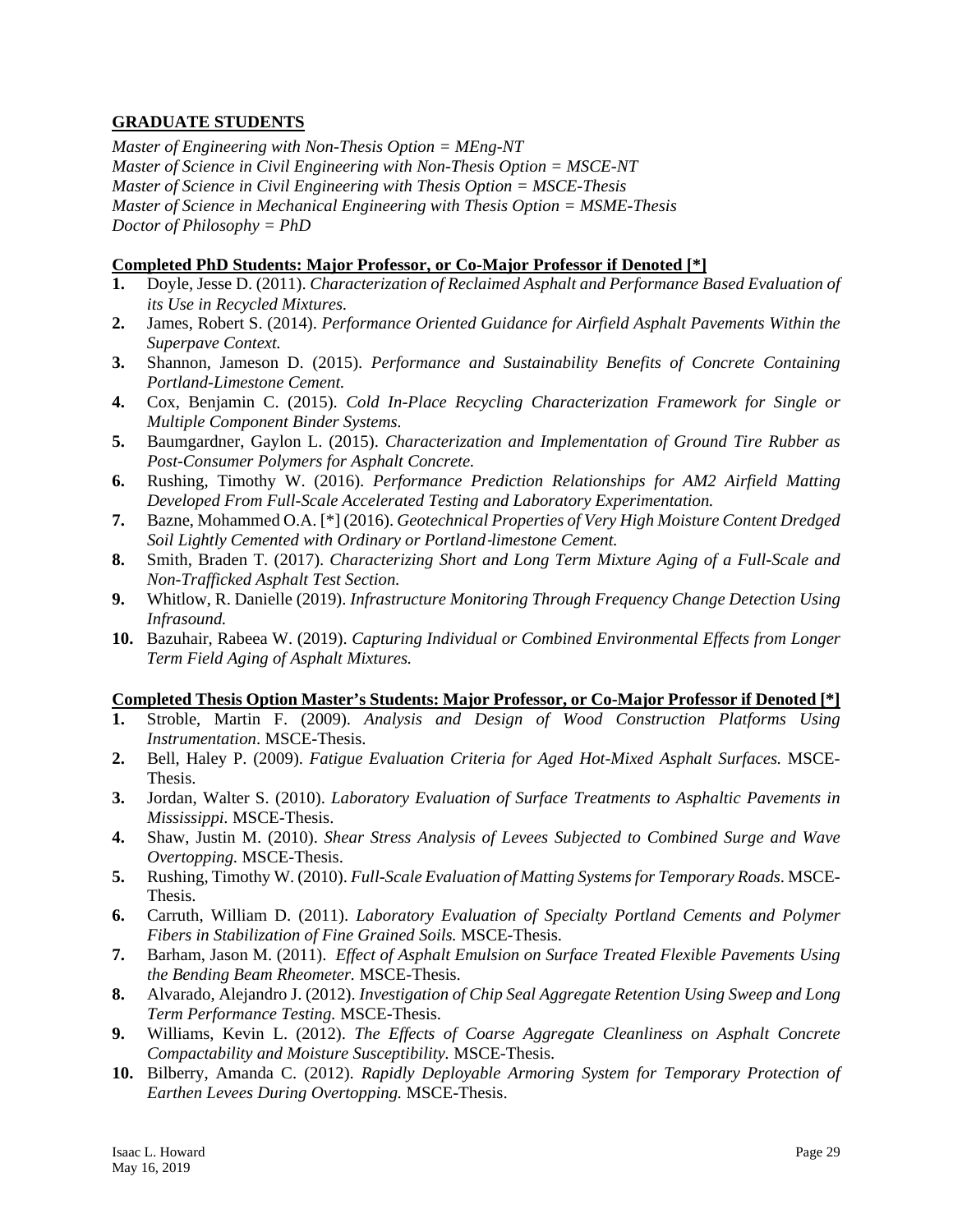## GRADUATE STUDENTS

*Master of Engineering with Non-Thesis Option = MEng-NT*
*Master of Science in Civil Engineering with Non-Thesis Option = MSCE-NT*
*Master of Science in Civil Engineering with Thesis Option = MSCE-Thesis*
*Master of Science in Mechanical Engineering with Thesis Option = MSME-Thesis*
*Doctor of Philosophy = PhD*

**Completed PhD Students: Major Professor, or Co-Major Professor if Denoted [*]**

1. Doyle, Jesse D. (2011). *Characterization of Reclaimed Asphalt and Performance Based Evaluation of its Use in Recycled Mixtures.*
2. James, Robert S. (2014). *Performance Oriented Guidance for Airfield Asphalt Pavements Within the Superpave Context.*
3. Shannon, Jameson D. (2015). *Performance and Sustainability Benefits of Concrete Containing Portland-Limestone Cement.*
4. Cox, Benjamin C. (2015). *Cold In-Place Recycling Characterization Framework for Single or Multiple Component Binder Systems.*
5. Baumgardner, Gaylon L. (2015). *Characterization and Implementation of Ground Tire Rubber as Post-Consumer Polymers for Asphalt Concrete.*
6. Rushing, Timothy W. (2016). *Performance Prediction Relationships for AM2 Airfield Matting Developed From Full-Scale Accelerated Testing and Laboratory Experimentation.*
7. Bazne, Mohammed O.A. [*] (2016). *Geotechnical Properties of Very High Moisture Content Dredged Soil Lightly Cemented with Ordinary or Portland-limestone Cement.*
8. Smith, Braden T. (2017). *Characterizing Short and Long Term Mixture Aging of a Full-Scale and Non-Trafficked Asphalt Test Section.*
9. Whitlow, R. Danielle (2019). *Infrastructure Monitoring Through Frequency Change Detection Using Infrasound.*
10. Bazuhair, Rabeea W. (2019). *Capturing Individual or Combined Environmental Effects from Longer Term Field Aging of Asphalt Mixtures.*

**Completed Thesis Option Master's Students: Major Professor, or Co-Major Professor if Denoted [*]**

1. Stroble, Martin F. (2009). *Analysis and Design of Wood Construction Platforms Using Instrumentation*. MSCE-Thesis.
2. Bell, Haley P. (2009). *Fatigue Evaluation Criteria for Aged Hot-Mixed Asphalt Surfaces.* MSCE-Thesis.
3. Jordan, Walter S. (2010). *Laboratory Evaluation of Surface Treatments to Asphaltic Pavements in Mississippi.* MSCE-Thesis.
4. Shaw, Justin M. (2010). *Shear Stress Analysis of Levees Subjected to Combined Surge and Wave Overtopping.* MSCE-Thesis.
5. Rushing, Timothy W. (2010). *Full-Scale Evaluation of Matting Systems for Temporary Roads*. MSCE-Thesis.
6. Carruth, William D. (2011). *Laboratory Evaluation of Specialty Portland Cements and Polymer Fibers in Stabilization of Fine Grained Soils.* MSCE-Thesis.
7. Barham, Jason M. (2011). *Effect of Asphalt Emulsion on Surface Treated Flexible Pavements Using the Bending Beam Rheometer.* MSCE-Thesis.
8. Alvarado, Alejandro J. (2012). *Investigation of Chip Seal Aggregate Retention Using Sweep and Long Term Performance Testing.* MSCE-Thesis.
9. Williams, Kevin L. (2012). *The Effects of Coarse Aggregate Cleanliness on Asphalt Concrete Compactability and Moisture Susceptibility.* MSCE-Thesis.
10. Bilberry, Amanda C. (2012). *Rapidly Deployable Armoring System for Temporary Protection of Earthen Levees During Overtopping.* MSCE-Thesis.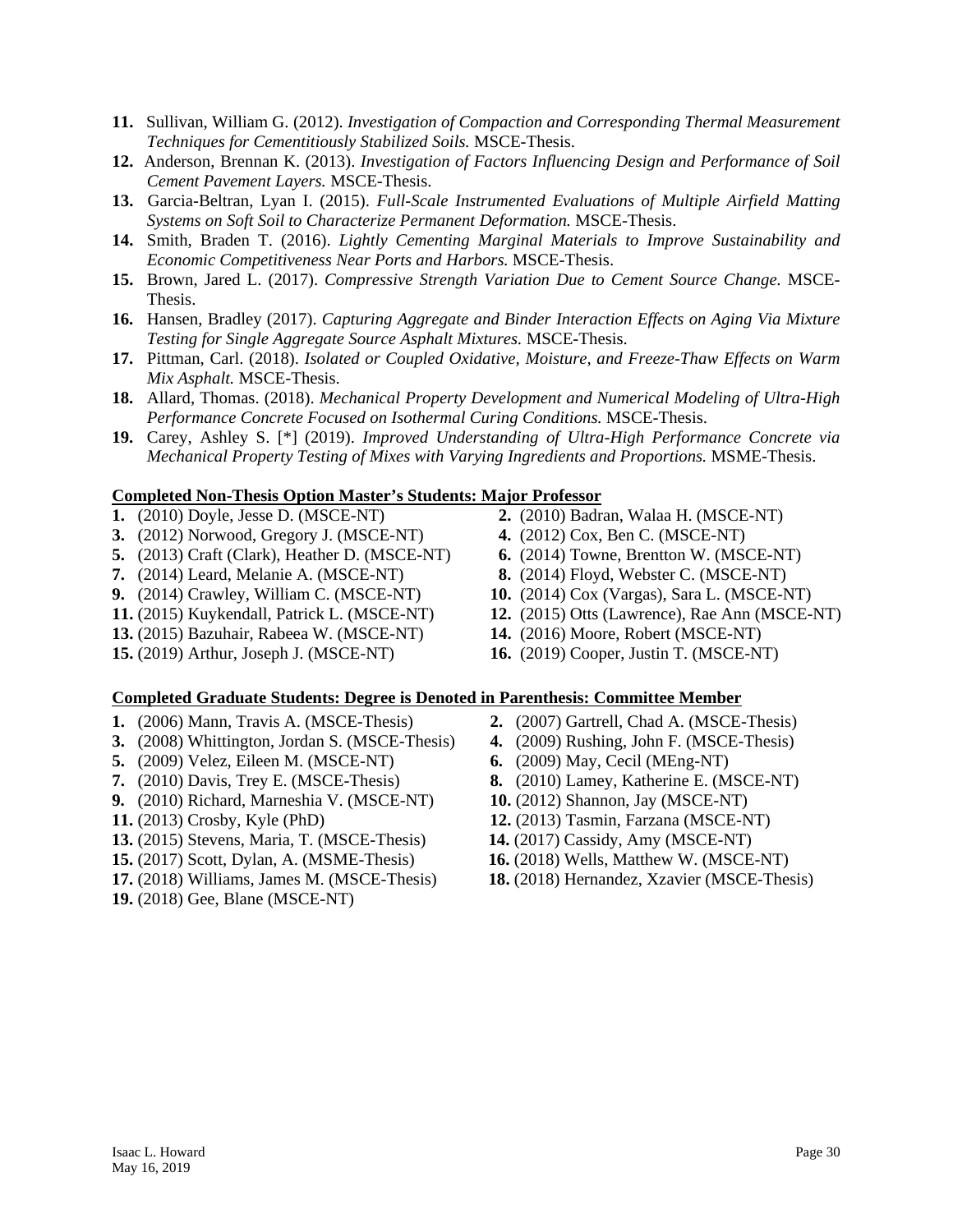11. Sullivan, William G. (2012). *Investigation of Compaction and Corresponding Thermal Measurement Techniques for Cementitiously Stabilized Soils.* MSCE-Thesis.
12. Anderson, Brennan K. (2013). *Investigation of Factors Influencing Design and Performance of Soil Cement Pavement Layers.* MSCE-Thesis.
13. Garcia-Beltran, Lyan I. (2015). *Full-Scale Instrumented Evaluations of Multiple Airfield Matting Systems on Soft Soil to Characterize Permanent Deformation.* MSCE-Thesis.
14. Smith, Braden T. (2016). *Lightly Cementing Marginal Materials to Improve Sustainability and Economic Competitiveness Near Ports and Harbors.* MSCE-Thesis.
15. Brown, Jared L. (2017). *Compressive Strength Variation Due to Cement Source Change.* MSCE-Thesis.
16. Hansen, Bradley (2017). *Capturing Aggregate and Binder Interaction Effects on Aging Via Mixture Testing for Single Aggregate Source Asphalt Mixtures.* MSCE-Thesis.
17. Pittman, Carl. (2018). *Isolated or Coupled Oxidative, Moisture, and Freeze-Thaw Effects on Warm Mix Asphalt.* MSCE-Thesis.
18. Allard, Thomas. (2018). *Mechanical Property Development and Numerical Modeling of Ultra-High Performance Concrete Focused on Isothermal Curing Conditions.* MSCE-Thesis.
19. Carey, Ashley S. [*] (2019). *Improved Understanding of Ultra-High Performance Concrete via Mechanical Property Testing of Mixes with Varying Ingredients and Proportions.* MSME-Thesis.

**<u>Completed Non-Thesis Option Master's Students: Major Professor</u>**

1. (2010) Doyle, Jesse D. (MSCE-NT)
2. (2010) Badran, Walaa H. (MSCE-NT)
3. (2012) Norwood, Gregory J. (MSCE-NT)
4. (2012) Cox, Ben C. (MSCE-NT)
5. (2013) Craft (Clark), Heather D. (MSCE-NT)
6. (2014) Towne, Brentton W. (MSCE-NT)
7. (2014) Leard, Melanie A. (MSCE-NT)
8. (2014) Floyd, Webster C. (MSCE-NT)
9. (2014) Crawley, William C. (MSCE-NT)
10. (2014) Cox (Vargas), Sara L. (MSCE-NT)
11. (2015) Kuykendall, Patrick L. (MSCE-NT)
12. (2015) Otts (Lawrence), Rae Ann (MSCE-NT)
13. (2015) Bazuhair, Rabeea W. (MSCE-NT)
14. (2016) Moore, Robert (MSCE-NT)
15. (2019) Arthur, Joseph J. (MSCE-NT)
16. (2019) Cooper, Justin T. (MSCE-NT)

**<u>Completed Graduate Students: Degree is Denoted in Parenthesis: Committee Member</u>**

1. (2006) Mann, Travis A. (MSCE-Thesis)
2. (2007) Gartrell, Chad A. (MSCE-Thesis)
3. (2008) Whittington, Jordan S. (MSCE-Thesis)
4. (2009) Rushing, John F. (MSCE-Thesis)
5. (2009) Velez, Eileen M. (MSCE-NT)
6. (2009) May, Cecil (MEng-NT)
7. (2010) Davis, Trey E. (MSCE-Thesis)
8. (2010) Lamey, Katherine E. (MSCE-NT)
9. (2010) Richard, Marneshia V. (MSCE-NT)
10. (2012) Shannon, Jay (MSCE-NT)
11. (2013) Crosby, Kyle (PhD)
12. (2013) Tasmin, Farzana (MSCE-NT)
13. (2015) Stevens, Maria, T. (MSCE-Thesis)
14. (2017) Cassidy, Amy (MSCE-NT)
15. (2017) Scott, Dylan, A. (MSME-Thesis)
16. (2018) Wells, Matthew W. (MSCE-NT)
17. (2018) Williams, James M. (MSCE-Thesis)
18. (2018) Hernandez, Xzavier (MSCE-Thesis)
19. (2018) Gee, Blane (MSCE-NT)